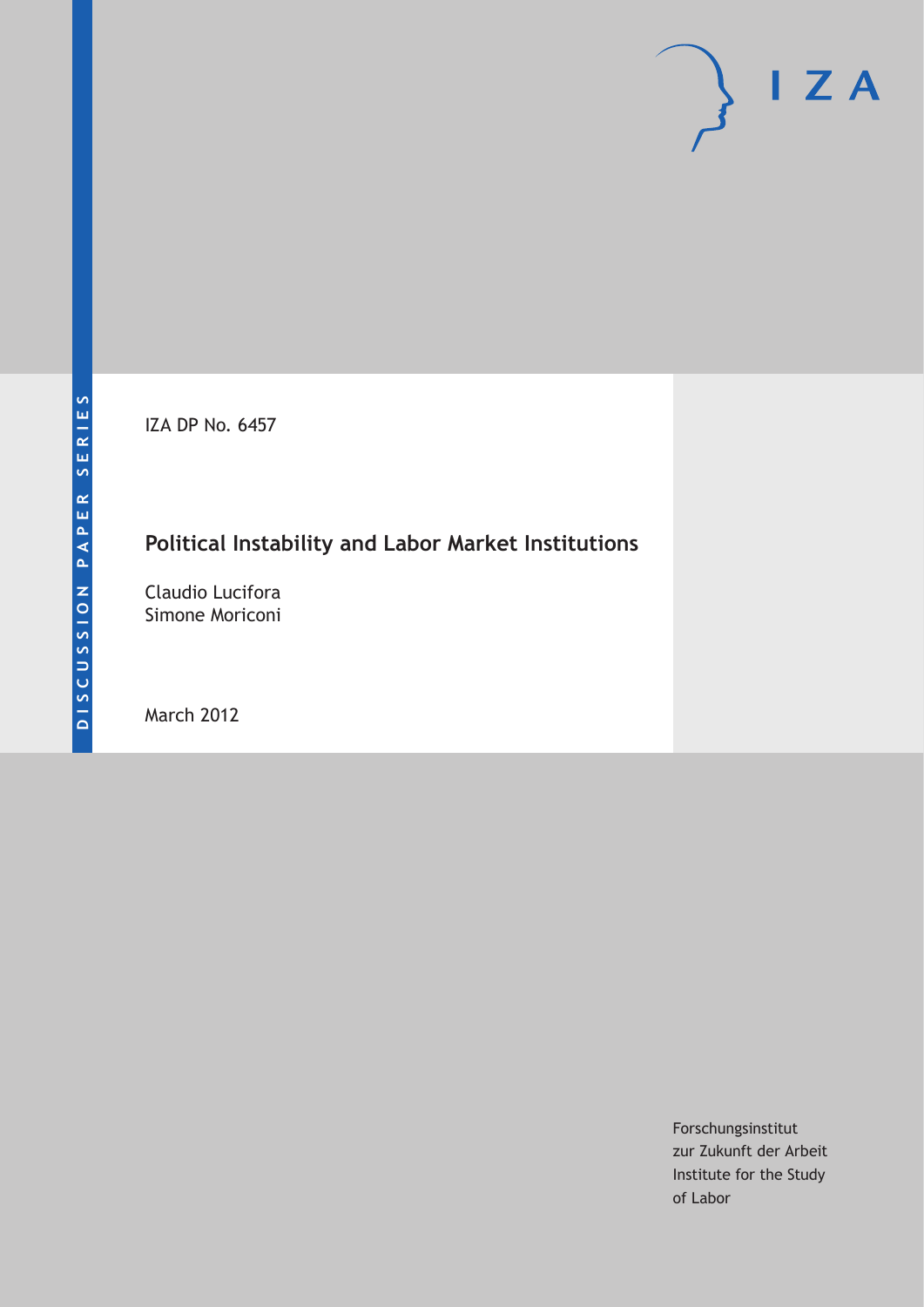DISCUSSION PAPER SERIES

IZA

IZA DP No. 6457

# Political Instability and Labor Market Institutions

Claudio Lucifora
Simone Moriconi

March 2012

Forschungsinstitut
zur Zukunft der Arbeit
Institute for the Study
of Labor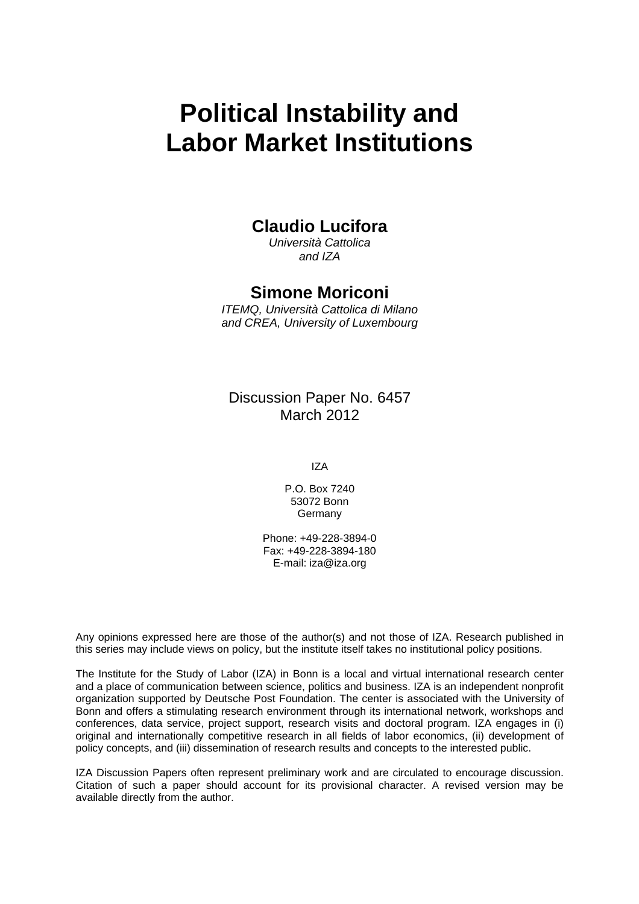# Political Instability and Labor Market Institutions

## Claudio Lucifora

*Università Cattolica*
*and IZA*

## Simone Moriconi

*ITEMQ, Università Cattolica di Milano*
*and CREA, University of Luxembourg*

Discussion Paper No. 6457
March 2012

IZA

P.O. Box 7240
53072 Bonn
Germany

Phone: +49-228-3894-0
Fax: +49-228-3894-180
E-mail: iza@iza.org

Any opinions expressed here are those of the author(s) and not those of IZA. Research published in this series may include views on policy, but the institute itself takes no institutional policy positions.

The Institute for the Study of Labor (IZA) in Bonn is a local and virtual international research center and a place of communication between science, politics and business. IZA is an independent nonprofit organization supported by Deutsche Post Foundation. The center is associated with the University of Bonn and offers a stimulating research environment through its international network, workshops and conferences, data service, project support, research visits and doctoral program. IZA engages in (i) original and internationally competitive research in all fields of labor economics, (ii) development of policy concepts, and (iii) dissemination of research results and concepts to the interested public.

IZA Discussion Papers often represent preliminary work and are circulated to encourage discussion. Citation of such a paper should account for its provisional character. A revised version may be available directly from the author.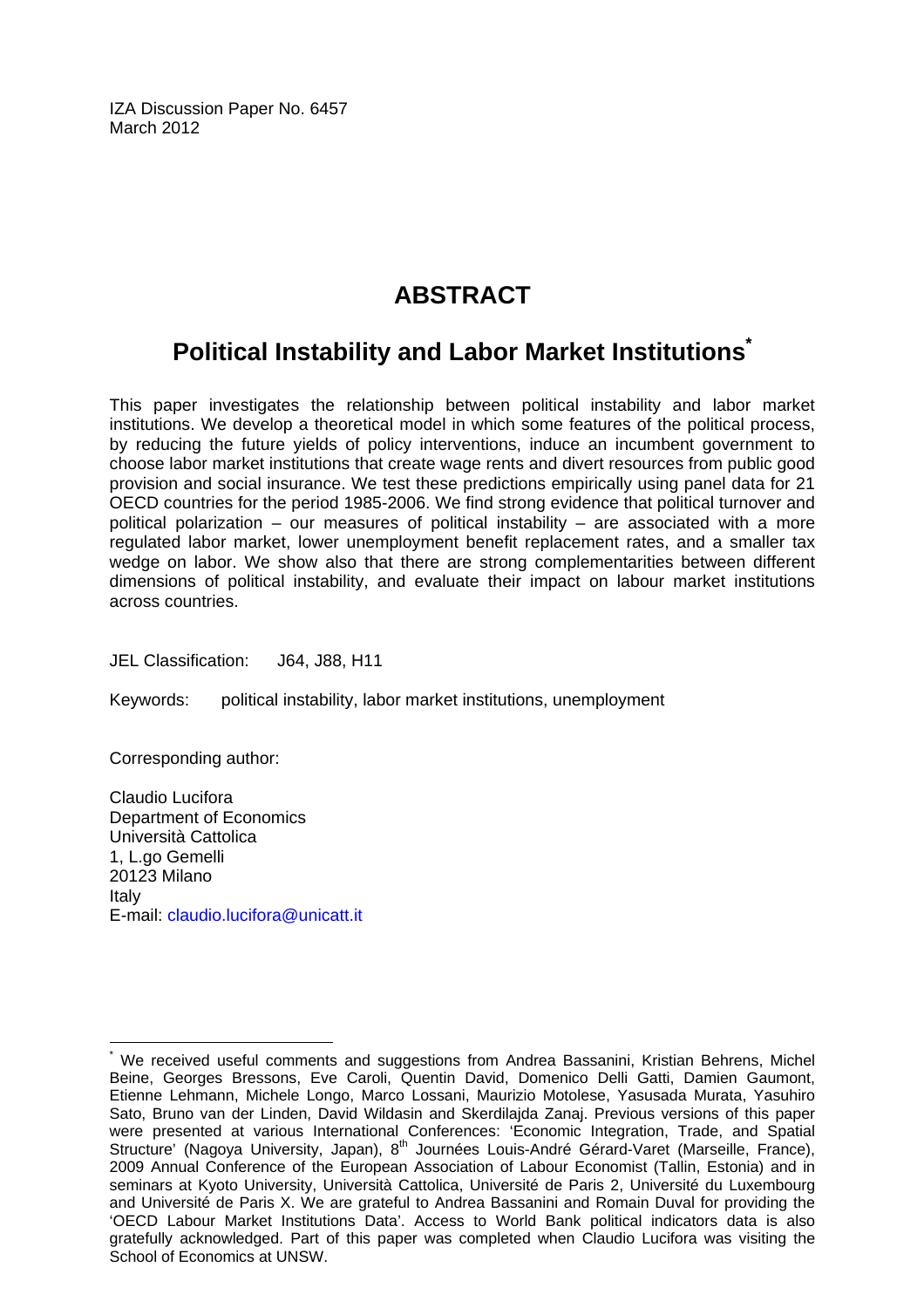IZA Discussion Paper No. 6457
March 2012

# ABSTRACT

## Political Instability and Labor Market Institutions*

This paper investigates the relationship between political instability and labor market institutions. We develop a theoretical model in which some features of the political process, by reducing the future yields of policy interventions, induce an incumbent government to choose labor market institutions that create wage rents and divert resources from public good provision and social insurance. We test these predictions empirically using panel data for 21 OECD countries for the period 1985-2006. We find strong evidence that political turnover and political polarization – our measures of political instability – are associated with a more regulated labor market, lower unemployment benefit replacement rates, and a smaller tax wedge on labor. We show also that there are strong complementarities between different dimensions of political instability, and evaluate their impact on labour market institutions across countries.

JEL Classification: J64, J88, H11

Keywords: political instability, labor market institutions, unemployment

Corresponding author:

Claudio Lucifora
Department of Economics
Università Cattolica
1, L.go Gemelli
20123 Milano
Italy
E-mail: claudio.lucifora@unicatt.it

---

* We received useful comments and suggestions from Andrea Bassanini, Kristian Behrens, Michel Beine, Georges Bressons, Eve Caroli, Quentin David, Domenico Delli Gatti, Damien Gaumont, Etienne Lehmann, Michele Longo, Marco Lossani, Maurizio Motolese, Yasusada Murata, Yasuhiro Sato, Bruno van der Linden, David Wildasin and Skerdilajda Zanaj. Previous versions of this paper were presented at various International Conferences: 'Economic Integration, Trade, and Spatial Structure' (Nagoya University, Japan), 8[th] Journées Louis-André Gérard-Varet (Marseille, France), 2009 Annual Conference of the European Association of Labour Economist (Tallin, Estonia) and in seminars at Kyoto University, Università Cattolica, Université de Paris 2, Université du Luxembourg and Université de Paris X. We are grateful to Andrea Bassanini and Romain Duval for providing the 'OECD Labour Market Institutions Data'. Access to World Bank political indicators data is also gratefully acknowledged. Part of this paper was completed when Claudio Lucifora was visiting the School of Economics at UNSW.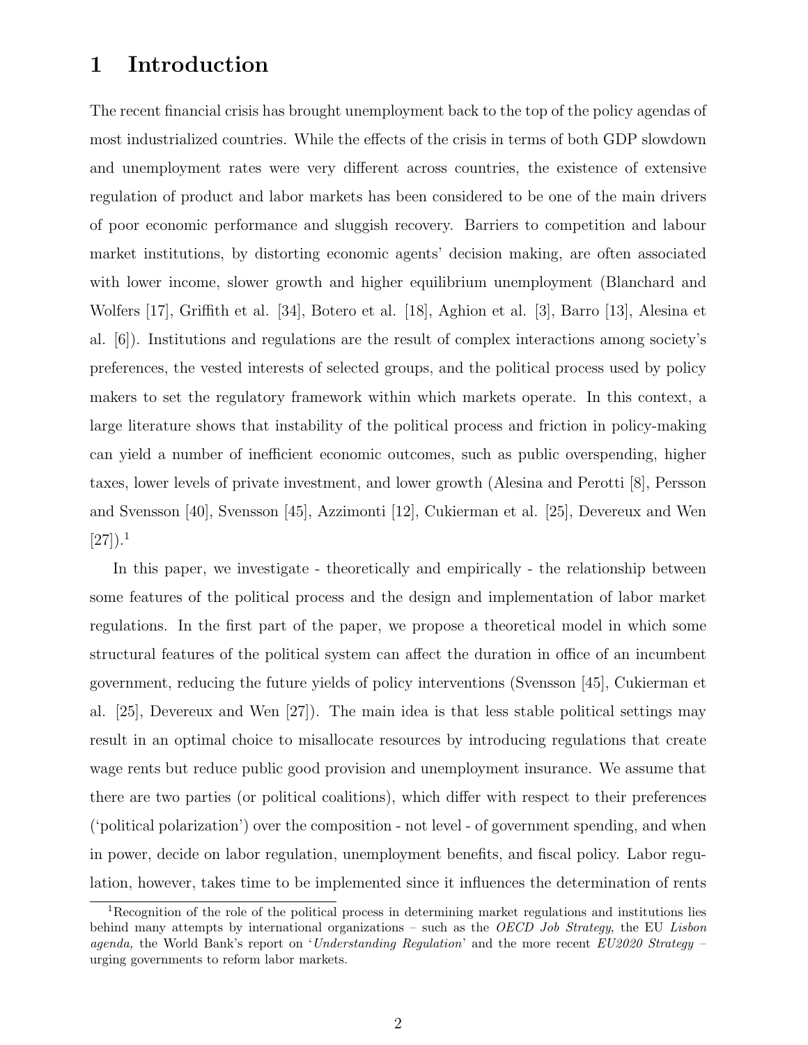# 1 Introduction

The recent financial crisis has brought unemployment back to the top of the policy agendas of most industrialized countries. While the effects of the crisis in terms of both GDP slowdown and unemployment rates were very different across countries, the existence of extensive regulation of product and labor markets has been considered to be one of the main drivers of poor economic performance and sluggish recovery. Barriers to competition and labour market institutions, by distorting economic agents' decision making, are often associated with lower income, slower growth and higher equilibrium unemployment (Blanchard and Wolfers [17], Griffith et al. [34], Botero et al. [18], Aghion et al. [3], Barro [13], Alesina et al. [6]). Institutions and regulations are the result of complex interactions among society's preferences, the vested interests of selected groups, and the political process used by policy makers to set the regulatory framework within which markets operate. In this context, a large literature shows that instability of the political process and friction in policy-making can yield a number of inefficient economic outcomes, such as public overspending, higher taxes, lower levels of private investment, and lower growth (Alesina and Perotti [8], Persson and Svensson [40], Svensson [45], Azzimonti [12], Cukierman et al. [25], Devereux and Wen [27]).[1]

In this paper, we investigate - theoretically and empirically - the relationship between some features of the political process and the design and implementation of labor market regulations. In the first part of the paper, we propose a theoretical model in which some structural features of the political system can affect the duration in office of an incumbent government, reducing the future yields of policy interventions (Svensson [45], Cukierman et al. [25], Devereux and Wen [27]). The main idea is that less stable political settings may result in an optimal choice to misallocate resources by introducing regulations that create wage rents but reduce public good provision and unemployment insurance. We assume that there are two parties (or political coalitions), which differ with respect to their preferences ('political polarization') over the composition - not level - of government spending, and when in power, decide on labor regulation, unemployment benefits, and fiscal policy. Labor regulation, however, takes time to be implemented since it influences the determination of rents

[1] Recognition of the role of the political process in determining market regulations and institutions lies behind many attempts by international organizations – such as the *OECD Job Strategy*, the EU *Lisbon agenda,* the World Bank's report on '*Understanding Regulation*' and the more recent *EU2020 Strategy* – urging governments to reform labor markets.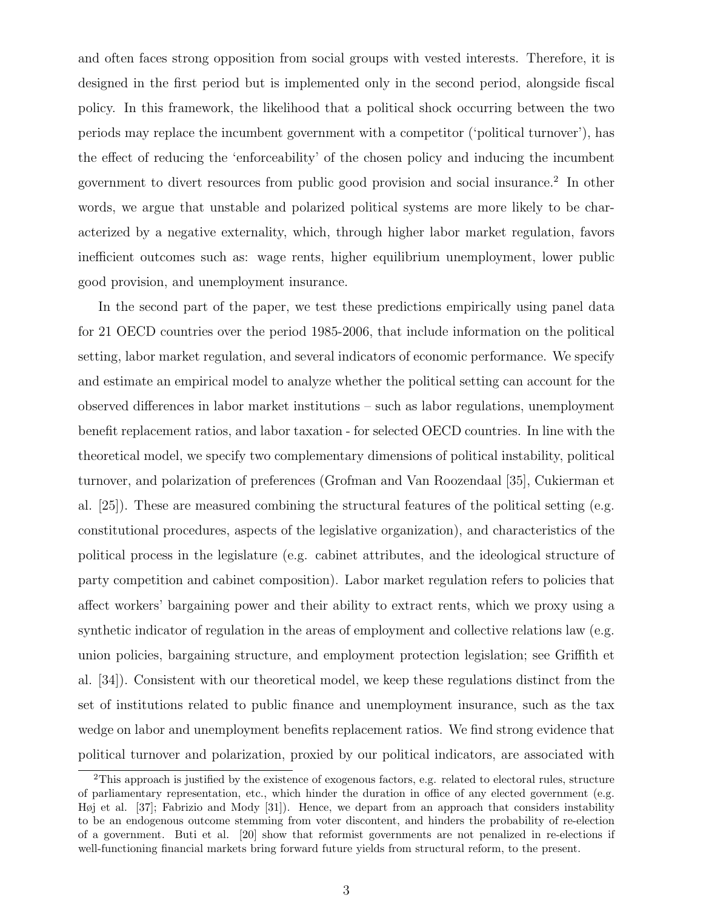and often faces strong opposition from social groups with vested interests. Therefore, it is designed in the first period but is implemented only in the second period, alongside fiscal policy. In this framework, the likelihood that a political shock occurring between the two periods may replace the incumbent government with a competitor ('political turnover'), has the effect of reducing the 'enforceability' of the chosen policy and inducing the incumbent government to divert resources from public good provision and social insurance.[2] In other words, we argue that unstable and polarized political systems are more likely to be characterized by a negative externality, which, through higher labor market regulation, favors inefficient outcomes such as: wage rents, higher equilibrium unemployment, lower public good provision, and unemployment insurance.

In the second part of the paper, we test these predictions empirically using panel data for 21 OECD countries over the period 1985-2006, that include information on the political setting, labor market regulation, and several indicators of economic performance. We specify and estimate an empirical model to analyze whether the political setting can account for the observed differences in labor market institutions – such as labor regulations, unemployment benefit replacement ratios, and labor taxation - for selected OECD countries. In line with the theoretical model, we specify two complementary dimensions of political instability, political turnover, and polarization of preferences (Grofman and Van Roozendaal [35], Cukierman et al. [25]). These are measured combining the structural features of the political setting (e.g. constitutional procedures, aspects of the legislative organization), and characteristics of the political process in the legislature (e.g. cabinet attributes, and the ideological structure of party competition and cabinet composition). Labor market regulation refers to policies that affect workers' bargaining power and their ability to extract rents, which we proxy using a synthetic indicator of regulation in the areas of employment and collective relations law (e.g. union policies, bargaining structure, and employment protection legislation; see Griffith et al. [34]). Consistent with our theoretical model, we keep these regulations distinct from the set of institutions related to public finance and unemployment insurance, such as the tax wedge on labor and unemployment benefits replacement ratios. We find strong evidence that political turnover and polarization, proxied by our political indicators, are associated with

[2] This approach is justified by the existence of exogenous factors, e.g. related to electoral rules, structure of parliamentary representation, etc., which hinder the duration in office of any elected government (e.g. Høj et al. [37]; Fabrizio and Mody [31]). Hence, we depart from an approach that considers instability to be an endogenous outcome stemming from voter discontent, and hinders the probability of re-election of a government. Buti et al. [20] show that reformist governments are not penalized in re-elections if well-functioning financial markets bring forward future yields from structural reform, to the present.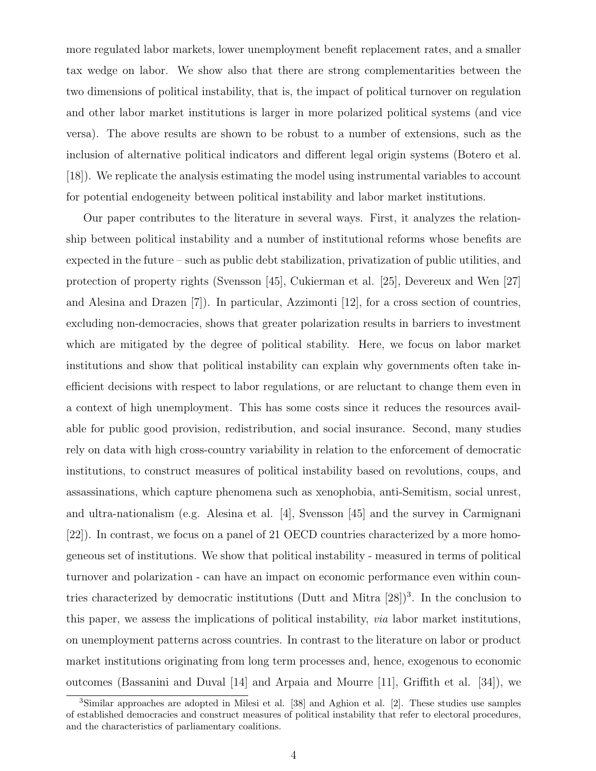more regulated labor markets, lower unemployment benefit replacement rates, and a smaller tax wedge on labor. We show also that there are strong complementarities between the two dimensions of political instability, that is, the impact of political turnover on regulation and other labor market institutions is larger in more polarized political systems (and vice versa). The above results are shown to be robust to a number of extensions, such as the inclusion of alternative political indicators and different legal origin systems (Botero et al. [18]). We replicate the analysis estimating the model using instrumental variables to account for potential endogeneity between political instability and labor market institutions.

Our paper contributes to the literature in several ways. First, it analyzes the relationship between political instability and a number of institutional reforms whose benefits are expected in the future – such as public debt stabilization, privatization of public utilities, and protection of property rights (Svensson [45], Cukierman et al. [25], Devereux and Wen [27] and Alesina and Drazen [7]). In particular, Azzimonti [12], for a cross section of countries, excluding non-democracies, shows that greater polarization results in barriers to investment which are mitigated by the degree of political stability. Here, we focus on labor market institutions and show that political instability can explain why governments often take inefficient decisions with respect to labor regulations, or are reluctant to change them even in a context of high unemployment. This has some costs since it reduces the resources available for public good provision, redistribution, and social insurance. Second, many studies rely on data with high cross-country variability in relation to the enforcement of democratic institutions, to construct measures of political instability based on revolutions, coups, and assassinations, which capture phenomena such as xenophobia, anti-Semitism, social unrest, and ultra-nationalism (e.g. Alesina et al. [4], Svensson [45] and the survey in Carmignani [22]). In contrast, we focus on a panel of 21 OECD countries characterized by a more homogeneous set of institutions. We show that political instability - measured in terms of political turnover and polarization - can have an impact on economic performance even within countries characterized by democratic institutions (Dutt and Mitra [28])[3]. In the conclusion to this paper, we assess the implications of political instability, *via* labor market institutions, on unemployment patterns across countries. In contrast to the literature on labor or product market institutions originating from long term processes and, hence, exogenous to economic outcomes (Bassanini and Duval [14] and Arpaia and Mourre [11], Griffith et al. [34]), we

[3]Similar approaches are adopted in Milesi et al. [38] and Aghion et al. [2]. These studies use samples of established democracies and construct measures of political instability that refer to electoral procedures, and the characteristics of parliamentary coalitions.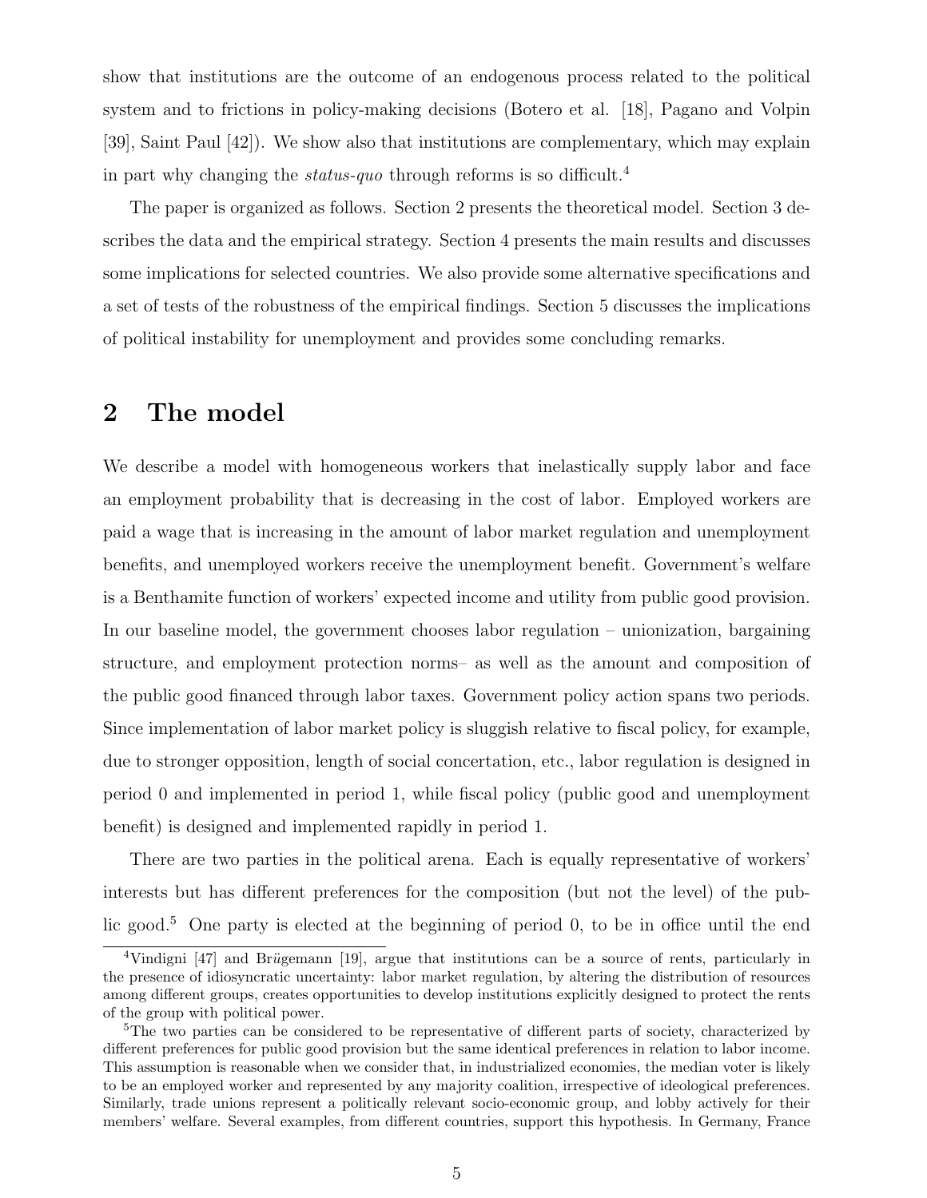show that institutions are the outcome of an endogenous process related to the political system and to frictions in policy-making decisions (Botero et al. [18], Pagano and Volpin [39], Saint Paul [42]). We show also that institutions are complementary, which may explain in part why changing the *status-quo* through reforms is so difficult.[4]

The paper is organized as follows. Section 2 presents the theoretical model. Section 3 describes the data and the empirical strategy. Section 4 presents the main results and discusses some implications for selected countries. We also provide some alternative specifications and a set of tests of the robustness of the empirical findings. Section 5 discusses the implications of political instability for unemployment and provides some concluding remarks.

## 2 The model

We describe a model with homogeneous workers that inelastically supply labor and face an employment probability that is decreasing in the cost of labor. Employed workers are paid a wage that is increasing in the amount of labor market regulation and unemployment benefits, and unemployed workers receive the unemployment benefit. Government's welfare is a Benthamite function of workers' expected income and utility from public good provision. In our baseline model, the government chooses labor regulation – unionization, bargaining structure, and employment protection norms– as well as the amount and composition of the public good financed through labor taxes. Government policy action spans two periods. Since implementation of labor market policy is sluggish relative to fiscal policy, for example, due to stronger opposition, length of social concertation, etc., labor regulation is designed in period 0 and implemented in period 1, while fiscal policy (public good and unemployment benefit) is designed and implemented rapidly in period 1.

There are two parties in the political arena. Each is equally representative of workers' interests but has different preferences for the composition (but not the level) of the public good.[5] One party is elected at the beginning of period 0, to be in office until the end

[4] Vindigni [47] and Brügemann [19], argue that institutions can be a source of rents, particularly in the presence of idiosyncratic uncertainty: labor market regulation, by altering the distribution of resources among different groups, creates opportunities to develop institutions explicitly designed to protect the rents of the group with political power.

[5] The two parties can be considered to be representative of different parts of society, characterized by different preferences for public good provision but the same identical preferences in relation to labor income. This assumption is reasonable when we consider that, in industrialized economies, the median voter is likely to be an employed worker and represented by any majority coalition, irrespective of ideological preferences. Similarly, trade unions represent a politically relevant socio-economic group, and lobby actively for their members' welfare. Several examples, from different countries, support this hypothesis. In Germany, France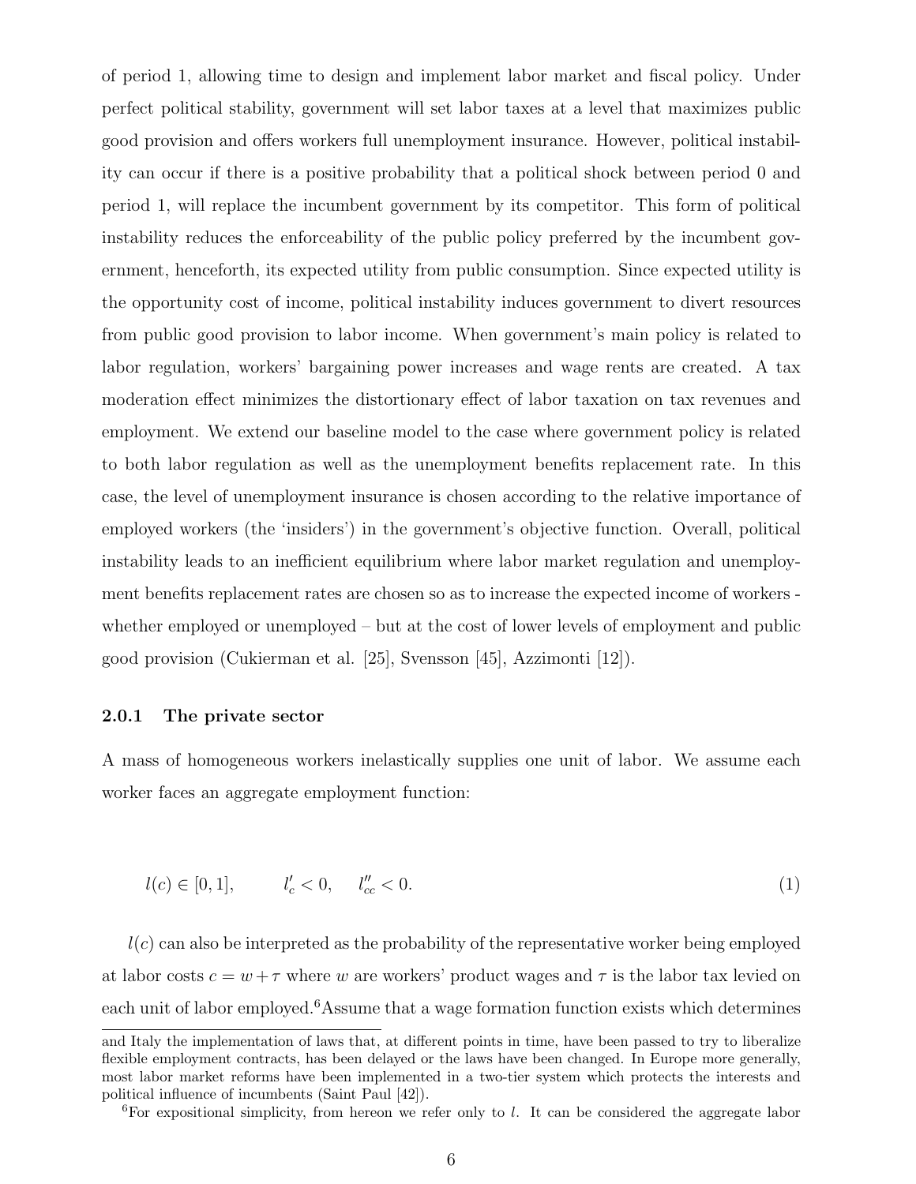of period 1, allowing time to design and implement labor market and fiscal policy. Under perfect political stability, government will set labor taxes at a level that maximizes public good provision and offers workers full unemployment insurance. However, political instability can occur if there is a positive probability that a political shock between period 0 and period 1, will replace the incumbent government by its competitor. This form of political instability reduces the enforceability of the public policy preferred by the incumbent government, henceforth, its expected utility from public consumption. Since expected utility is the opportunity cost of income, political instability induces government to divert resources from public good provision to labor income. When government's main policy is related to labor regulation, workers' bargaining power increases and wage rents are created. A tax moderation effect minimizes the distortionary effect of labor taxation on tax revenues and employment. We extend our baseline model to the case where government policy is related to both labor regulation as well as the unemployment benefits replacement rate. In this case, the level of unemployment insurance is chosen according to the relative importance of employed workers (the 'insiders') in the government's objective function. Overall, political instability leads to an inefficient equilibrium where labor market regulation and unemployment benefits replacement rates are chosen so as to increase the expected income of workers - whether employed or unemployed – but at the cost of lower levels of employment and public good provision (Cukierman et al. [25], Svensson [45], Azzimonti [12]).

### 2.0.1 The private sector

A mass of homogeneous workers inelastically supplies one unit of labor. We assume each worker faces an aggregate employment function:

$$l(c) \in [0,1], \qquad l'_c < 0, \quad l''_{cc} < 0. \tag{1}$$

$l(c)$ can also be interpreted as the probability of the representative worker being employed at labor costs $c = w + \tau$ where $w$ are workers' product wages and $\tau$ is the labor tax levied on each unit of labor employed.[6] Assume that a wage formation function exists which determines

and Italy the implementation of laws that, at different points in time, have been passed to try to liberalize flexible employment contracts, has been delayed or the laws have been changed. In Europe more generally, most labor market reforms have been implemented in a two-tier system which protects the interests and political influence of incumbents (Saint Paul [42]).

[6] For expositional simplicity, from hereon we refer only to $l$. It can be considered the aggregate labor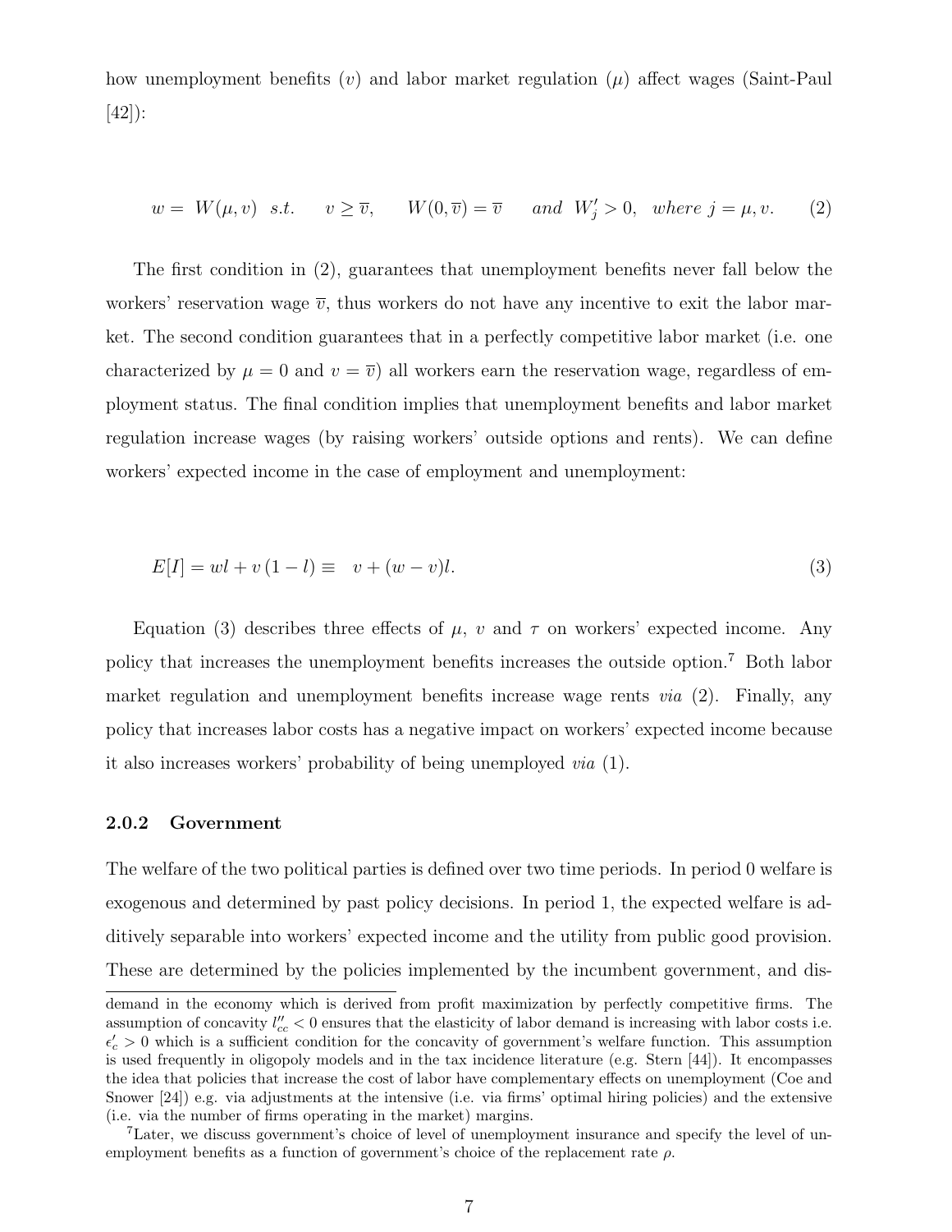how unemployment benefits ($v$) and labor market regulation ($\mu$) affect wages (Saint-Paul [42]):

$$w = W(\mu, v) \quad s.t. \quad v \geq \overline{v}, \qquad W(0, \overline{v}) = \overline{v} \quad and \;\; W_j' > 0, \;\; where \; j = \mu, v. \tag{2}$$

The first condition in (2), guarantees that unemployment benefits never fall below the workers' reservation wage $\overline{v}$, thus workers do not have any incentive to exit the labor market. The second condition guarantees that in a perfectly competitive labor market (i.e. one characterized by $\mu = 0$ and $v = \overline{v}$) all workers earn the reservation wage, regardless of employment status. The final condition implies that unemployment benefits and labor market regulation increase wages (by raising workers' outside options and rents). We can define workers' expected income in the case of employment and unemployment:

$$E[I] = wl + v\,(1 - l) \equiv \;\; v + (w - v)l. \tag{3}$$

Equation (3) describes three effects of $\mu$, $v$ and $\tau$ on workers' expected income. Any policy that increases the unemployment benefits increases the outside option.[7] Both labor market regulation and unemployment benefits increase wage rents *via* (2). Finally, any policy that increases labor costs has a negative impact on workers' expected income because it also increases workers' probability of being unemployed *via* (1).

### 2.0.2 Government

The welfare of the two political parties is defined over two time periods. In period 0 welfare is exogenous and determined by past policy decisions. In period 1, the expected welfare is additively separable into workers' expected income and the utility from public good provision. These are determined by the policies implemented by the incumbent government, and dis-

demand in the economy which is derived from profit maximization by perfectly competitive firms. The assumption of concavity $l''_{cc} < 0$ ensures that the elasticity of labor demand is increasing with labor costs i.e. $\epsilon'_c > 0$ which is a sufficient condition for the concavity of government's welfare function. This assumption is used frequently in oligopoly models and in the tax incidence literature (e.g. Stern [44]). It encompasses the idea that policies that increase the cost of labor have complementary effects on unemployment (Coe and Snower [24]) e.g. via adjustments at the intensive (i.e. via firms' optimal hiring policies) and the extensive (i.e. via the number of firms operating in the market) margins.

[7] Later, we discuss government's choice of level of unemployment insurance and specify the level of unemployment benefits as a function of government's choice of the replacement rate $\rho$.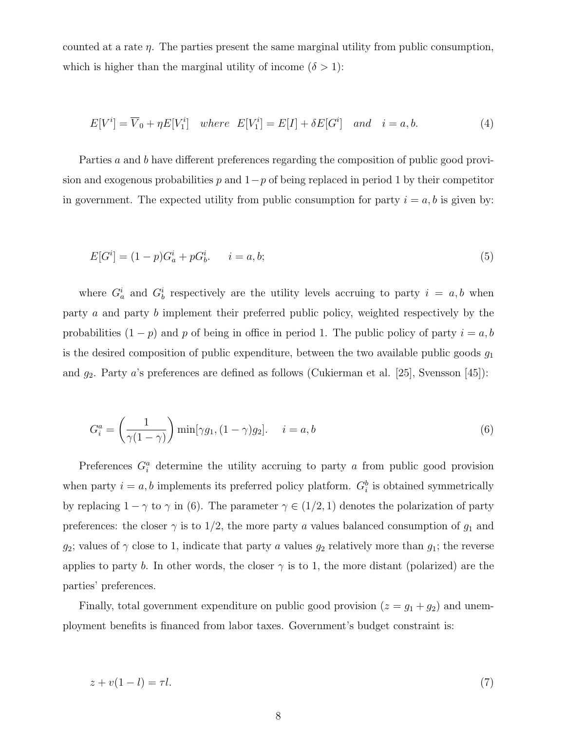counted at a rate $\eta$. The parties present the same marginal utility from public consumption, which is higher than the marginal utility of income ($\delta > 1$):

$$E[V^i] = \overline{V}_0 + \eta E[V_1^i] \quad where \quad E[V_1^i] = E[I] + \delta E[G^i] \quad and \quad i = a, b. \tag{4}$$

Parties $a$ and $b$ have different preferences regarding the composition of public good provision and exogenous probabilities $p$ and $1-p$ of being replaced in period 1 by their competitor in government. The expected utility from public consumption for party $i = a, b$ is given by:

$$E[G^i] = (1-p)G_a^i + pG_b^i. \qquad i = a, b; \tag{5}$$

where $G_a^i$ and $G_b^i$ respectively are the utility levels accruing to party $i = a, b$ when party $a$ and party $b$ implement their preferred public policy, weighted respectively by the probabilities $(1-p)$ and $p$ of being in office in period 1. The public policy of party $i = a, b$ is the desired composition of public expenditure, between the two available public goods $g_1$ and $g_2$. Party $a$'s preferences are defined as follows (Cukierman et al. [25], Svensson [45]):

$$G_i^a = \left(\frac{1}{\gamma(1-\gamma)}\right) \min[\gamma g_1, (1-\gamma)g_2]. \quad i = a, b \tag{6}$$

Preferences $G_i^a$ determine the utility accruing to party $a$ from public good provision when party $i = a, b$ implements its preferred policy platform. $G_i^b$ is obtained symmetrically by replacing $1-\gamma$ to $\gamma$ in (6). The parameter $\gamma \in (1/2, 1)$ denotes the polarization of party preferences: the closer $\gamma$ is to $1/2$, the more party $a$ values balanced consumption of $g_1$ and $g_2$; values of $\gamma$ close to 1, indicate that party $a$ values $g_2$ relatively more than $g_1$; the reverse applies to party $b$. In other words, the closer $\gamma$ is to 1, the more distant (polarized) are the parties' preferences.

Finally, total government expenditure on public good provision ($z = g_1 + g_2$) and unemployment benefits is financed from labor taxes. Government's budget constraint is:

$$z + v(1-l) = \tau l. \tag{7}$$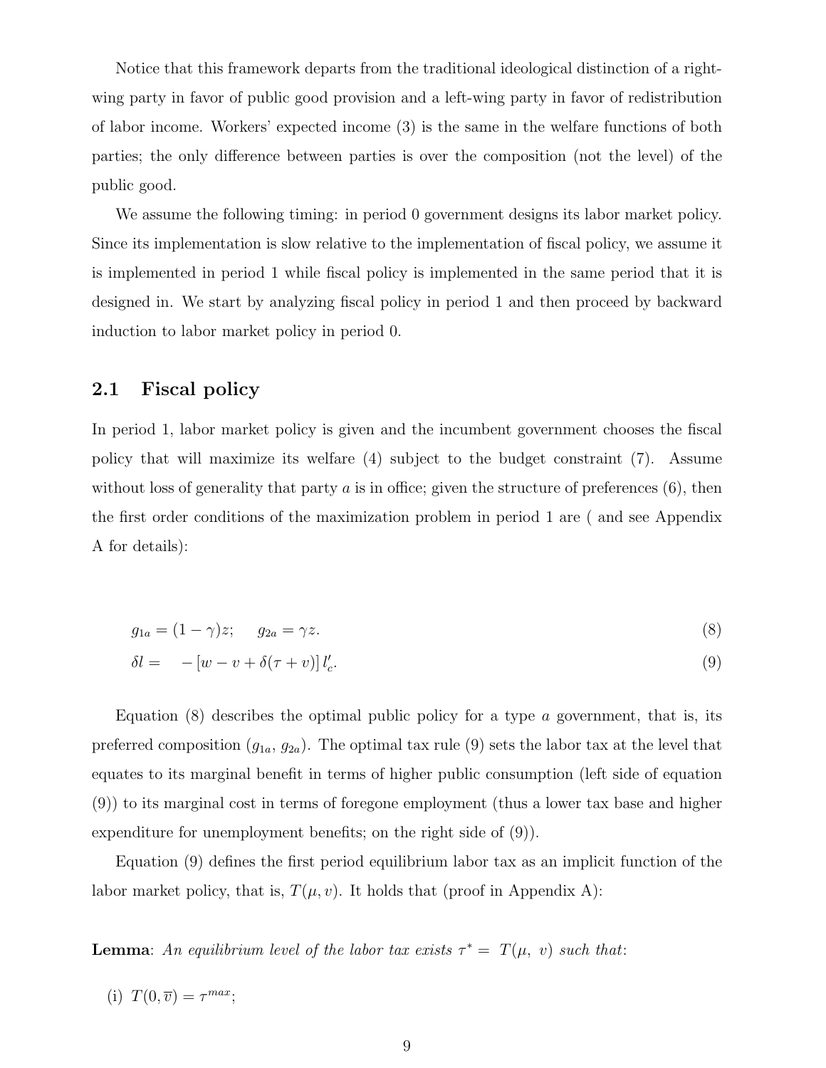Notice that this framework departs from the traditional ideological distinction of a right-wing party in favor of public good provision and a left-wing party in favor of redistribution of labor income. Workers' expected income (3) is the same in the welfare functions of both parties; the only difference between parties is over the composition (not the level) of the public good.

We assume the following timing: in period 0 government designs its labor market policy. Since its implementation is slow relative to the implementation of fiscal policy, we assume it is implemented in period 1 while fiscal policy is implemented in the same period that it is designed in. We start by analyzing fiscal policy in period 1 and then proceed by backward induction to labor market policy in period 0.

## 2.1 Fiscal policy

In period 1, labor market policy is given and the incumbent government chooses the fiscal policy that will maximize its welfare (4) subject to the budget constraint (7). Assume without loss of generality that party $a$ is in office; given the structure of preferences (6), then the first order conditions of the maximization problem in period 1 are ( and see Appendix A for details):

$$g_{1a} = (1-\gamma)z; \qquad g_{2a} = \gamma z. \tag{8}$$

$$\delta l = \quad -\left[w - v + \delta(\tau + v)\right] l'_c. \tag{9}$$

Equation (8) describes the optimal public policy for a type $a$ government, that is, its preferred composition ($g_{1a}$, $g_{2a}$). The optimal tax rule (9) sets the labor tax at the level that equates to its marginal benefit in terms of higher public consumption (left side of equation (9)) to its marginal cost in terms of foregone employment (thus a lower tax base and higher expenditure for unemployment benefits; on the right side of (9)).

Equation (9) defines the first period equilibrium labor tax as an implicit function of the labor market policy, that is, $T(\mu, v)$. It holds that (proof in Appendix A):

**Lemma**: *An equilibrium level of the labor tax exists* $\tau^* = T(\mu,\ v)$ *such that*:

(i) $T(0, \overline{v}) = \tau^{max}$;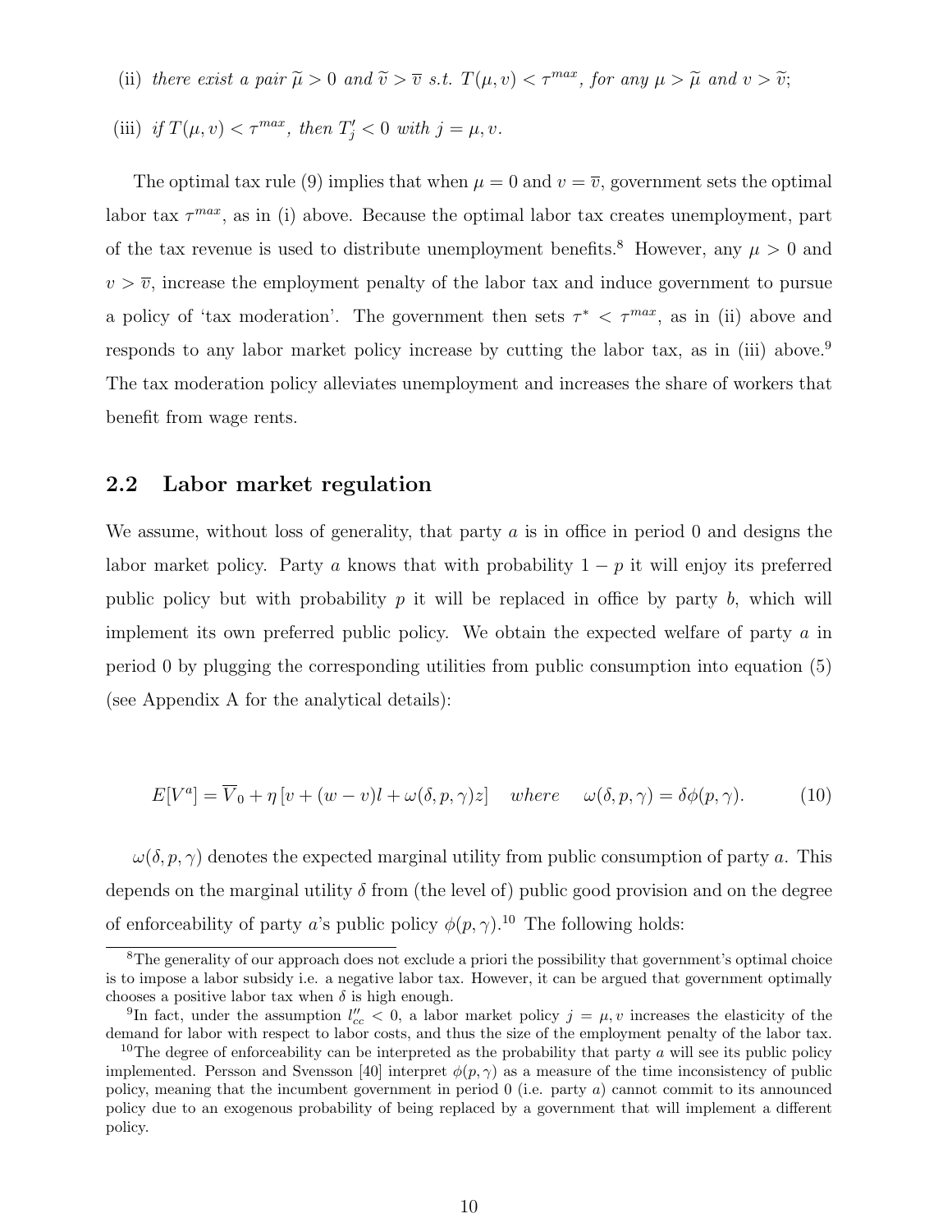(ii) *there exist a pair* $\widetilde{\mu} > 0$ *and* $\widetilde{v} > \overline{v}$ *s.t.* $T(\mu, v) < \tau^{max}$*, for any* $\mu > \widetilde{\mu}$ *and* $v > \widetilde{v}$*;*

(iii) *if* $T(\mu, v) < \tau^{max}$*, then* $T'_j < 0$ *with* $j = \mu, v$*.*

The optimal tax rule (9) implies that when $\mu = 0$ and $v = \overline{v}$, government sets the optimal labor tax $\tau^{max}$, as in (i) above. Because the optimal labor tax creates unemployment, part of the tax revenue is used to distribute unemployment benefits.[8] However, any $\mu > 0$ and $v > \overline{v}$, increase the employment penalty of the labor tax and induce government to pursue a policy of 'tax moderation'. The government then sets $\tau^* < \tau^{max}$, as in (ii) above and responds to any labor market policy increase by cutting the labor tax, as in (iii) above.[9] The tax moderation policy alleviates unemployment and increases the share of workers that benefit from wage rents.

## 2.2 Labor market regulation

We assume, without loss of generality, that party $a$ is in office in period 0 and designs the labor market policy. Party $a$ knows that with probability $1 - p$ it will enjoy its preferred public policy but with probability $p$ it will be replaced in office by party $b$, which will implement its own preferred public policy. We obtain the expected welfare of party $a$ in period 0 by plugging the corresponding utilities from public consumption into equation (5) (see Appendix A for the analytical details):

$$E[V^a] = \overline{V}_0 + \eta\left[v + (w - v)l + \omega(\delta, p, \gamma)z\right] \quad where \quad \omega(\delta, p, \gamma) = \delta\phi(p, \gamma). \tag{10}$$

$\omega(\delta, p, \gamma)$ denotes the expected marginal utility from public consumption of party $a$. This depends on the marginal utility $\delta$ from (the level of) public good provision and on the degree of enforceability of party $a$'s public policy $\phi(p, \gamma)$.[10] The following holds:

[8] The generality of our approach does not exclude a priori the possibility that government's optimal choice is to impose a labor subsidy i.e. a negative labor tax. However, it can be argued that government optimally chooses a positive labor tax when $\delta$ is high enough.

[9] In fact, under the assumption $l''_{cc} < 0$, a labor market policy $j = \mu, v$ increases the elasticity of the demand for labor with respect to labor costs, and thus the size of the employment penalty of the labor tax.

[10] The degree of enforceability can be interpreted as the probability that party $a$ will see its public policy implemented. Persson and Svensson [40] interpret $\phi(p, \gamma)$ as a measure of the time inconsistency of public policy, meaning that the incumbent government in period 0 (i.e. party $a$) cannot commit to its announced policy due to an exogenous probability of being replaced by a government that will implement a different policy.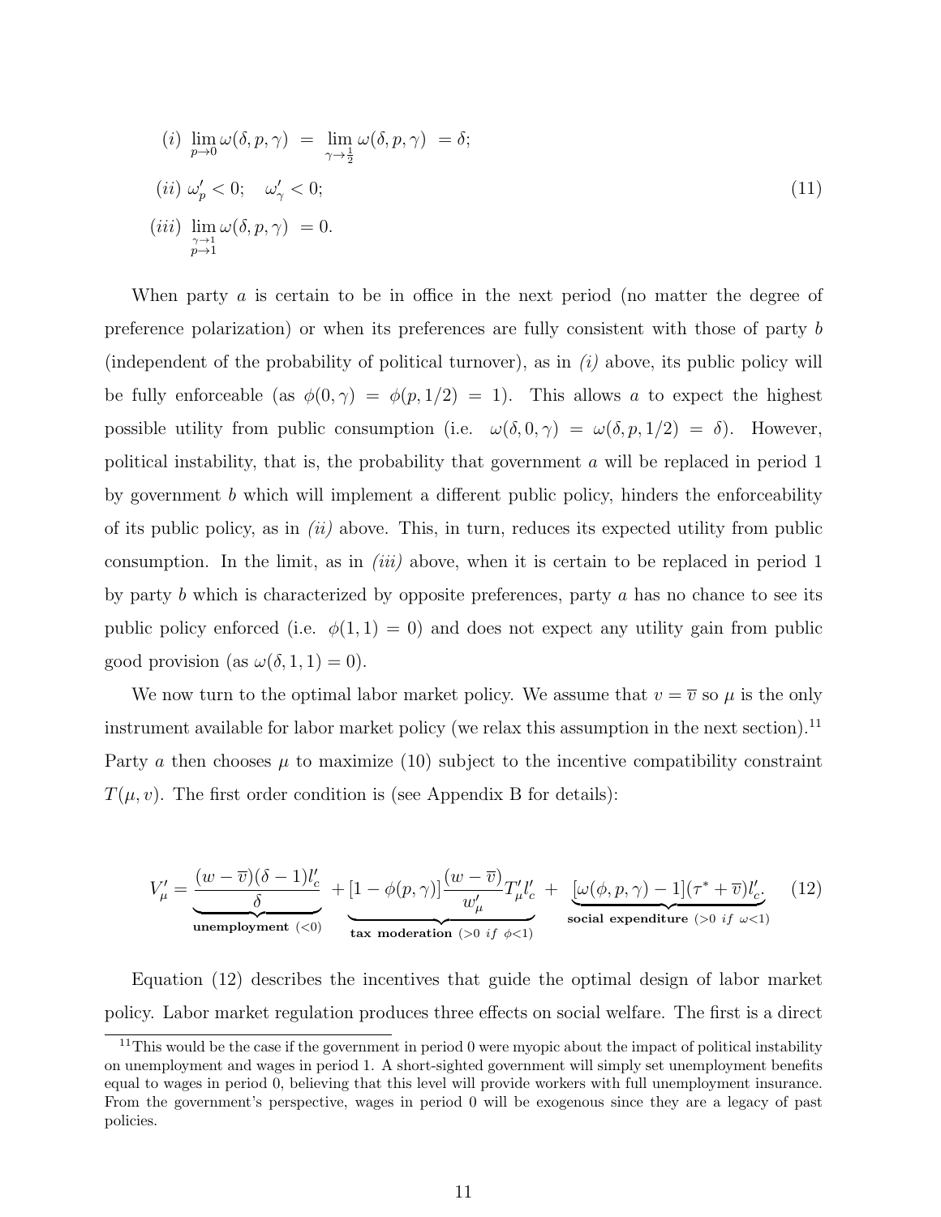$$
\begin{aligned}
&(i) \lim_{p \to 0} \omega(\delta, p, \gamma) \;=\; \lim_{\gamma \to \frac{1}{2}} \omega(\delta, p, \gamma) \;= \delta; \\
&(ii)\ \omega'_p < 0; \quad \omega'_\gamma < 0; \\
&(iii) \lim_{\substack{\gamma \to 1 \\ p \to 1}} \omega(\delta, p, \gamma) \;= 0.
\end{aligned}
\tag{11}
$$

When party $a$ is certain to be in office in the next period (no matter the degree of preference polarization) or when its preferences are fully consistent with those of party $b$ (independent of the probability of political turnover), as in *(i)* above, its public policy will be fully enforceable (as $\phi(0, \gamma) = \phi(p, 1/2) = 1$). This allows $a$ to expect the highest possible utility from public consumption (i.e. $\omega(\delta, 0, \gamma) = \omega(\delta, p, 1/2) = \delta$). However, political instability, that is, the probability that government $a$ will be replaced in period 1 by government $b$ which will implement a different public policy, hinders the enforceability of its public policy, as in *(ii)* above. This, in turn, reduces its expected utility from public consumption. In the limit, as in *(iii)* above, when it is certain to be replaced in period 1 by party $b$ which is characterized by opposite preferences, party $a$ has no chance to see its public policy enforced (i.e. $\phi(1, 1) = 0$) and does not expect any utility gain from public good provision (as $\omega(\delta, 1, 1) = 0$).

We now turn to the optimal labor market policy. We assume that $v = \overline{v}$ so $\mu$ is the only instrument available for labor market policy (we relax this assumption in the next section).[11] Party $a$ then chooses $\mu$ to maximize (10) subject to the incentive compatibility constraint $T(\mu, v)$. The first order condition is (see Appendix B for details):

$$
V'_\mu = \underbrace{\frac{(w - \overline{v})(\delta - 1) l'_c}{\delta}}_{\textbf{unemployment } (<0)} + \underbrace{[1 - \phi(p, \gamma)] \frac{(w - \overline{v})}{w'_\mu} T'_\mu l'_c}_{\textbf{tax moderation } (>0 \text{ } if \text{ } \phi<1)} + \underbrace{[\omega(\phi, p, \gamma) - 1](\tau^* + \overline{v}) l'_c}_{\textbf{social expenditure } (>0 \text{ } if \text{ } \omega<1)}. \tag{12}
$$

Equation (12) describes the incentives that guide the optimal design of labor market policy. Labor market regulation produces three effects on social welfare. The first is a direct

[11] This would be the case if the government in period 0 were myopic about the impact of political instability on unemployment and wages in period 1. A short-sighted government will simply set unemployment benefits equal to wages in period 0, believing that this level will provide workers with full unemployment insurance. From the government's perspective, wages in period 0 will be exogenous since they are a legacy of past policies.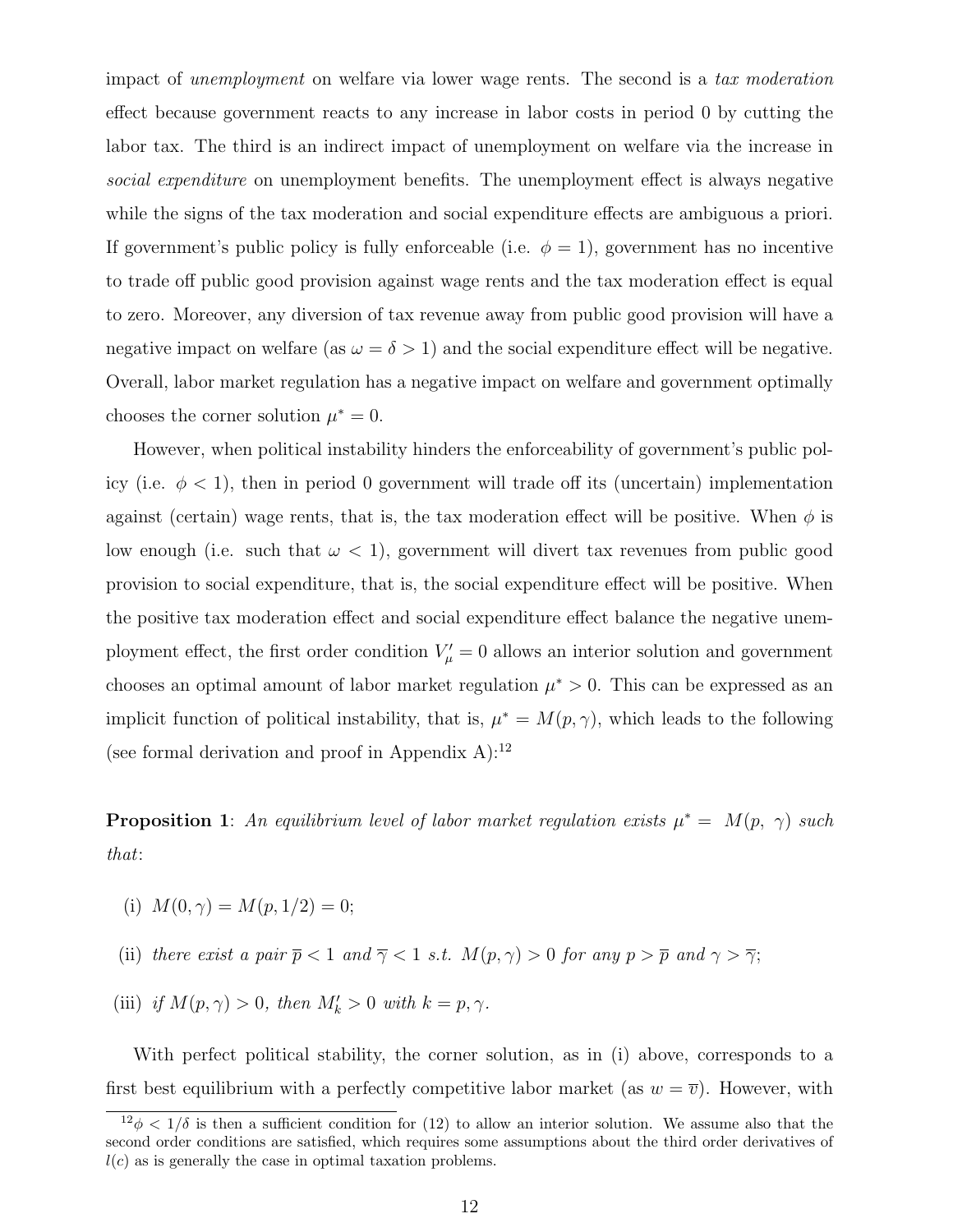impact of *unemployment* on welfare via lower wage rents. The second is a *tax moderation* effect because government reacts to any increase in labor costs in period 0 by cutting the labor tax. The third is an indirect impact of unemployment on welfare via the increase in *social expenditure* on unemployment benefits. The unemployment effect is always negative while the signs of the tax moderation and social expenditure effects are ambiguous a priori. If government's public policy is fully enforceable (i.e. $\phi = 1$), government has no incentive to trade off public good provision against wage rents and the tax moderation effect is equal to zero. Moreover, any diversion of tax revenue away from public good provision will have a negative impact on welfare (as $\omega = \delta > 1$) and the social expenditure effect will be negative. Overall, labor market regulation has a negative impact on welfare and government optimally chooses the corner solution $\mu^* = 0$.

However, when political instability hinders the enforceability of government's public policy (i.e. $\phi < 1$), then in period 0 government will trade off its (uncertain) implementation against (certain) wage rents, that is, the tax moderation effect will be positive. When $\phi$ is low enough (i.e. such that $\omega < 1$), government will divert tax revenues from public good provision to social expenditure, that is, the social expenditure effect will be positive. When the positive tax moderation effect and social expenditure effect balance the negative unemployment effect, the first order condition $V'_\mu = 0$ allows an interior solution and government chooses an optimal amount of labor market regulation $\mu^* > 0$. This can be expressed as an implicit function of political instability, that is, $\mu^* = M(p, \gamma)$, which leads to the following (see formal derivation and proof in Appendix A):[12]

**Proposition 1**: *An equilibrium level of labor market regulation exists $\mu^* = M(p, \gamma)$ such that*:

(i) $M(0, \gamma) = M(p, 1/2) = 0$;

(ii) *there exist a pair $\overline{p} < 1$ and $\overline{\gamma} < 1$ s.t. $M(p, \gamma) > 0$ for any $p > \overline{p}$ and $\gamma > \overline{\gamma}$;*

(iii) *if $M(p, \gamma) > 0$, then $M'_k > 0$ with $k = p, \gamma$.*

With perfect political stability, the corner solution, as in (i) above, corresponds to a first best equilibrium with a perfectly competitive labor market (as $w = \overline{v}$). However, with

[12] $\phi < 1/\delta$ is then a sufficient condition for (12) to allow an interior solution. We assume also that the second order conditions are satisfied, which requires some assumptions about the third order derivatives of $l(c)$ as is generally the case in optimal taxation problems.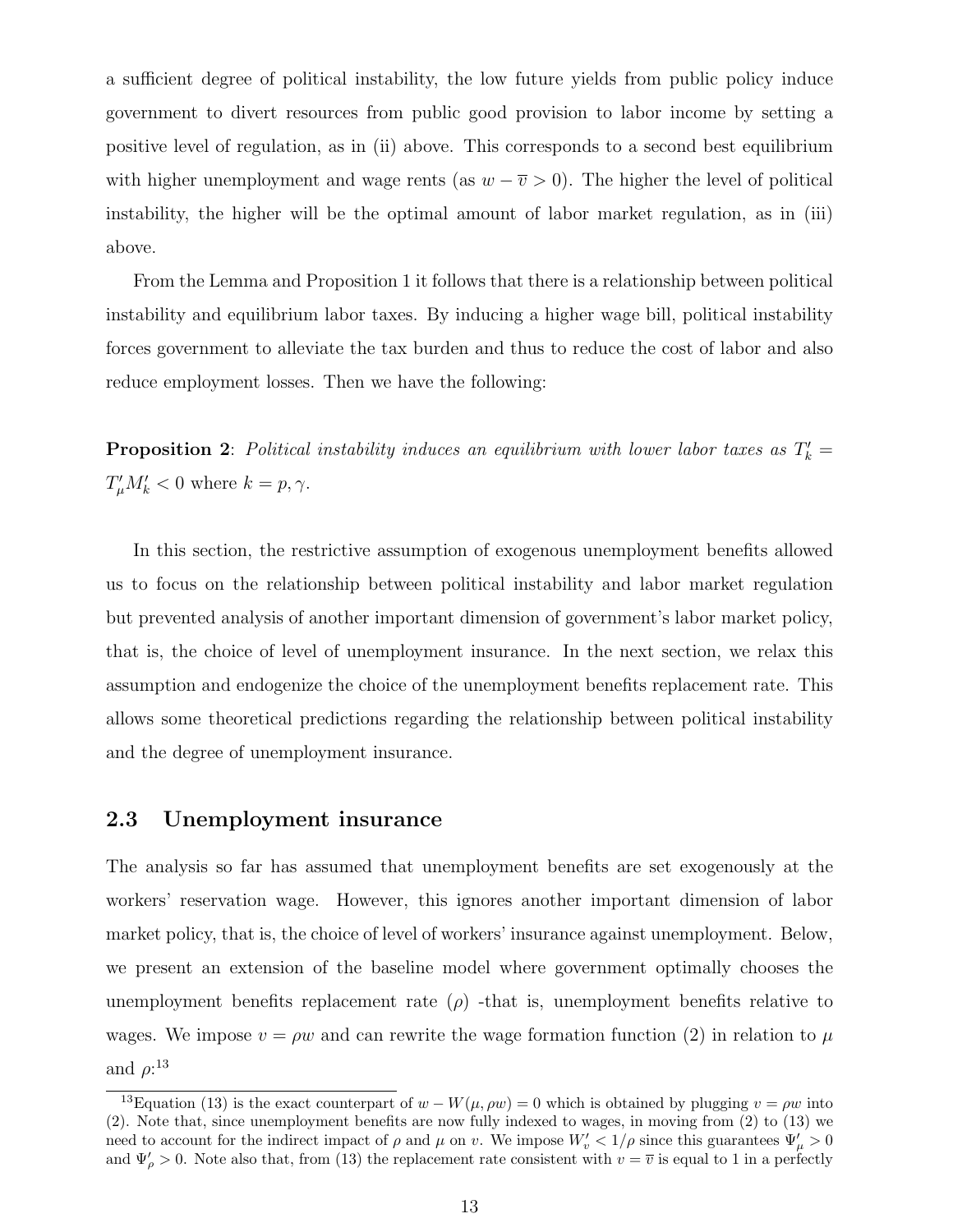a sufficient degree of political instability, the low future yields from public policy induce government to divert resources from public good provision to labor income by setting a positive level of regulation, as in (ii) above. This corresponds to a second best equilibrium with higher unemployment and wage rents (as $w - \overline{v} > 0$). The higher the level of political instability, the higher will be the optimal amount of labor market regulation, as in (iii) above.

From the Lemma and Proposition 1 it follows that there is a relationship between political instability and equilibrium labor taxes. By inducing a higher wage bill, political instability forces government to alleviate the tax burden and thus to reduce the cost of labor and also reduce employment losses. Then we have the following:

**Proposition 2**: *Political instability induces an equilibrium with lower labor taxes as* $T'_k = T'_\mu M'_k < 0$ where $k = p, \gamma$.

In this section, the restrictive assumption of exogenous unemployment benefits allowed us to focus on the relationship between political instability and labor market regulation but prevented analysis of another important dimension of government's labor market policy, that is, the choice of level of unemployment insurance. In the next section, we relax this assumption and endogenize the choice of the unemployment benefits replacement rate. This allows some theoretical predictions regarding the relationship between political instability and the degree of unemployment insurance.

### 2.3 Unemployment insurance

The analysis so far has assumed that unemployment benefits are set exogenously at the workers' reservation wage. However, this ignores another important dimension of labor market policy, that is, the choice of level of workers' insurance against unemployment. Below, we present an extension of the baseline model where government optimally chooses the unemployment benefits replacement rate ($\rho$) -that is, unemployment benefits relative to wages. We impose $v = \rho w$ and can rewrite the wage formation function (2) in relation to $\mu$ and $\rho$:[13]

[13]Equation (13) is the exact counterpart of $w - W(\mu, \rho w) = 0$ which is obtained by plugging $v = \rho w$ into (2). Note that, since unemployment benefits are now fully indexed to wages, in moving from (2) to (13) we need to account for the indirect impact of $\rho$ and $\mu$ on $v$. We impose $W'_v < 1/\rho$ since this guarantees $\Psi'_\mu > 0$ and $\Psi'_\rho > 0$. Note also that, from (13) the replacement rate consistent with $v = \overline{v}$ is equal to 1 in a perfectly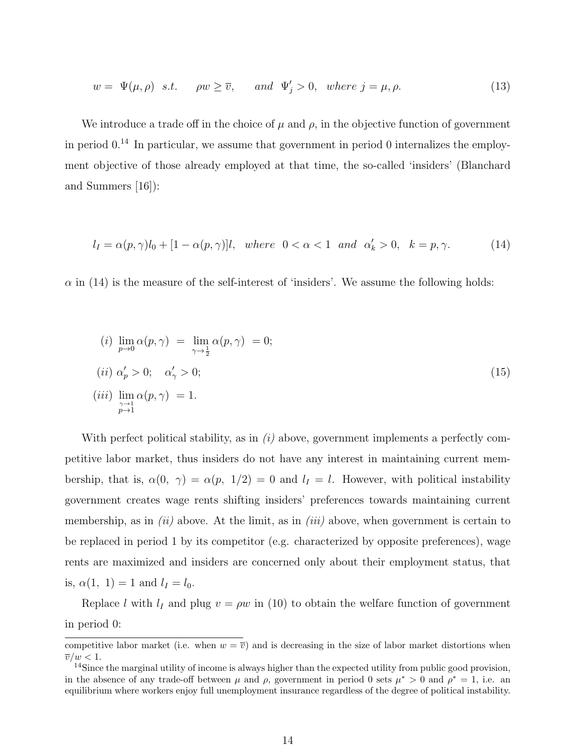$$w = \Psi(\mu, \rho) \;\; s.t. \quad \rho w \geq \overline{v}, \quad and \;\; \Psi_j' > 0, \;\; where \; j = \mu, \rho. \tag{13}$$

We introduce a trade off in the choice of $\mu$ and $\rho$, in the objective function of government in period 0.[14] In particular, we assume that government in period 0 internalizes the employment objective of those already employed at that time, the so-called 'insiders' (Blanchard and Summers [16]):

$$l_I = \alpha(p, \gamma) l_0 + [1 - \alpha(p, \gamma)] l, \;\; where \;\; 0 < \alpha < 1 \;\; and \;\; \alpha_k' > 0, \;\; k = p, \gamma. \tag{14}$$

$\alpha$ in (14) is the measure of the self-interest of 'insiders'. We assume the following holds:

$$\begin{aligned}
&(i) \; \lim_{p \to 0} \alpha(p, \gamma) \; = \; \lim_{\gamma \to \frac{1}{2}} \alpha(p, \gamma) \; = 0; \\
&(ii) \; \alpha_p' > 0; \quad \alpha_\gamma' > 0; \\
&(iii) \; \lim_{\substack{\gamma \to 1 \\ p \to 1}} \alpha(p, \gamma) \; = 1.
\end{aligned} \tag{15}$$

With perfect political stability, as in *(i)* above, government implements a perfectly competitive labor market, thus insiders do not have any interest in maintaining current membership, that is, $\alpha(0, \; \gamma) = \alpha(p, \; 1/2) = 0$ and $l_I = l$. However, with political instability government creates wage rents shifting insiders' preferences towards maintaining current membership, as in *(ii)* above. At the limit, as in *(iii)* above, when government is certain to be replaced in period 1 by its competitor (e.g. characterized by opposite preferences), wage rents are maximized and insiders are concerned only about their employment status, that is, $\alpha(1, \; 1) = 1$ and $l_I = l_0$.

Replace $l$ with $l_I$ and plug $v = \rho w$ in (10) to obtain the welfare function of government in period 0:

---

competitive labor market (i.e. when $w = \overline{v}$) and is decreasing in the size of labor market distortions when $\overline{v}/w < 1$.

[14] Since the marginal utility of income is always higher than the expected utility from public good provision, in the absence of any trade-off between $\mu$ and $\rho$, government in period 0 sets $\mu^* > 0$ and $\rho^* = 1$, i.e. an equilibrium where workers enjoy full unemployment insurance regardless of the degree of political instability.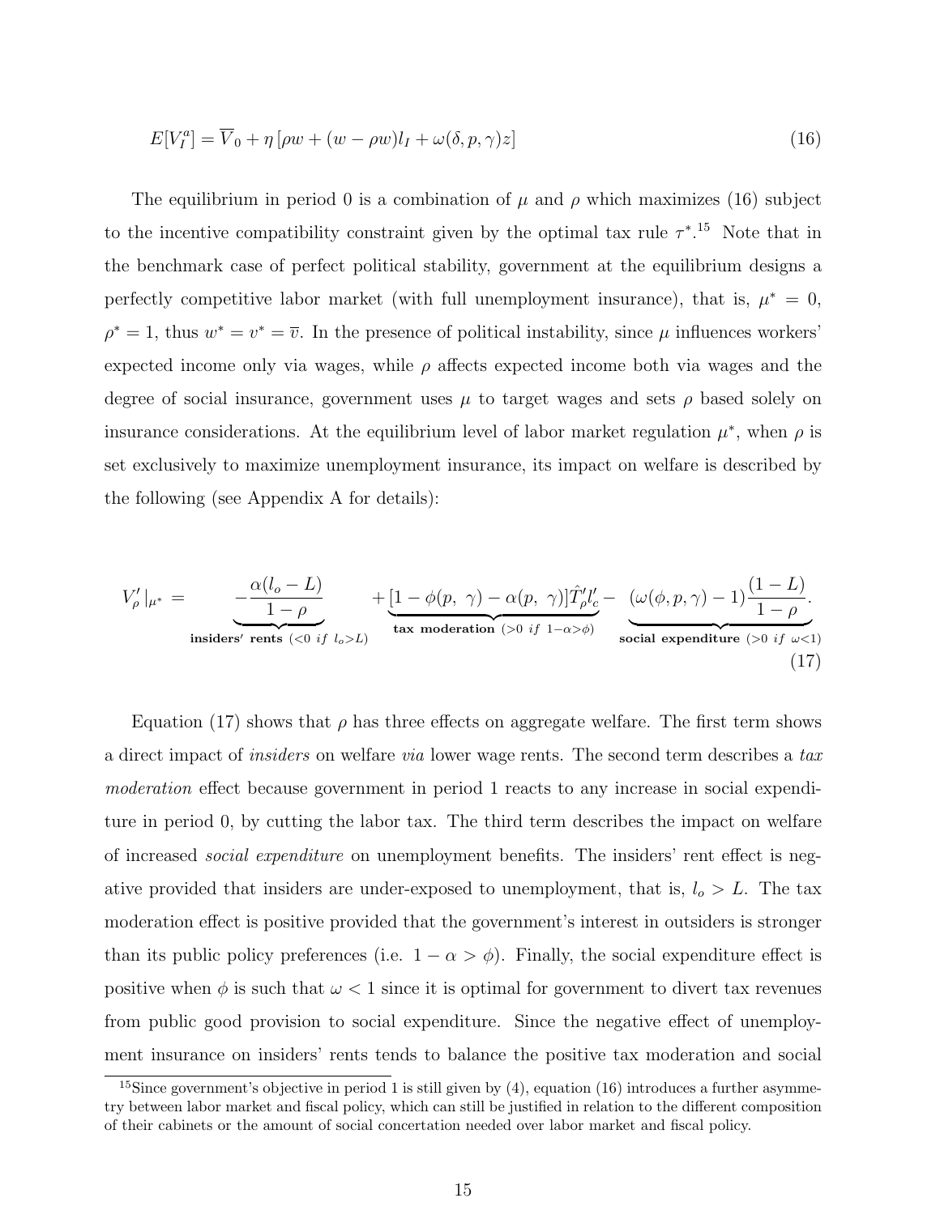$$E[V_I^a] = \overline{V}_0 + \eta\left[\rho w + (w - \rho w) l_I + \omega(\delta, p, \gamma) z\right] \tag{16}$$

The equilibrium in period 0 is a combination of $\mu$ and $\rho$ which maximizes (16) subject to the incentive compatibility constraint given by the optimal tax rule $\tau^*$.[15] Note that in the benchmark case of perfect political stability, government at the equilibrium designs a perfectly competitive labor market (with full unemployment insurance), that is, $\mu^* = 0$, $\rho^* = 1$, thus $w^* = v^* = \overline{v}$. In the presence of political instability, since $\mu$ influences workers' expected income only via wages, while $\rho$ affects expected income both via wages and the degree of social insurance, government uses $\mu$ to target wages and sets $\rho$ based solely on insurance considerations. At the equilibrium level of labor market regulation $\mu^*$, when $\rho$ is set exclusively to maximize unemployment insurance, its impact on welfare is described by the following (see Appendix A for details):

$$V'_\rho|_{\mu^*} = \underbrace{-\frac{\alpha(l_o - L)}{1-\rho}}_{\textbf{insiders' rents } (<0 \ if \ l_o > L)} + \underbrace{[1 - \phi(p,\ \gamma) - \alpha(p,\ \gamma)]\hat{T}'_\rho l'_c}_{\textbf{tax moderation } (>0 \ if \ 1-\alpha>\phi)} - \underbrace{(\omega(\phi, p, \gamma) - 1)\frac{(1-L)}{1-\rho}}_{\textbf{social expenditure } (>0 \ if \ \omega<1)}. \tag{17}$$

Equation (17) shows that $\rho$ has three effects on aggregate welfare. The first term shows a direct impact of *insiders* on welfare *via* lower wage rents. The second term describes a *tax moderation* effect because government in period 1 reacts to any increase in social expenditure in period 0, by cutting the labor tax. The third term describes the impact on welfare of increased *social expenditure* on unemployment benefits. The insiders' rent effect is negative provided that insiders are under-exposed to unemployment, that is, $l_o > L$. The tax moderation effect is positive provided that the government's interest in outsiders is stronger than its public policy preferences (i.e. $1 - \alpha > \phi$). Finally, the social expenditure effect is positive when $\phi$ is such that $\omega < 1$ since it is optimal for government to divert tax revenues from public good provision to social expenditure. Since the negative effect of unemployment insurance on insiders' rents tends to balance the positive tax moderation and social

[15] Since government's objective in period 1 is still given by (4), equation (16) introduces a further asymmetry between labor market and fiscal policy, which can still be justified in relation to the different composition of their cabinets or the amount of social concertation needed over labor market and fiscal policy.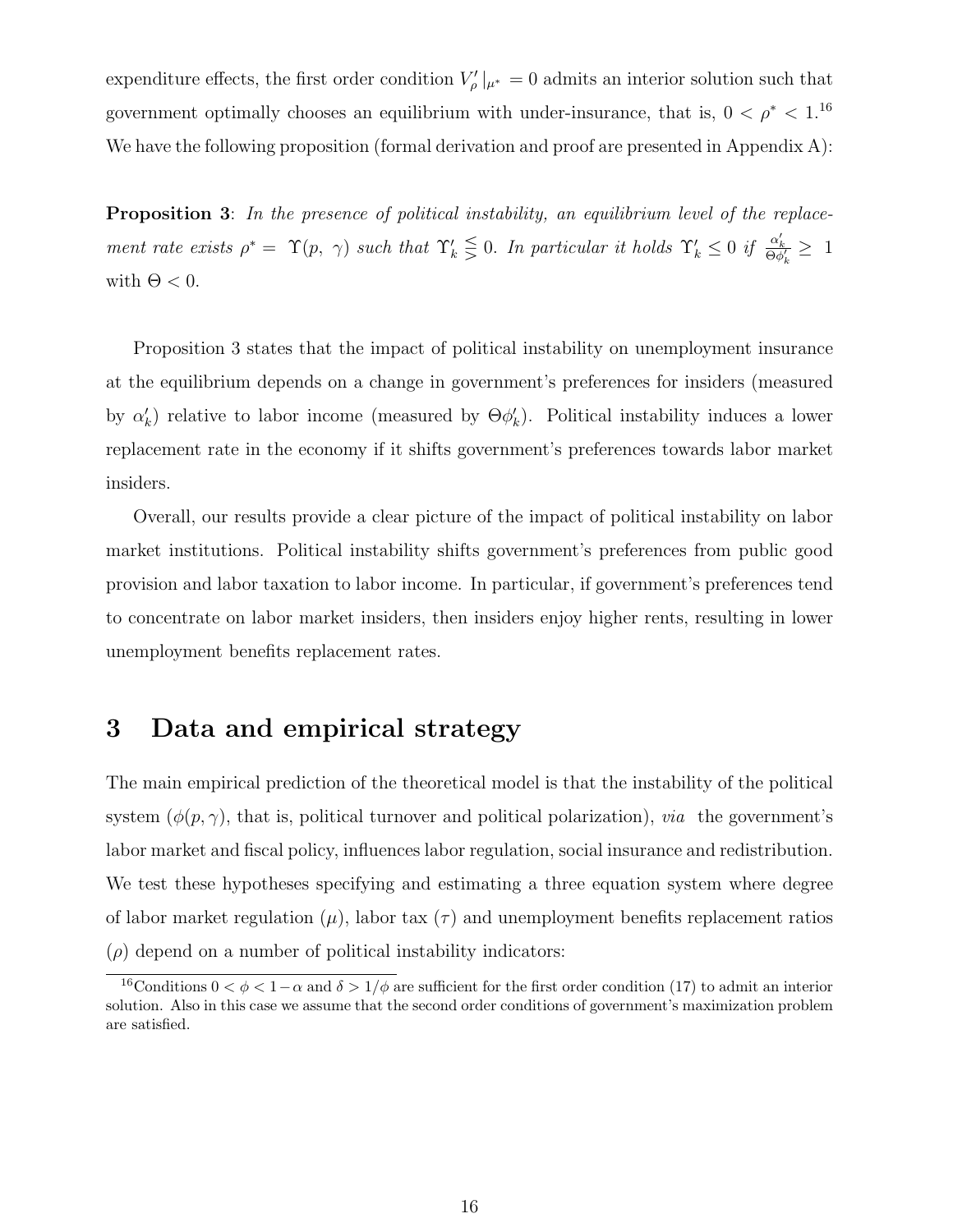expenditure effects, the first order condition $V'_\rho|_{\mu^*} = 0$ admits an interior solution such that government optimally chooses an equilibrium with under-insurance, that is, $0 < \rho^* < 1$.[16] We have the following proposition (formal derivation and proof are presented in Appendix A):

**Proposition 3**: *In the presence of political instability, an equilibrium level of the replacement rate exists $\rho^* = \Upsilon(p, \gamma)$ such that $\Upsilon'_k \lesseqgtr 0$. In particular it holds $\Upsilon'_k \leq 0$ if $\frac{\alpha'_k}{\Theta \phi'_k} \geq 1$ with $\Theta < 0$.*

Proposition 3 states that the impact of political instability on unemployment insurance at the equilibrium depends on a change in government's preferences for insiders (measured by $\alpha'_k$) relative to labor income (measured by $\Theta\phi'_k$). Political instability induces a lower replacement rate in the economy if it shifts government's preferences towards labor market insiders.

Overall, our results provide a clear picture of the impact of political instability on labor market institutions. Political instability shifts government's preferences from public good provision and labor taxation to labor income. In particular, if government's preferences tend to concentrate on labor market insiders, then insiders enjoy higher rents, resulting in lower unemployment benefits replacement rates.

# 3 Data and empirical strategy

The main empirical prediction of the theoretical model is that the instability of the political system ($\phi(p, \gamma)$, that is, political turnover and political polarization), *via* the government's labor market and fiscal policy, influences labor regulation, social insurance and redistribution. We test these hypotheses specifying and estimating a three equation system where degree of labor market regulation ($\mu$), labor tax ($\tau$) and unemployment benefits replacement ratios ($\rho$) depend on a number of political instability indicators:

[16] Conditions $0 < \phi < 1 - \alpha$ and $\delta > 1/\phi$ are sufficient for the first order condition (17) to admit an interior solution. Also in this case we assume that the second order conditions of government's maximization problem are satisfied.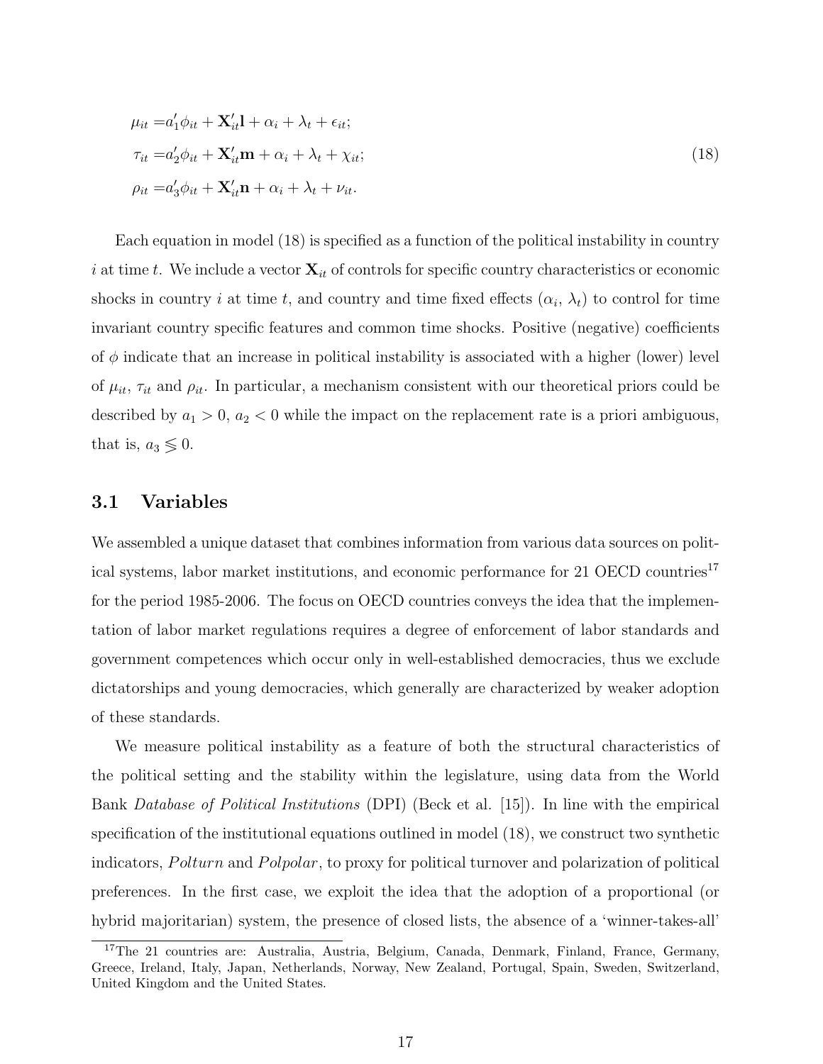$$
\begin{aligned}
\mu_{it} &= a_1'\phi_{it} + \mathbf{X}_{it}'\mathbf{l} + \alpha_i + \lambda_t + \epsilon_{it}; \\
\tau_{it} &= a_2'\phi_{it} + \mathbf{X}_{it}'\mathbf{m} + \alpha_i + \lambda_t + \chi_{it}; \\
\rho_{it} &= a_3'\phi_{it} + \mathbf{X}_{it}'\mathbf{n} + \alpha_i + \lambda_t + \nu_{it}.
\end{aligned}
\tag{18}
$$

Each equation in model (18) is specified as a function of the political instability in country $i$ at time $t$. We include a vector $\mathbf{X}_{it}$ of controls for specific country characteristics or economic shocks in country $i$ at time $t$, and country and time fixed effects ($\alpha_i$, $\lambda_t$) to control for time invariant country specific features and common time shocks. Positive (negative) coefficients of $\phi$ indicate that an increase in political instability is associated with a higher (lower) level of $\mu_{it}$, $\tau_{it}$ and $\rho_{it}$. In particular, a mechanism consistent with our theoretical priors could be described by $a_1 > 0$, $a_2 < 0$ while the impact on the replacement rate is a priori ambiguous, that is, $a_3 \lesseqgtr 0$.

## 3.1 Variables

We assembled a unique dataset that combines information from various data sources on political systems, labor market institutions, and economic performance for 21 OECD countries[17] for the period 1985-2006. The focus on OECD countries conveys the idea that the implementation of labor market regulations requires a degree of enforcement of labor standards and government competences which occur only in well-established democracies, thus we exclude dictatorships and young democracies, which generally are characterized by weaker adoption of these standards.

We measure political instability as a feature of both the structural characteristics of the political setting and the stability within the legislature, using data from the World Bank *Database of Political Institutions* (DPI) (Beck et al. [15]). In line with the empirical specification of the institutional equations outlined in model (18), we construct two synthetic indicators, *Polturn* and *Polpolar*, to proxy for political turnover and polarization of political preferences. In the first case, we exploit the idea that the adoption of a proportional (or hybrid majoritarian) system, the presence of closed lists, the absence of a 'winner-takes-all'

[17] The 21 countries are: Australia, Austria, Belgium, Canada, Denmark, Finland, France, Germany, Greece, Ireland, Italy, Japan, Netherlands, Norway, New Zealand, Portugal, Spain, Sweden, Switzerland, United Kingdom and the United States.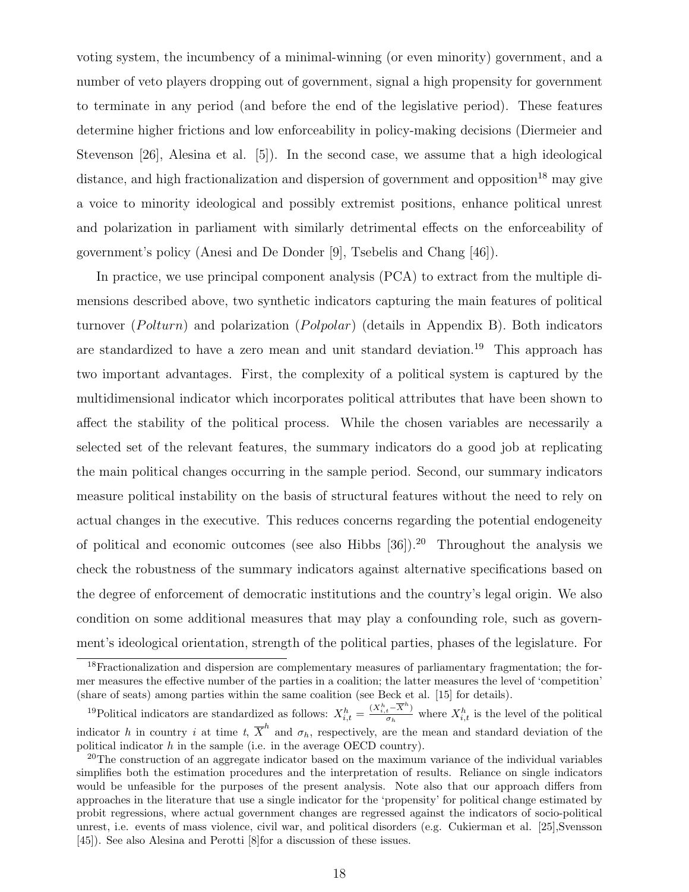voting system, the incumbency of a minimal-winning (or even minority) government, and a number of veto players dropping out of government, signal a high propensity for government to terminate in any period (and before the end of the legislative period). These features determine higher frictions and low enforceability in policy-making decisions (Diermeier and Stevenson [26], Alesina et al. [5]). In the second case, we assume that a high ideological distance, and high fractionalization and dispersion of government and opposition[18] may give a voice to minority ideological and possibly extremist positions, enhance political unrest and polarization in parliament with similarly detrimental effects on the enforceability of government's policy (Anesi and De Donder [9], Tsebelis and Chang [46]).

In practice, we use principal component analysis (PCA) to extract from the multiple dimensions described above, two synthetic indicators capturing the main features of political turnover (*Polturn*) and polarization (*Polpolar*) (details in Appendix B). Both indicators are standardized to have a zero mean and unit standard deviation.[19] This approach has two important advantages. First, the complexity of a political system is captured by the multidimensional indicator which incorporates political attributes that have been shown to affect the stability of the political process. While the chosen variables are necessarily a selected set of the relevant features, the summary indicators do a good job at replicating the main political changes occurring in the sample period. Second, our summary indicators measure political instability on the basis of structural features without the need to rely on actual changes in the executive. This reduces concerns regarding the potential endogeneity of political and economic outcomes (see also Hibbs [36]).[20] Throughout the analysis we check the robustness of the summary indicators against alternative specifications based on the degree of enforcement of democratic institutions and the country's legal origin. We also condition on some additional measures that may play a confounding role, such as government's ideological orientation, strength of the political parties, phases of the legislature. For

[18] Fractionalization and dispersion are complementary measures of parliamentary fragmentation; the former measures the effective number of the parties in a coalition; the latter measures the level of 'competition' (share of seats) among parties within the same coalition (see Beck et al. [15] for details).

[19] Political indicators are standardized as follows: $X^h_{i,t} = \frac{(X^h_{i,t} - \overline{X}^h)}{\sigma_h}$ where $X^h_{i,t}$ is the level of the political indicator $h$ in country $i$ at time $t$, $\overline{X}^h$ and $\sigma_h$, respectively, are the mean and standard deviation of the political indicator $h$ in the sample (i.e. in the average OECD country).

[20] The construction of an aggregate indicator based on the maximum variance of the individual variables simplifies both the estimation procedures and the interpretation of results. Reliance on single indicators would be unfeasible for the purposes of the present analysis. Note also that our approach differs from approaches in the literature that use a single indicator for the 'propensity' for political change estimated by probit regressions, where actual government changes are regressed against the indicators of socio-political unrest, i.e. events of mass violence, civil war, and political disorders (e.g. Cukierman et al. [25],Svensson [45]). See also Alesina and Perotti [8]for a discussion of these issues.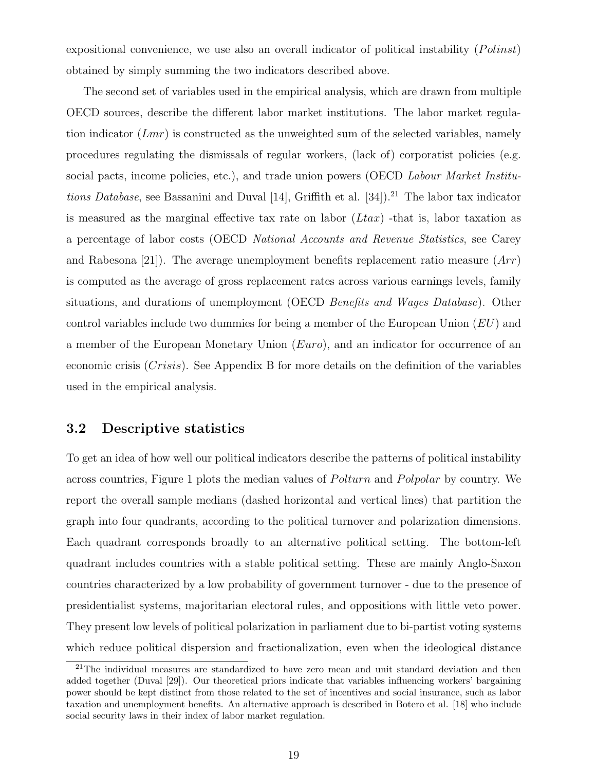expositional convenience, we use also an overall indicator of political instability (*Polinst*) obtained by simply summing the two indicators described above.

The second set of variables used in the empirical analysis, which are drawn from multiple OECD sources, describe the different labor market institutions. The labor market regulation indicator (*Lmr*) is constructed as the unweighted sum of the selected variables, namely procedures regulating the dismissals of regular workers, (lack of) corporatist policies (e.g. social pacts, income policies, etc.), and trade union powers (OECD *Labour Market Institutions Database*, see Bassanini and Duval [14], Griffith et al. [34]).[21] The labor tax indicator is measured as the marginal effective tax rate on labor (*Ltax*) -that is, labor taxation as a percentage of labor costs (OECD *National Accounts and Revenue Statistics*, see Carey and Rabesona [21]). The average unemployment benefits replacement ratio measure (*Arr*) is computed as the average of gross replacement rates across various earnings levels, family situations, and durations of unemployment (OECD *Benefits and Wages Database*). Other control variables include two dummies for being a member of the European Union (*EU*) and a member of the European Monetary Union (*Euro*), and an indicator for occurrence of an economic crisis (*Crisis*). See Appendix B for more details on the definition of the variables used in the empirical analysis.

## 3.2 Descriptive statistics

To get an idea of how well our political indicators describe the patterns of political instability across countries, Figure 1 plots the median values of *Polturn* and *Polpolar* by country. We report the overall sample medians (dashed horizontal and vertical lines) that partition the graph into four quadrants, according to the political turnover and polarization dimensions. Each quadrant corresponds broadly to an alternative political setting. The bottom-left quadrant includes countries with a stable political setting. These are mainly Anglo-Saxon countries characterized by a low probability of government turnover - due to the presence of presidentialist systems, majoritarian electoral rules, and oppositions with little veto power. They present low levels of political polarization in parliament due to bi-partist voting systems which reduce political dispersion and fractionalization, even when the ideological distance

[21] The individual measures are standardized to have zero mean and unit standard deviation and then added together (Duval [29]). Our theoretical priors indicate that variables influencing workers' bargaining power should be kept distinct from those related to the set of incentives and social insurance, such as labor taxation and unemployment benefits. An alternative approach is described in Botero et al. [18] who include social security laws in their index of labor market regulation.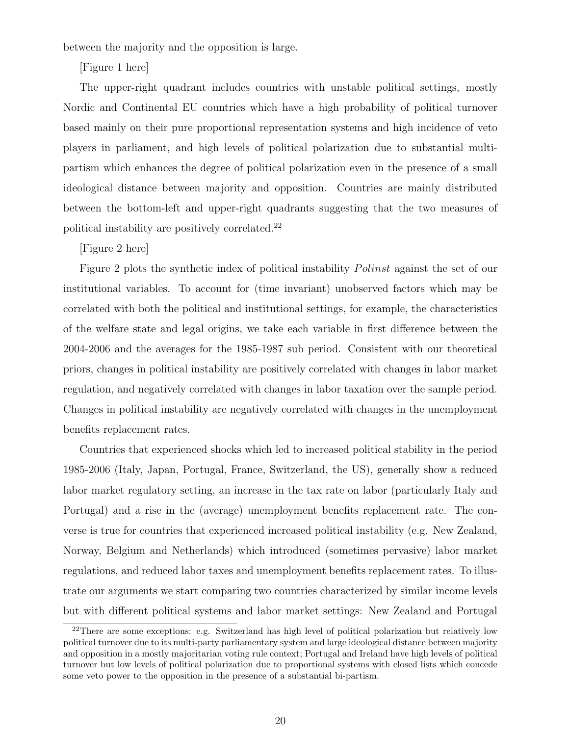between the majority and the opposition is large.

[Figure 1 here]

The upper-right quadrant includes countries with unstable political settings, mostly Nordic and Continental EU countries which have a high probability of political turnover based mainly on their pure proportional representation systems and high incidence of veto players in parliament, and high levels of political polarization due to substantial multi-partism which enhances the degree of political polarization even in the presence of a small ideological distance between majority and opposition. Countries are mainly distributed between the bottom-left and upper-right quadrants suggesting that the two measures of political instability are positively correlated.[22]

[Figure 2 here]

Figure 2 plots the synthetic index of political instability *Polinst* against the set of our institutional variables. To account for (time invariant) unobserved factors which may be correlated with both the political and institutional settings, for example, the characteristics of the welfare state and legal origins, we take each variable in first difference between the 2004-2006 and the averages for the 1985-1987 sub period. Consistent with our theoretical priors, changes in political instability are positively correlated with changes in labor market regulation, and negatively correlated with changes in labor taxation over the sample period. Changes in political instability are negatively correlated with changes in the unemployment benefits replacement rates.

Countries that experienced shocks which led to increased political stability in the period 1985-2006 (Italy, Japan, Portugal, France, Switzerland, the US), generally show a reduced labor market regulatory setting, an increase in the tax rate on labor (particularly Italy and Portugal) and a rise in the (average) unemployment benefits replacement rate. The converse is true for countries that experienced increased political instability (e.g. New Zealand, Norway, Belgium and Netherlands) which introduced (sometimes pervasive) labor market regulations, and reduced labor taxes and unemployment benefits replacement rates. To illustrate our arguments we start comparing two countries characterized by similar income levels but with different political systems and labor market settings: New Zealand and Portugal

[22]There are some exceptions: e.g. Switzerland has high level of political polarization but relatively low political turnover due to its multi-party parliamentary system and large ideological distance between majority and opposition in a mostly majoritarian voting rule context; Portugal and Ireland have high levels of political turnover but low levels of political polarization due to proportional systems with closed lists which concede some veto power to the opposition in the presence of a substantial bi-partism.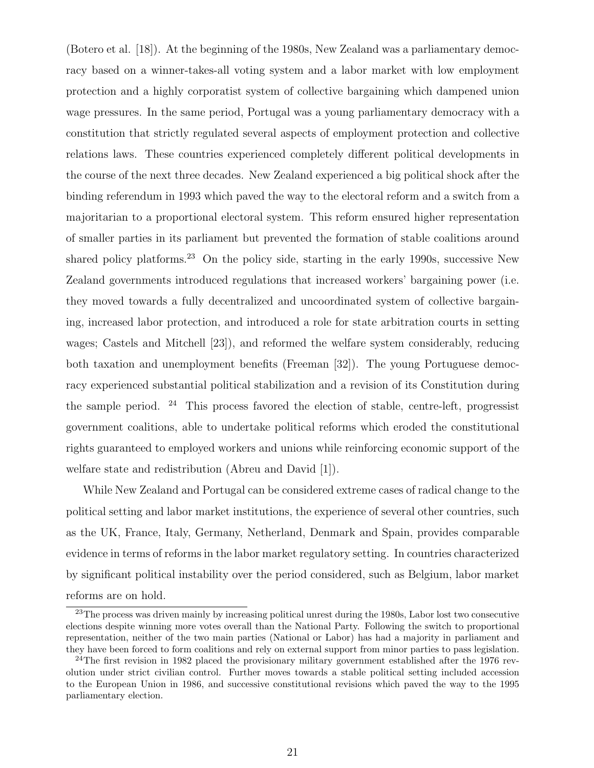(Botero et al. [18]). At the beginning of the 1980s, New Zealand was a parliamentary democracy based on a winner-takes-all voting system and a labor market with low employment protection and a highly corporatist system of collective bargaining which dampened union wage pressures. In the same period, Portugal was a young parliamentary democracy with a constitution that strictly regulated several aspects of employment protection and collective relations laws. These countries experienced completely different political developments in the course of the next three decades. New Zealand experienced a big political shock after the binding referendum in 1993 which paved the way to the electoral reform and a switch from a majoritarian to a proportional electoral system. This reform ensured higher representation of smaller parties in its parliament but prevented the formation of stable coalitions around shared policy platforms.[23] On the policy side, starting in the early 1990s, successive New Zealand governments introduced regulations that increased workers' bargaining power (i.e. they moved towards a fully decentralized and uncoordinated system of collective bargaining, increased labor protection, and introduced a role for state arbitration courts in setting wages; Castels and Mitchell [23]), and reformed the welfare system considerably, reducing both taxation and unemployment benefits (Freeman [32]). The young Portuguese democracy experienced substantial political stabilization and a revision of its Constitution during the sample period. [24] This process favored the election of stable, centre-left, progressist government coalitions, able to undertake political reforms which eroded the constitutional rights guaranteed to employed workers and unions while reinforcing economic support of the welfare state and redistribution (Abreu and David [1]).

While New Zealand and Portugal can be considered extreme cases of radical change to the political setting and labor market institutions, the experience of several other countries, such as the UK, France, Italy, Germany, Netherland, Denmark and Spain, provides comparable evidence in terms of reforms in the labor market regulatory setting. In countries characterized by significant political instability over the period considered, such as Belgium, labor market reforms are on hold.

[23] The process was driven mainly by increasing political unrest during the 1980s, Labor lost two consecutive elections despite winning more votes overall than the National Party. Following the switch to proportional representation, neither of the two main parties (National or Labor) has had a majority in parliament and they have been forced to form coalitions and rely on external support from minor parties to pass legislation.

[24] The first revision in 1982 placed the provisionary military government established after the 1976 revolution under strict civilian control. Further moves towards a stable political setting included accession to the European Union in 1986, and successive constitutional revisions which paved the way to the 1995 parliamentary election.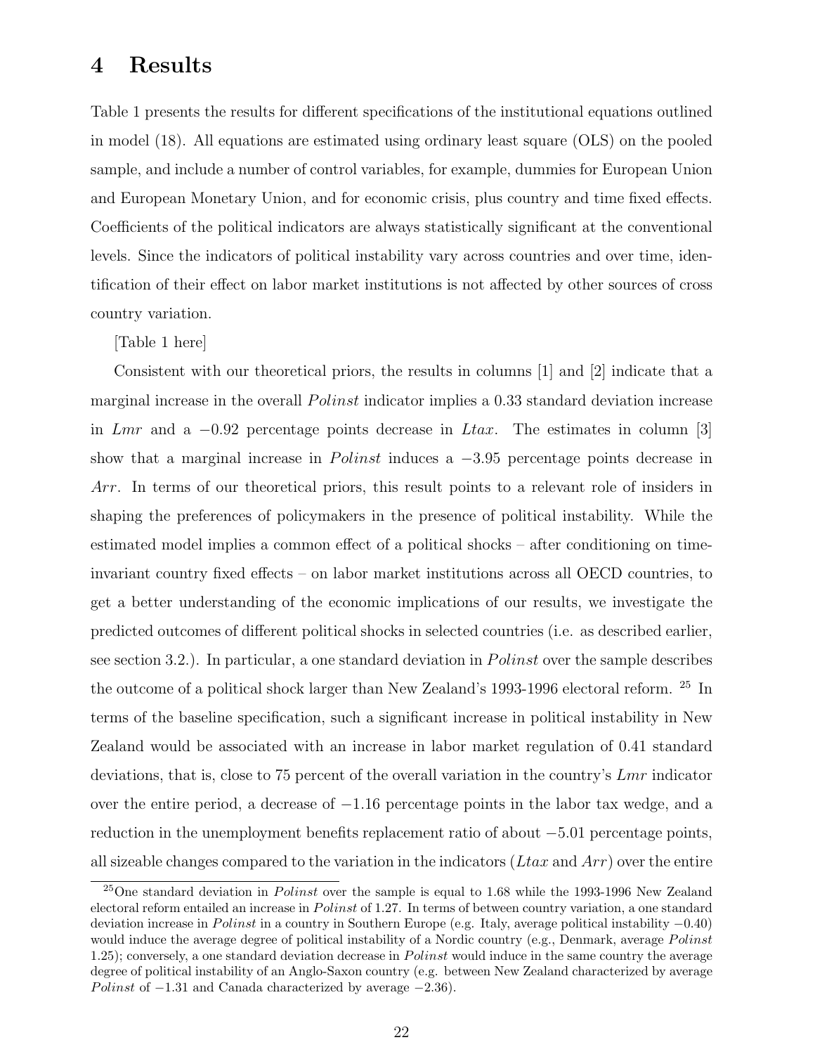# 4 Results

Table 1 presents the results for different specifications of the institutional equations outlined in model (18). All equations are estimated using ordinary least square (OLS) on the pooled sample, and include a number of control variables, for example, dummies for European Union and European Monetary Union, and for economic crisis, plus country and time fixed effects. Coefficients of the political indicators are always statistically significant at the conventional levels. Since the indicators of political instability vary across countries and over time, identification of their effect on labor market institutions is not affected by other sources of cross country variation.

[Table 1 here]

Consistent with our theoretical priors, the results in columns [1] and [2] indicate that a marginal increase in the overall *Polinst* indicator implies a 0.33 standard deviation increase in *Lmr* and a −0.92 percentage points decrease in *Ltax*. The estimates in column [3] show that a marginal increase in *Polinst* induces a −3.95 percentage points decrease in *Arr*. In terms of our theoretical priors, this result points to a relevant role of insiders in shaping the preferences of policymakers in the presence of political instability. While the estimated model implies a common effect of a political shocks – after conditioning on time-invariant country fixed effects – on labor market institutions across all OECD countries, to get a better understanding of the economic implications of our results, we investigate the predicted outcomes of different political shocks in selected countries (i.e. as described earlier, see section 3.2.). In particular, a one standard deviation in *Polinst* over the sample describes the outcome of a political shock larger than New Zealand's 1993-1996 electoral reform. [25] In terms of the baseline specification, such a significant increase in political instability in New Zealand would be associated with an increase in labor market regulation of 0.41 standard deviations, that is, close to 75 percent of the overall variation in the country's *Lmr* indicator over the entire period, a decrease of −1.16 percentage points in the labor tax wedge, and a reduction in the unemployment benefits replacement ratio of about −5.01 percentage points, all sizeable changes compared to the variation in the indicators (*Ltax* and *Arr*) over the entire

[25] One standard deviation in *Polinst* over the sample is equal to 1.68 while the 1993-1996 New Zealand electoral reform entailed an increase in *Polinst* of 1.27. In terms of between country variation, a one standard deviation increase in *Polinst* in a country in Southern Europe (e.g. Italy, average political instability −0.40) would induce the average degree of political instability of a Nordic country (e.g., Denmark, average *Polinst* 1.25); conversely, a one standard deviation decrease in *Polinst* would induce in the same country the average degree of political instability of an Anglo-Saxon country (e.g. between New Zealand characterized by average *Polinst* of −1.31 and Canada characterized by average −2.36).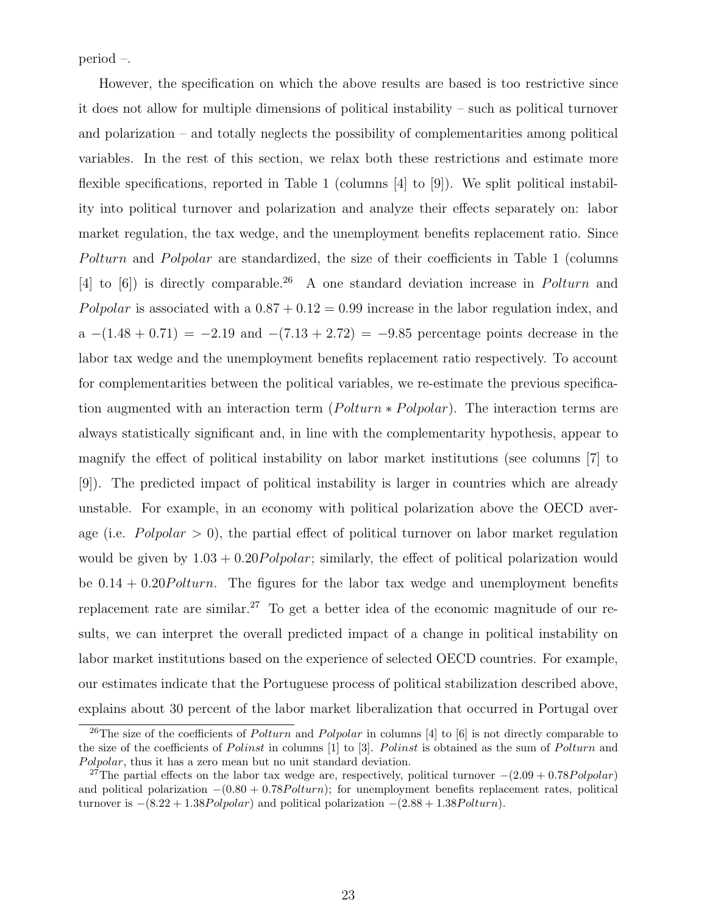period –.

However, the specification on which the above results are based is too restrictive since it does not allow for multiple dimensions of political instability – such as political turnover and polarization – and totally neglects the possibility of complementarities among political variables. In the rest of this section, we relax both these restrictions and estimate more flexible specifications, reported in Table 1 (columns [4] to [9]). We split political instability into political turnover and polarization and analyze their effects separately on: labor market regulation, the tax wedge, and the unemployment benefits replacement ratio. Since *Polturn* and *Polpolar* are standardized, the size of their coefficients in Table 1 (columns [4] to [6]) is directly comparable.[26] A one standard deviation increase in *Polturn* and *Polpolar* is associated with a $0.87 + 0.12 = 0.99$ increase in the labor regulation index, and a $-(1.48 + 0.71) = -2.19$ and $-(7.13 + 2.72) = -9.85$ percentage points decrease in the labor tax wedge and the unemployment benefits replacement ratio respectively. To account for complementarities between the political variables, we re-estimate the previous specification augmented with an interaction term ($Polturn * Polpolar$). The interaction terms are always statistically significant and, in line with the complementarity hypothesis, appear to magnify the effect of political instability on labor market institutions (see columns [7] to [9]). The predicted impact of political instability is larger in countries which are already unstable. For example, in an economy with political polarization above the OECD average (i.e. $Polpolar > 0$), the partial effect of political turnover on labor market regulation would be given by $1.03 + 0.20Polpolar$; similarly, the effect of political polarization would be $0.14 + 0.20Polturn$. The figures for the labor tax wedge and unemployment benefits replacement rate are similar.[27] To get a better idea of the economic magnitude of our results, we can interpret the overall predicted impact of a change in political instability on labor market institutions based on the experience of selected OECD countries. For example, our estimates indicate that the Portuguese process of political stabilization described above, explains about 30 percent of the labor market liberalization that occurred in Portugal over

[26] The size of the coefficients of *Polturn* and *Polpolar* in columns [4] to [6] is not directly comparable to the size of the coefficients of *Polinst* in columns [1] to [3]. *Polinst* is obtained as the sum of *Polturn* and *Polpolar*, thus it has a zero mean but no unit standard deviation.

[27] The partial effects on the labor tax wedge are, respectively, political turnover $-(2.09 + 0.78Polpolar)$ and political polarization $-(0.80 + 0.78Polturn)$; for unemployment benefits replacement rates, political turnover is $-(8.22 + 1.38Polpolar)$ and political polarization $-(2.88 + 1.38Polturn)$.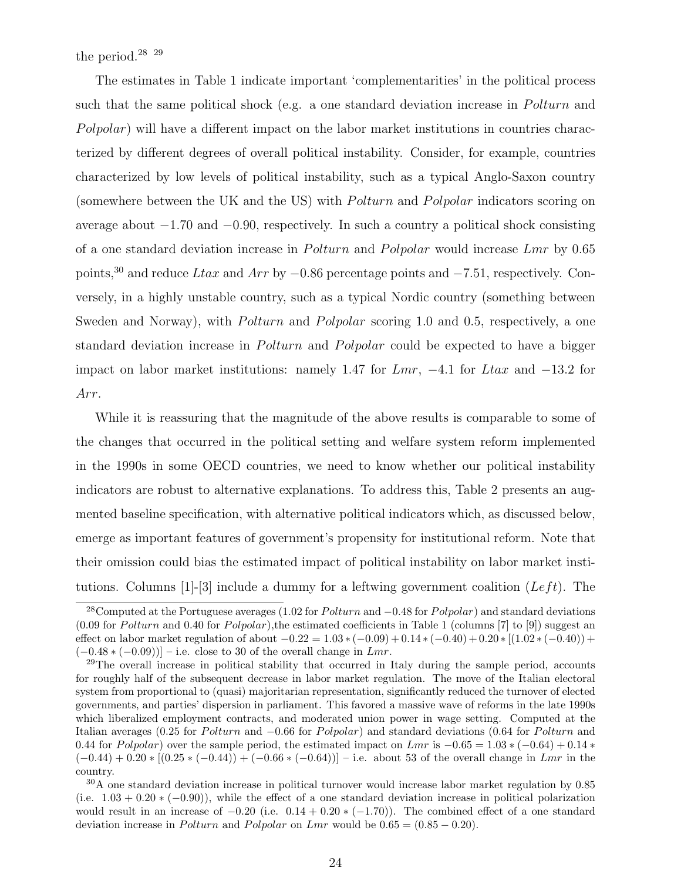the period.[28] [29]

The estimates in Table 1 indicate important 'complementarities' in the political process such that the same political shock (e.g. a one standard deviation increase in *Polturn* and *Polpolar*) will have a different impact on the labor market institutions in countries characterized by different degrees of overall political instability. Consider, for example, countries characterized by low levels of political instability, such as a typical Anglo-Saxon country (somewhere between the UK and the US) with *Polturn* and *Polpolar* indicators scoring on average about $-1.70$ and $-0.90$, respectively. In such a country a political shock consisting of a one standard deviation increase in *Polturn* and *Polpolar* would increase *Lmr* by 0.65 points,[30] and reduce *Ltax* and *Arr* by $-0.86$ percentage points and $-7.51$, respectively. Conversely, in a highly unstable country, such as a typical Nordic country (something between Sweden and Norway), with *Polturn* and *Polpolar* scoring 1.0 and 0.5, respectively, a one standard deviation increase in *Polturn* and *Polpolar* could be expected to have a bigger impact on labor market institutions: namely 1.47 for *Lmr*, $-4.1$ for *Ltax* and $-13.2$ for *Arr*.

While it is reassuring that the magnitude of the above results is comparable to some of the changes that occurred in the political setting and welfare system reform implemented in the 1990s in some OECD countries, we need to know whether our political instability indicators are robust to alternative explanations. To address this, Table 2 presents an augmented baseline specification, with alternative political indicators which, as discussed below, emerge as important features of government's propensity for institutional reform. Note that their omission could bias the estimated impact of political instability on labor market institutions. Columns [1]-[3] include a dummy for a leftwing government coalition (*Left*). The

---

[28] Computed at the Portuguese averages (1.02 for *Polturn* and $-0.48$ for *Polpolar*) and standard deviations (0.09 for *Polturn* and 0.40 for *Polpolar*),the estimated coefficients in Table 1 (columns [7] to [9]) suggest an effect on labor market regulation of about $-0.22 = 1.03*(-0.09)+0.14*(-0.40)+0.20*[(1.02*(-0.40))+(-0.48*(-0.09))]$ – i.e. close to 30 of the overall change in *Lmr*.

[29] The overall increase in political stability that occurred in Italy during the sample period, accounts for roughly half of the subsequent decrease in labor market regulation. The move of the Italian electoral system from proportional to (quasi) majoritarian representation, significantly reduced the turnover of elected governments, and parties' dispersion in parliament. This favored a massive wave of reforms in the late 1990s which liberalized employment contracts, and moderated union power in wage setting. Computed at the Italian averages (0.25 for *Polturn* and $-0.66$ for *Polpolar*) and standard deviations (0.64 for *Polturn* and 0.44 for *Polpolar*) over the sample period, the estimated impact on *Lmr* is $-0.65 = 1.03*(-0.64)+0.14*(-0.44)+0.20*[(0.25*(-0.44))+(-0.66*(-0.64))]$ – i.e. about 53 of the overall change in *Lmr* in the country.

[30] A one standard deviation increase in political turnover would increase labor market regulation by 0.85 (i.e. $1.03+0.20*(-0.90)$), while the effect of a one standard deviation increase in political polarization would result in an increase of $-0.20$ (i.e. $0.14+0.20*(-1.70)$). The combined effect of a one standard deviation increase in *Polturn* and *Polpolar* on *Lmr* would be $0.65 = (0.85-0.20)$.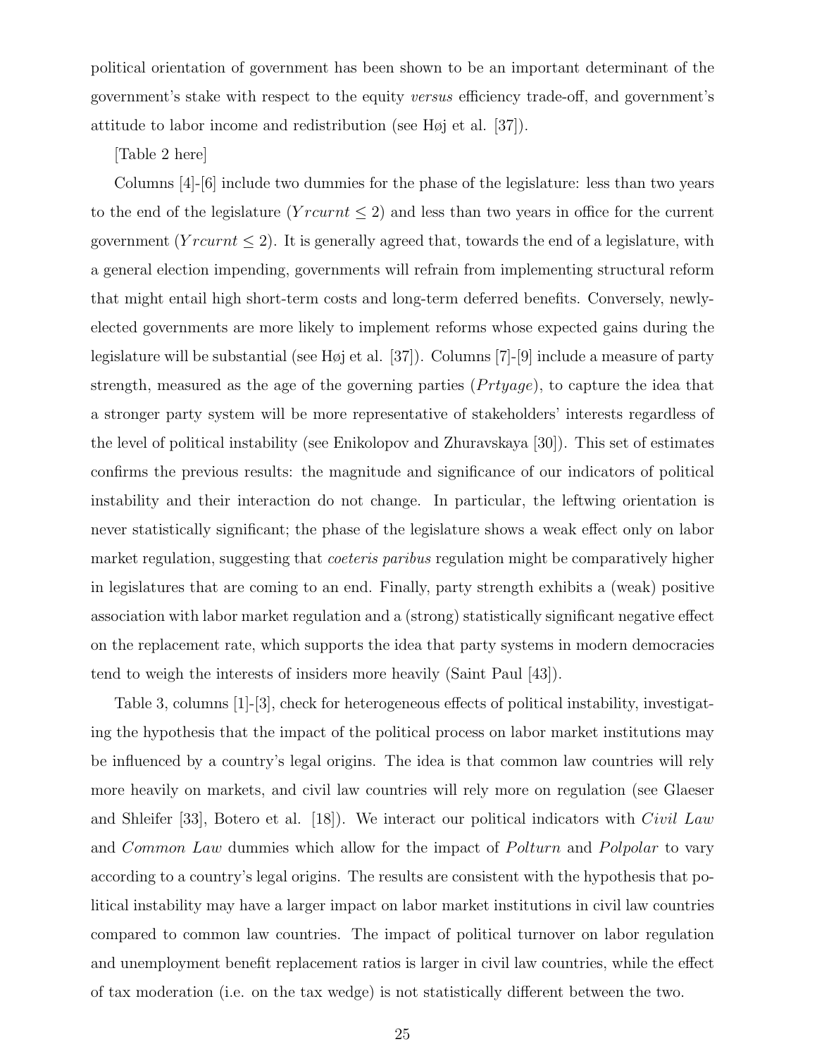political orientation of government has been shown to be an important determinant of the government's stake with respect to the equity *versus* efficiency trade-off, and government's attitude to labor income and redistribution (see Høj et al. [37]).

[Table 2 here]

Columns [4]-[6] include two dummies for the phase of the legislature: less than two years to the end of the legislature ($Yrcurnt \leq 2$) and less than two years in office for the current government ($Yrcurnt \leq 2$). It is generally agreed that, towards the end of a legislature, with a general election impending, governments will refrain from implementing structural reform that might entail high short-term costs and long-term deferred benefits. Conversely, newly-elected governments are more likely to implement reforms whose expected gains during the legislature will be substantial (see Høj et al. [37]). Columns [7]-[9] include a measure of party strength, measured as the age of the governing parties ($Prtyage$), to capture the idea that a stronger party system will be more representative of stakeholders' interests regardless of the level of political instability (see Enikolopov and Zhuravskaya [30]). This set of estimates confirms the previous results: the magnitude and significance of our indicators of political instability and their interaction do not change. In particular, the leftwing orientation is never statistically significant; the phase of the legislature shows a weak effect only on labor market regulation, suggesting that *coeteris paribus* regulation might be comparatively higher in legislatures that are coming to an end. Finally, party strength exhibits a (weak) positive association with labor market regulation and a (strong) statistically significant negative effect on the replacement rate, which supports the idea that party systems in modern democracies tend to weigh the interests of insiders more heavily (Saint Paul [43]).

Table 3, columns [1]-[3], check for heterogeneous effects of political instability, investigating the hypothesis that the impact of the political process on labor market institutions may be influenced by a country's legal origins. The idea is that common law countries will rely more heavily on markets, and civil law countries will rely more on regulation (see Glaeser and Shleifer [33], Botero et al. [18]). We interact our political indicators with *Civil Law* and *Common Law* dummies which allow for the impact of *Polturn* and *Polpolar* to vary according to a country's legal origins. The results are consistent with the hypothesis that political instability may have a larger impact on labor market institutions in civil law countries compared to common law countries. The impact of political turnover on labor regulation and unemployment benefit replacement ratios is larger in civil law countries, while the effect of tax moderation (i.e. on the tax wedge) is not statistically different between the two.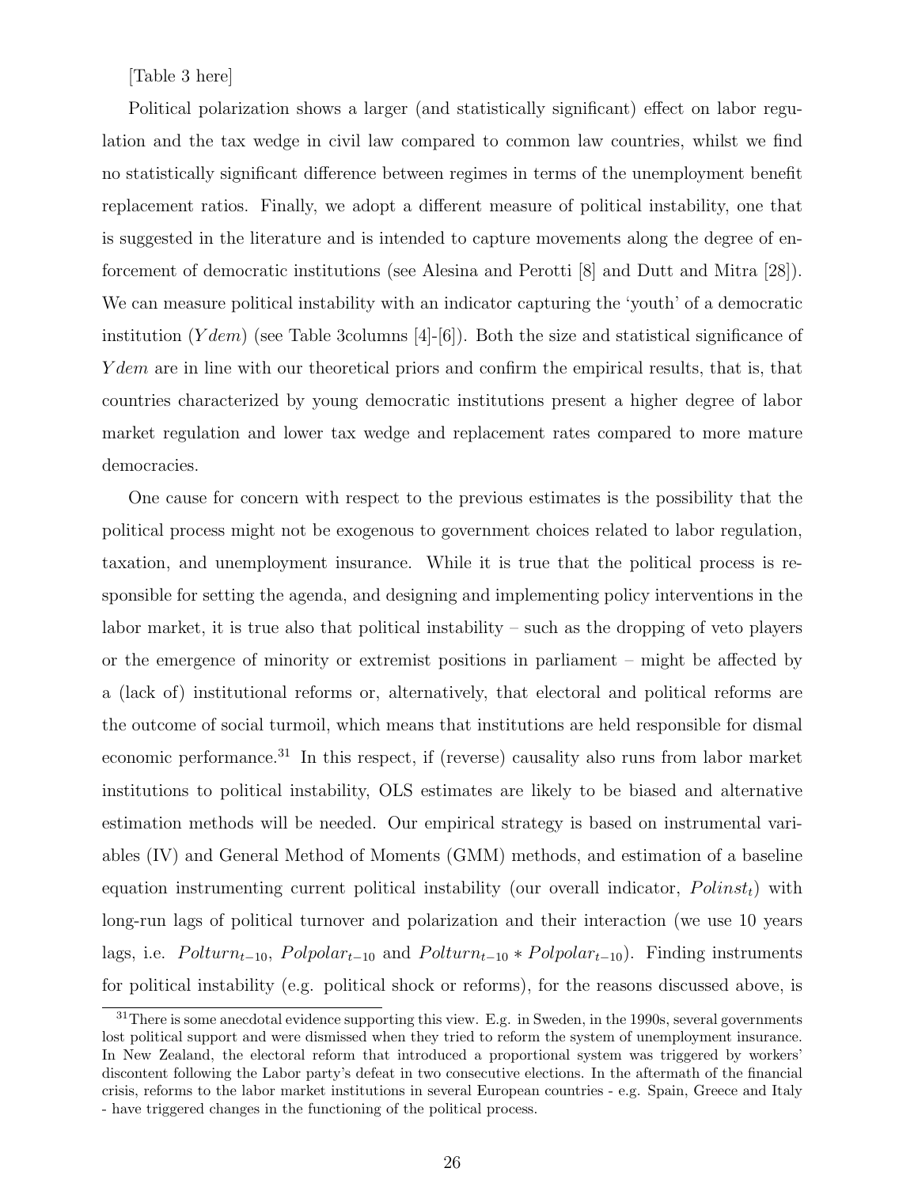[Table 3 here]

Political polarization shows a larger (and statistically significant) effect on labor regulation and the tax wedge in civil law compared to common law countries, whilst we find no statistically significant difference between regimes in terms of the unemployment benefit replacement ratios. Finally, we adopt a different measure of political instability, one that is suggested in the literature and is intended to capture movements along the degree of enforcement of democratic institutions (see Alesina and Perotti [8] and Dutt and Mitra [28]). We can measure political instability with an indicator capturing the 'youth' of a democratic institution ($Ydem$) (see Table 3columns [4]-[6]). Both the size and statistical significance of $Ydem$ are in line with our theoretical priors and confirm the empirical results, that is, that countries characterized by young democratic institutions present a higher degree of labor market regulation and lower tax wedge and replacement rates compared to more mature democracies.

One cause for concern with respect to the previous estimates is the possibility that the political process might not be exogenous to government choices related to labor regulation, taxation, and unemployment insurance. While it is true that the political process is responsible for setting the agenda, and designing and implementing policy interventions in the labor market, it is true also that political instability – such as the dropping of veto players or the emergence of minority or extremist positions in parliament – might be affected by a (lack of) institutional reforms or, alternatively, that electoral and political reforms are the outcome of social turmoil, which means that institutions are held responsible for dismal economic performance.[31] In this respect, if (reverse) causality also runs from labor market institutions to political instability, OLS estimates are likely to be biased and alternative estimation methods will be needed. Our empirical strategy is based on instrumental variables (IV) and General Method of Moments (GMM) methods, and estimation of a baseline equation instrumenting current political instability (our overall indicator, $Polinst_t$) with long-run lags of political turnover and polarization and their interaction (we use 10 years lags, i.e. $Polturn_{t-10}$, $Polpolar_{t-10}$ and $Polturn_{t-10} * Polpolar_{t-10}$). Finding instruments for political instability (e.g. political shock or reforms), for the reasons discussed above, is

[31] There is some anecdotal evidence supporting this view. E.g. in Sweden, in the 1990s, several governments lost political support and were dismissed when they tried to reform the system of unemployment insurance. In New Zealand, the electoral reform that introduced a proportional system was triggered by workers' discontent following the Labor party's defeat in two consecutive elections. In the aftermath of the financial crisis, reforms to the labor market institutions in several European countries - e.g. Spain, Greece and Italy - have triggered changes in the functioning of the political process.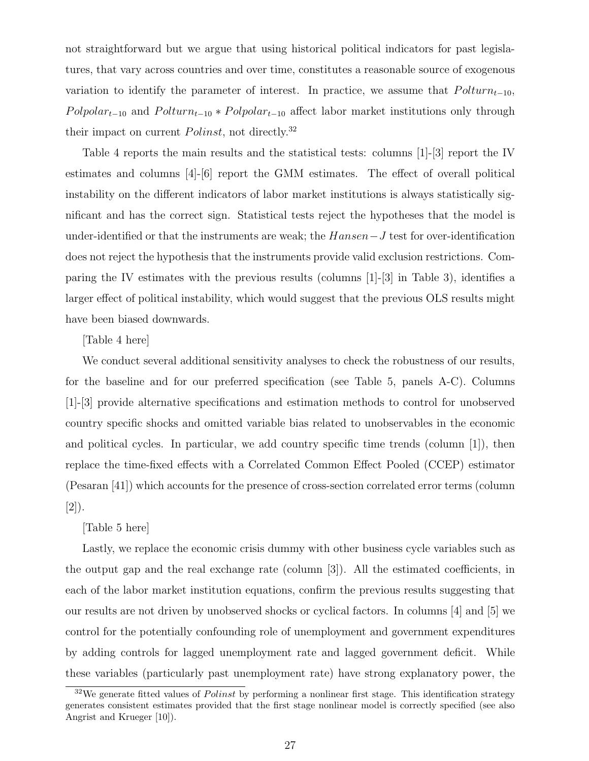not straightforward but we argue that using historical political indicators for past legislatures, that vary across countries and over time, constitutes a reasonable source of exogenous variation to identify the parameter of interest. In practice, we assume that $Polturn_{t-10}$, $Polpolar_{t-10}$ and $Polturn_{t-10} * Polpolar_{t-10}$ affect labor market institutions only through their impact on current $Polinst$, not directly.[32]

Table 4 reports the main results and the statistical tests: columns [1]-[3] report the IV estimates and columns [4]-[6] report the GMM estimates. The effect of overall political instability on the different indicators of labor market institutions is always statistically significant and has the correct sign. Statistical tests reject the hypotheses that the model is under-identified or that the instruments are weak; the $Hansen-J$ test for over-identification does not reject the hypothesis that the instruments provide valid exclusion restrictions. Comparing the IV estimates with the previous results (columns [1]-[3] in Table 3), identifies a larger effect of political instability, which would suggest that the previous OLS results might have been biased downwards.

[Table 4 here]

We conduct several additional sensitivity analyses to check the robustness of our results, for the baseline and for our preferred specification (see Table 5, panels A-C). Columns [1]-[3] provide alternative specifications and estimation methods to control for unobserved country specific shocks and omitted variable bias related to unobservables in the economic and political cycles. In particular, we add country specific time trends (column [1]), then replace the time-fixed effects with a Correlated Common Effect Pooled (CCEP) estimator (Pesaran [41]) which accounts for the presence of cross-section correlated error terms (column [2]).

[Table 5 here]

Lastly, we replace the economic crisis dummy with other business cycle variables such as the output gap and the real exchange rate (column [3]). All the estimated coefficients, in each of the labor market institution equations, confirm the previous results suggesting that our results are not driven by unobserved shocks or cyclical factors. In columns [4] and [5] we control for the potentially confounding role of unemployment and government expenditures by adding controls for lagged unemployment rate and lagged government deficit. While these variables (particularly past unemployment rate) have strong explanatory power, the

[32] We generate fitted values of $Polinst$ by performing a nonlinear first stage. This identification strategy generates consistent estimates provided that the first stage nonlinear model is correctly specified (see also Angrist and Krueger [10]).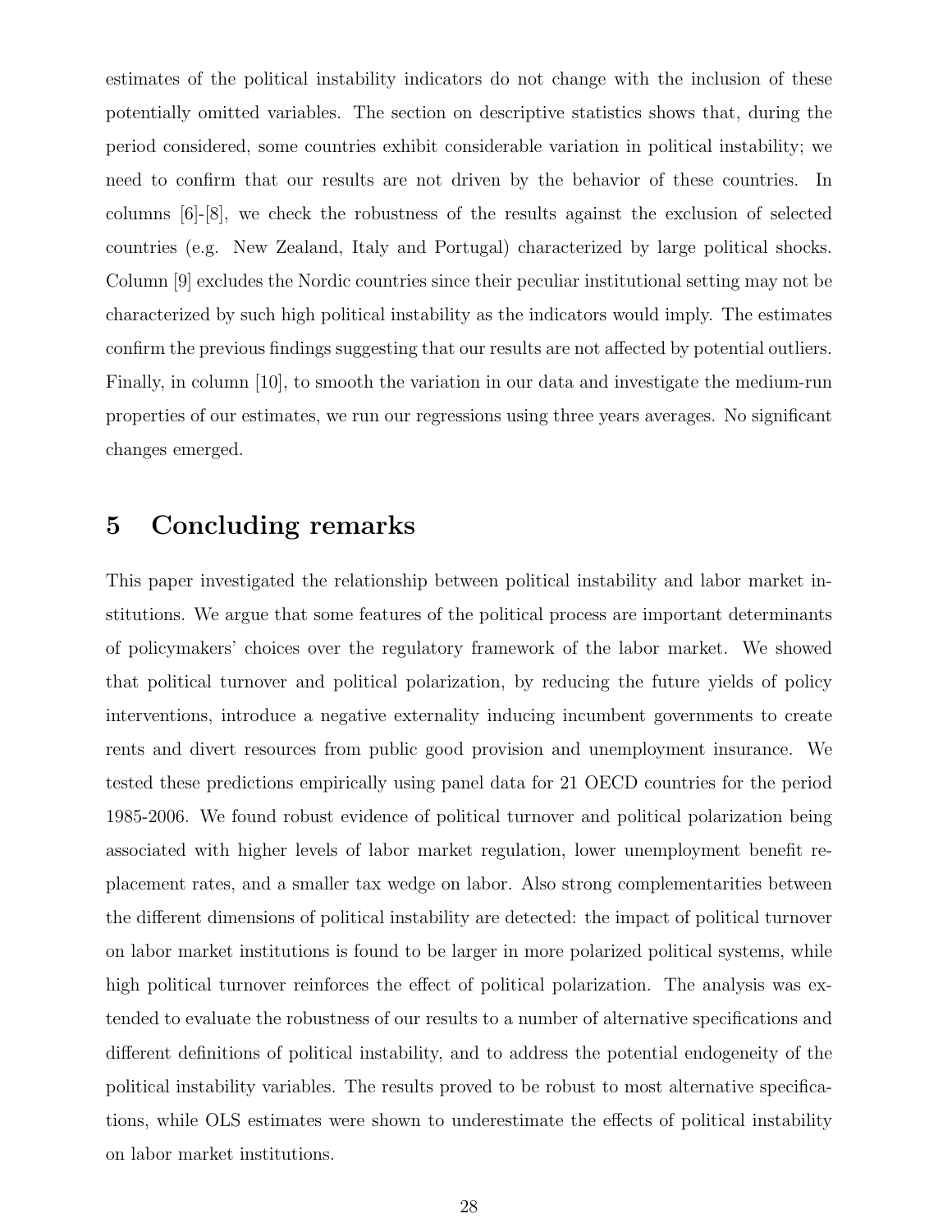estimates of the political instability indicators do not change with the inclusion of these potentially omitted variables. The section on descriptive statistics shows that, during the period considered, some countries exhibit considerable variation in political instability; we need to confirm that our results are not driven by the behavior of these countries. In columns [6]-[8], we check the robustness of the results against the exclusion of selected countries (e.g. New Zealand, Italy and Portugal) characterized by large political shocks. Column [9] excludes the Nordic countries since their peculiar institutional setting may not be characterized by such high political instability as the indicators would imply. The estimates confirm the previous findings suggesting that our results are not affected by potential outliers. Finally, in column [10], to smooth the variation in our data and investigate the medium-run properties of our estimates, we run our regressions using three years averages. No significant changes emerged.

## 5 Concluding remarks

This paper investigated the relationship between political instability and labor market institutions. We argue that some features of the political process are important determinants of policymakers' choices over the regulatory framework of the labor market. We showed that political turnover and political polarization, by reducing the future yields of policy interventions, introduce a negative externality inducing incumbent governments to create rents and divert resources from public good provision and unemployment insurance. We tested these predictions empirically using panel data for 21 OECD countries for the period 1985-2006. We found robust evidence of political turnover and political polarization being associated with higher levels of labor market regulation, lower unemployment benefit replacement rates, and a smaller tax wedge on labor. Also strong complementarities between the different dimensions of political instability are detected: the impact of political turnover on labor market institutions is found to be larger in more polarized political systems, while high political turnover reinforces the effect of political polarization. The analysis was extended to evaluate the robustness of our results to a number of alternative specifications and different definitions of political instability, and to address the potential endogeneity of the political instability variables. The results proved to be robust to most alternative specifications, while OLS estimates were shown to underestimate the effects of political instability on labor market institutions.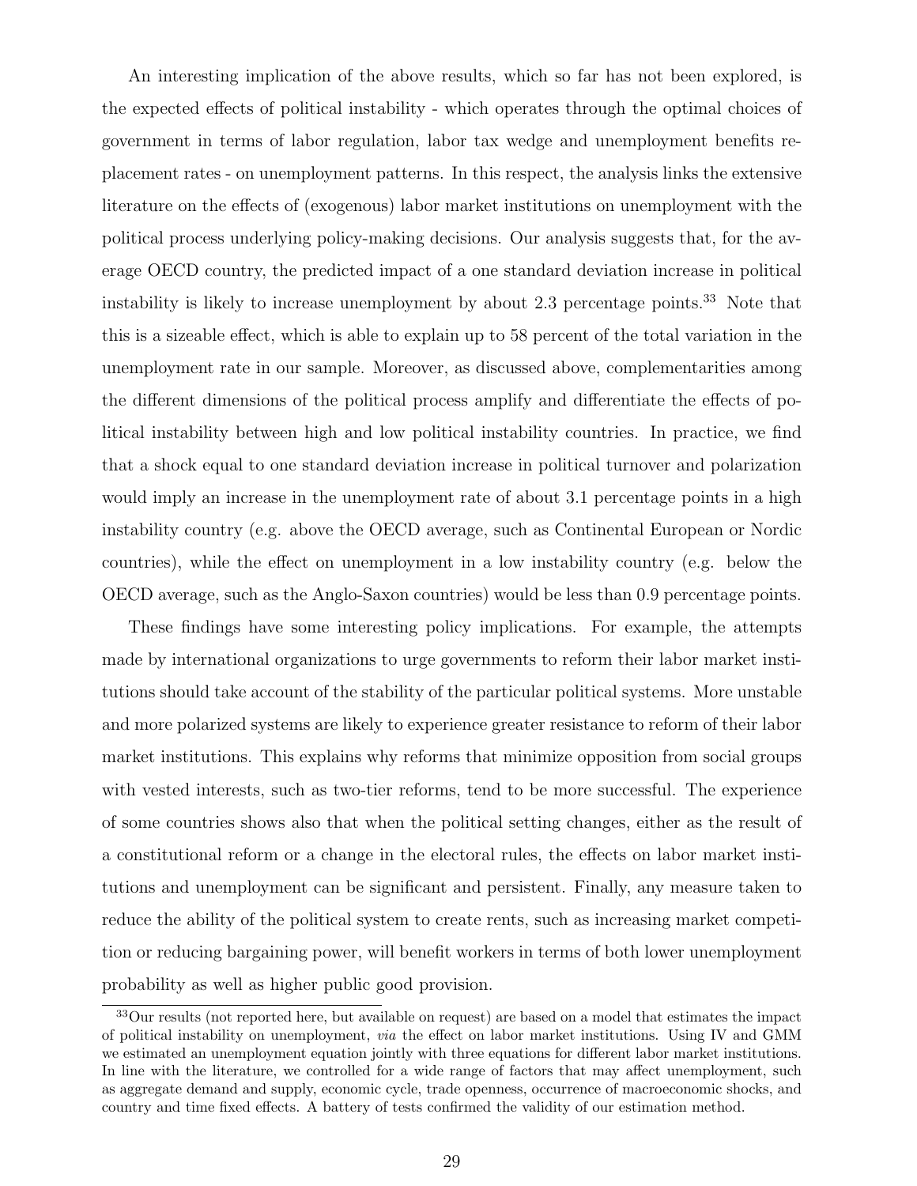An interesting implication of the above results, which so far has not been explored, is the expected effects of political instability - which operates through the optimal choices of government in terms of labor regulation, labor tax wedge and unemployment benefits replacement rates - on unemployment patterns. In this respect, the analysis links the extensive literature on the effects of (exogenous) labor market institutions on unemployment with the political process underlying policy-making decisions. Our analysis suggests that, for the average OECD country, the predicted impact of a one standard deviation increase in political instability is likely to increase unemployment by about 2.3 percentage points.[33] Note that this is a sizeable effect, which is able to explain up to 58 percent of the total variation in the unemployment rate in our sample. Moreover, as discussed above, complementarities among the different dimensions of the political process amplify and differentiate the effects of political instability between high and low political instability countries. In practice, we find that a shock equal to one standard deviation increase in political turnover and polarization would imply an increase in the unemployment rate of about 3.1 percentage points in a high instability country (e.g. above the OECD average, such as Continental European or Nordic countries), while the effect on unemployment in a low instability country (e.g. below the OECD average, such as the Anglo-Saxon countries) would be less than 0.9 percentage points.

These findings have some interesting policy implications. For example, the attempts made by international organizations to urge governments to reform their labor market institutions should take account of the stability of the particular political systems. More unstable and more polarized systems are likely to experience greater resistance to reform of their labor market institutions. This explains why reforms that minimize opposition from social groups with vested interests, such as two-tier reforms, tend to be more successful. The experience of some countries shows also that when the political setting changes, either as the result of a constitutional reform or a change in the electoral rules, the effects on labor market institutions and unemployment can be significant and persistent. Finally, any measure taken to reduce the ability of the political system to create rents, such as increasing market competition or reducing bargaining power, will benefit workers in terms of both lower unemployment probability as well as higher public good provision.

[33] Our results (not reported here, but available on request) are based on a model that estimates the impact of political instability on unemployment, *via* the effect on labor market institutions. Using IV and GMM we estimated an unemployment equation jointly with three equations for different labor market institutions. In line with the literature, we controlled for a wide range of factors that may affect unemployment, such as aggregate demand and supply, economic cycle, trade openness, occurrence of macroeconomic shocks, and country and time fixed effects. A battery of tests confirmed the validity of our estimation method.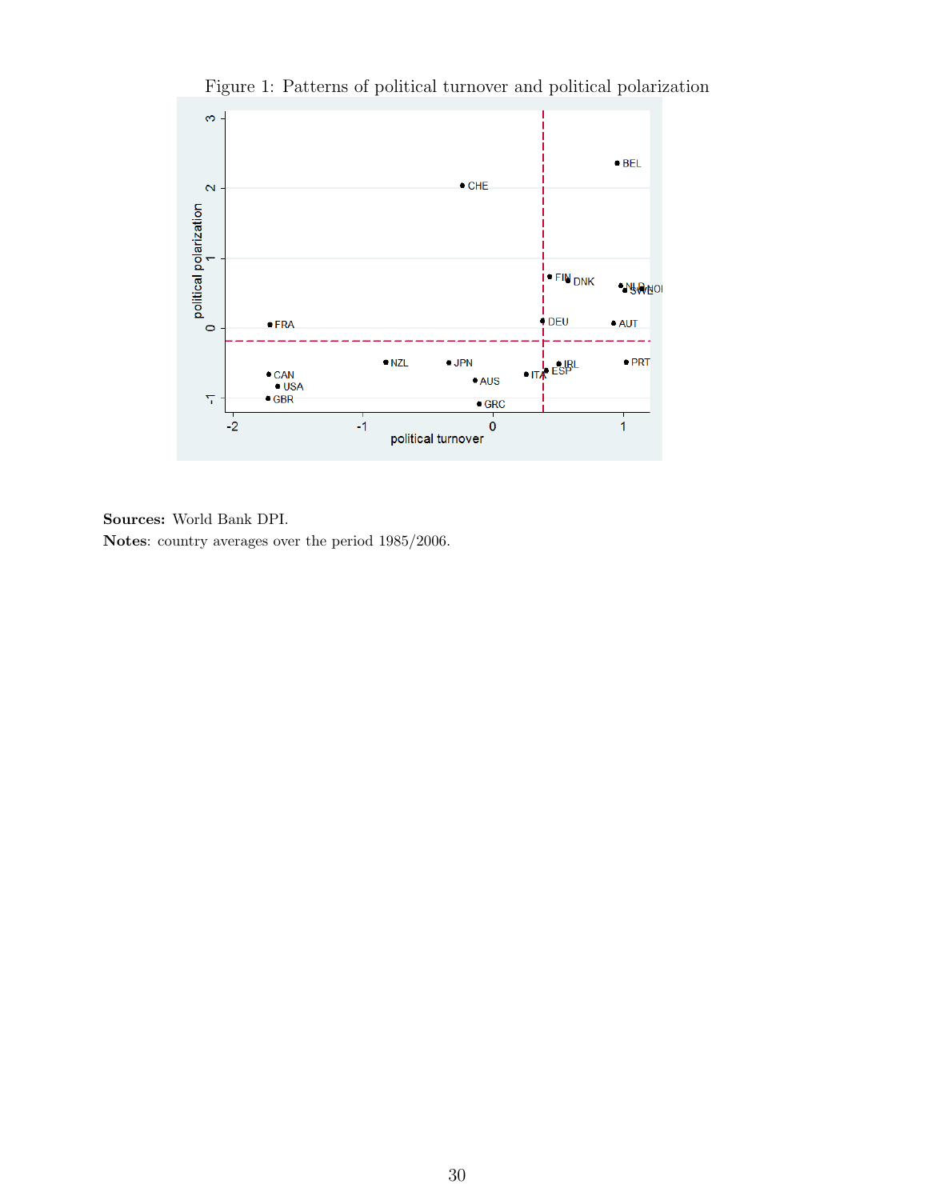Figure 1: Patterns of political turnover and political polarization

**Sources:** World Bank DPI.

**Notes**: country averages over the period 1985/2006.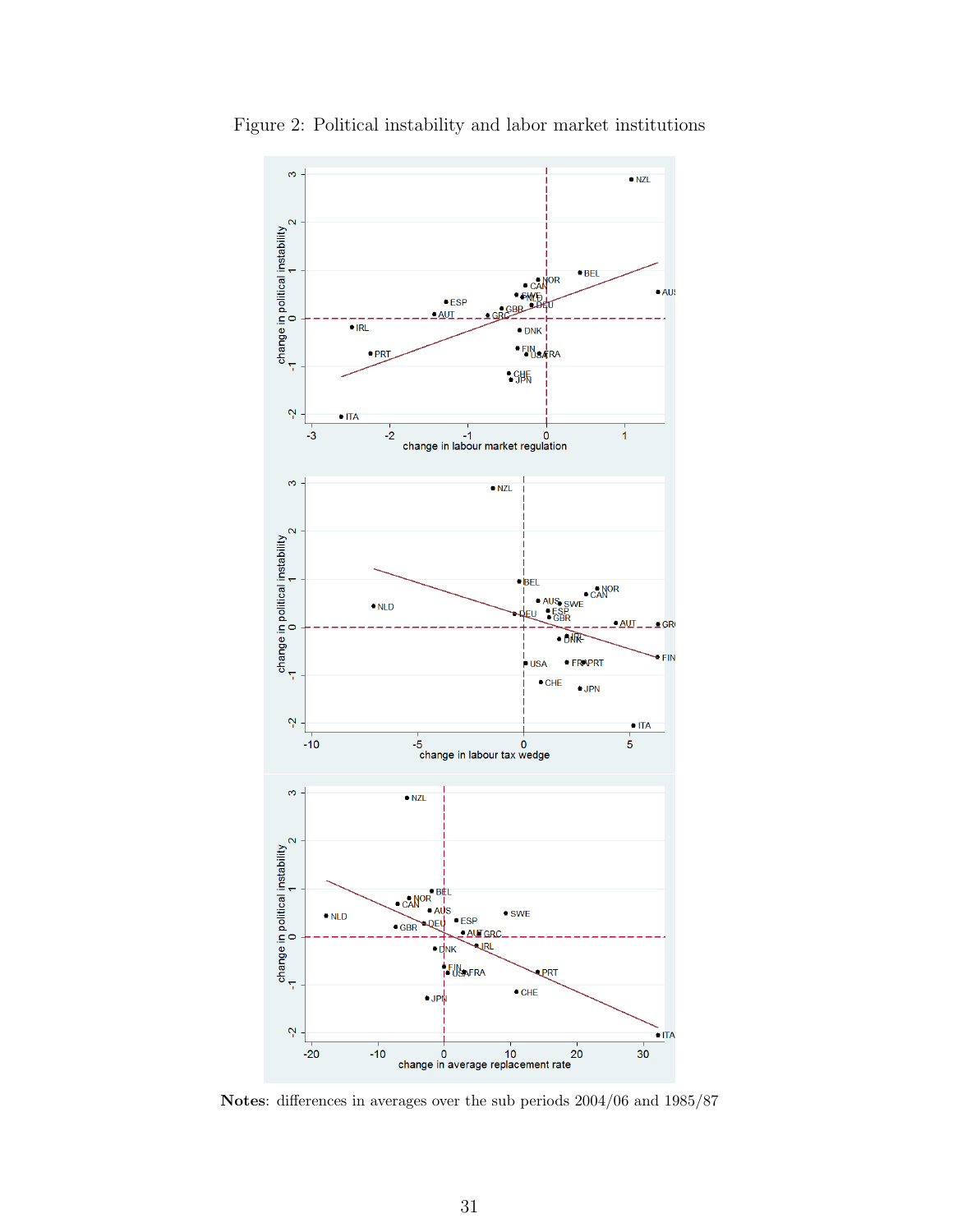Figure 2: Political instability and labor market institutions

**Notes**: differences in averages over the sub periods 2004/06 and 1985/87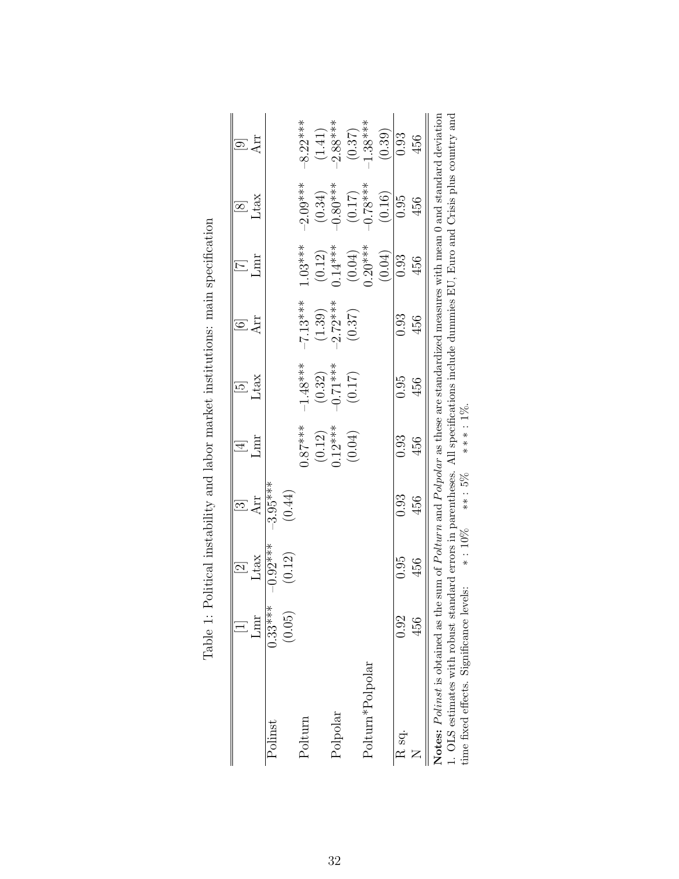Table 1: Political instability and labor market institutions: main specification

| | [1] | [2] | [3] | [4] | [5] | [6] | [7] | [8] | [9] |
|---|---|---|---|---|---|---|---|---|---|
| | Lmr | Ltax | Arr | Lmr | Ltax | Arr | Lmr | Ltax | Arr |
| Polinst | 0.33*** | -0.92*** | -3.95*** | | | | | | |
| | (0.05) | (0.12) | (0.44) | | | | | | |
| Polturn | | | | 0.87*** | -1.48*** | -7.13*** | 1.03*** | -2.09*** | -8.22*** |
| | | | | (0.12) | (0.32) | (1.39) | (0.12) | (0.34) | (1.41) |
| Polpolar | | | | 0.12*** | -0.71*** | -2.72*** | 0.14*** | -0.80*** | -2.88*** |
| | | | | (0.04) | (0.17) | (0.37) | (0.04) | (0.17) | (0.37) |
| Polturn*Polpolar | | | | | | | 0.20*** | -0.78*** | -1.38*** |
| | | | | | | | (0.04) | (0.16) | (0.39) |
| R sq. | 0.92 | 0.95 | 0.93 | 0.93 | 0.95 | 0.93 | 0.93 | 0.95 | 0.93 |
| N | 456 | 456 | 456 | 456 | 456 | 456 | 456 | 456 | 456 |

**Notes:** *Polinst* is obtained as the sum of *Polturn* and *Polpolar* as these are standardized measures with mean 0 and standard deviation 1. OLS estimates with robust standard errors in parentheses. All specifications include dummies EU, Euro and Crisis plus country and time fixed effects. Significance levels: $*: 10\%$ $**: 5\%$ $***: 1\%$.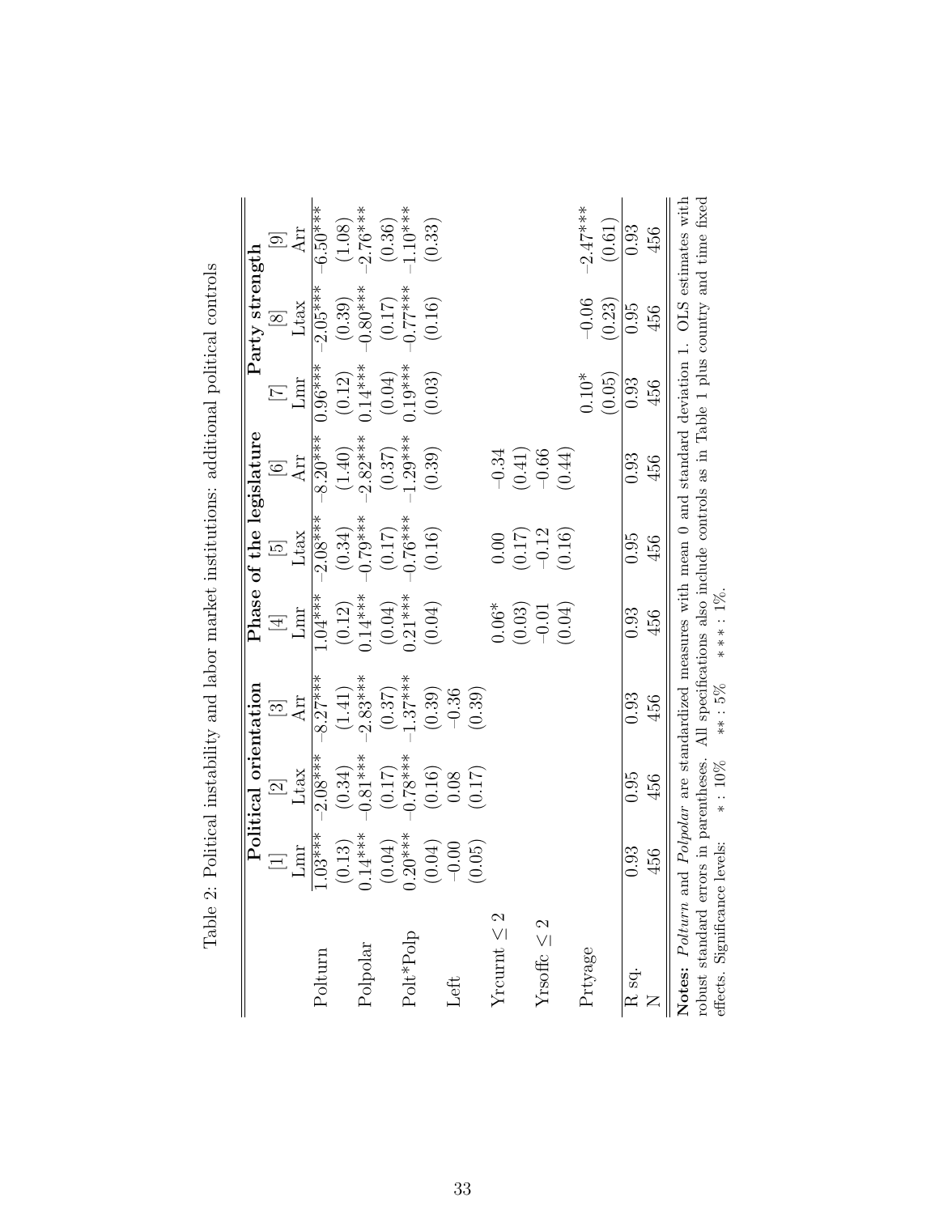Table 2: Political instability and labor market institutions: additional political controls

| | Political orientation | | | Phase of the legislature | | | Party strength | | |
|---|---|---|---|---|---|---|---|---|---|
| | [1] | [2] | [3] | [4] | [5] | [6] | [7] | [8] | [9] |
| | Lmr | Ltax | Arr | Lmr | Ltax | Arr | Lmr | Ltax | Arr |
| Polturn | 1.03*** | -2.08*** | -8.27*** | 1.04*** | -2.08*** | -8.20*** | 0.96*** | -2.05*** | -6.50*** |
| | (0.13) | (0.34) | (1.41) | (0.12) | (0.34) | (1.40) | (0.12) | (0.39) | (1.08) |
| Polpolar | 0.14*** | -0.81*** | -2.83*** | 0.14*** | -0.79*** | -2.82*** | 0.14*** | -0.80*** | -2.76*** |
| | (0.04) | (0.17) | (0.37) | (0.04) | (0.17) | (0.37) | (0.04) | (0.17) | (0.36) |
| Polt*Polp | 0.20*** | -0.78*** | -1.37*** | 0.21*** | -0.76*** | -1.29*** | 0.19*** | -0.77*** | -1.10*** |
| | (0.04) | (0.16) | (0.39) | (0.04) | (0.16) | (0.39) | (0.03) | (0.16) | (0.33) |
| Left | -0.00 | 0.08 | -0.36 | | | | | | |
| | (0.05) | (0.17) | (0.39) | | | | | | |
| Yrcurnt $\leq 2$ | | | | 0.06* | 0.00 | -0.34 | | | |
| | | | | (0.03) | (0.17) | (0.41) | | | |
| Yrsoffc $\leq 2$ | | | | -0.01 | -0.12 | -0.66 | | | |
| | | | | (0.04) | (0.16) | (0.44) | | | |
| Prtyage | | | | | | | 0.10* | -0.06 | -2.47*** |
| | | | | | | | (0.05) | (0.23) | (0.61) |
| R sq. | 0.93 | 0.95 | 0.93 | 0.93 | 0.95 | 0.93 | 0.93 | 0.95 | 0.93 |
| N | 456 | 456 | 456 | 456 | 456 | 456 | 456 | 456 | 456 |

**Notes:** *Polturn* and *Polpolar* are standardized measures with mean 0 and standard deviation 1. OLS estimates with robust standard errors in parentheses. All specifications also include controls as in Table 1 plus country and time fixed effects. Significance levels: * : 10% ** : 5% *** : 1%.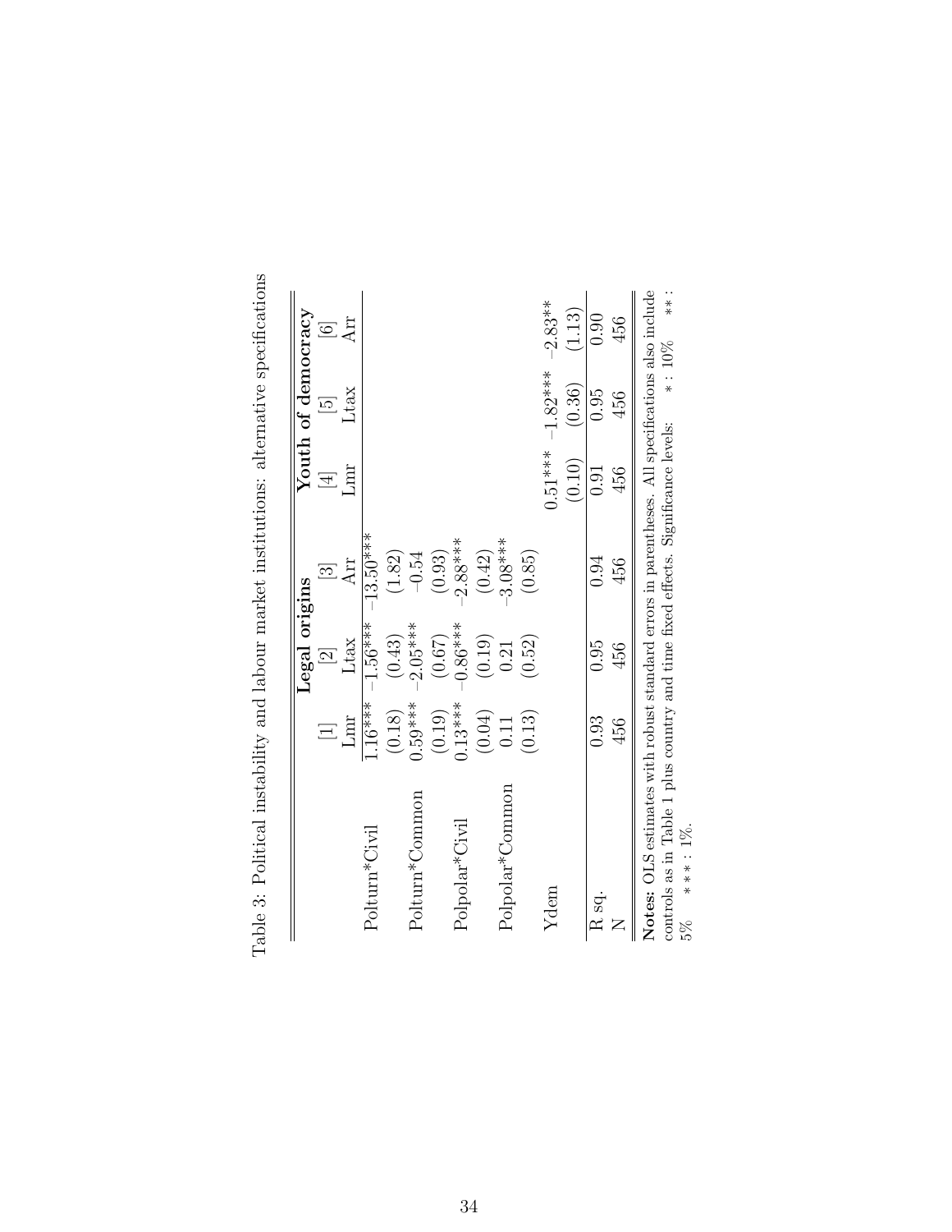Table 3: Political instability and labour market institutions: alternative specifications

| | Legal origins | | | Youth of democracy | | |
|---|---|---|---|---|---|---|
| | [1] | [2] | [3] | [4] | [5] | [6] |
| | Lmr | Ltax | Arr | Lmr | Ltax | Arr |
| Polturn*Civil | 1.16*** | −1.56*** | −13.50*** | | | |
| | (0.18) | (0.43) | (1.82) | | | |
| Polturn*Common | 0.59*** | −2.05*** | −0.54 | | | |
| | (0.19) | (0.67) | (0.93) | | | |
| Polpolar*Civil | 0.13*** | −0.86*** | −2.88*** | | | |
| | (0.04) | (0.19) | (0.42) | | | |
| Polpolar*Common | 0.11 | 0.21 | −3.08*** | | | |
| | (0.13) | (0.52) | (0.85) | | | |
| Ydem | | | | 0.51*** | −1.82*** | −2.83** |
| | | | | (0.10) | (0.36) | (1.13) |
| R sq. | 0.93 | 0.95 | 0.94 | 0.91 | 0.95 | 0.90 |
| N | 456 | 456 | 456 | 456 | 456 | 456 |

**Notes:** OLS estimates with robust standard errors in parentheses. All specifications also include controls as in Table 1 plus country and time fixed effects. Significance levels: $*$ : 10% $**$ : 5% $***$ : 1%.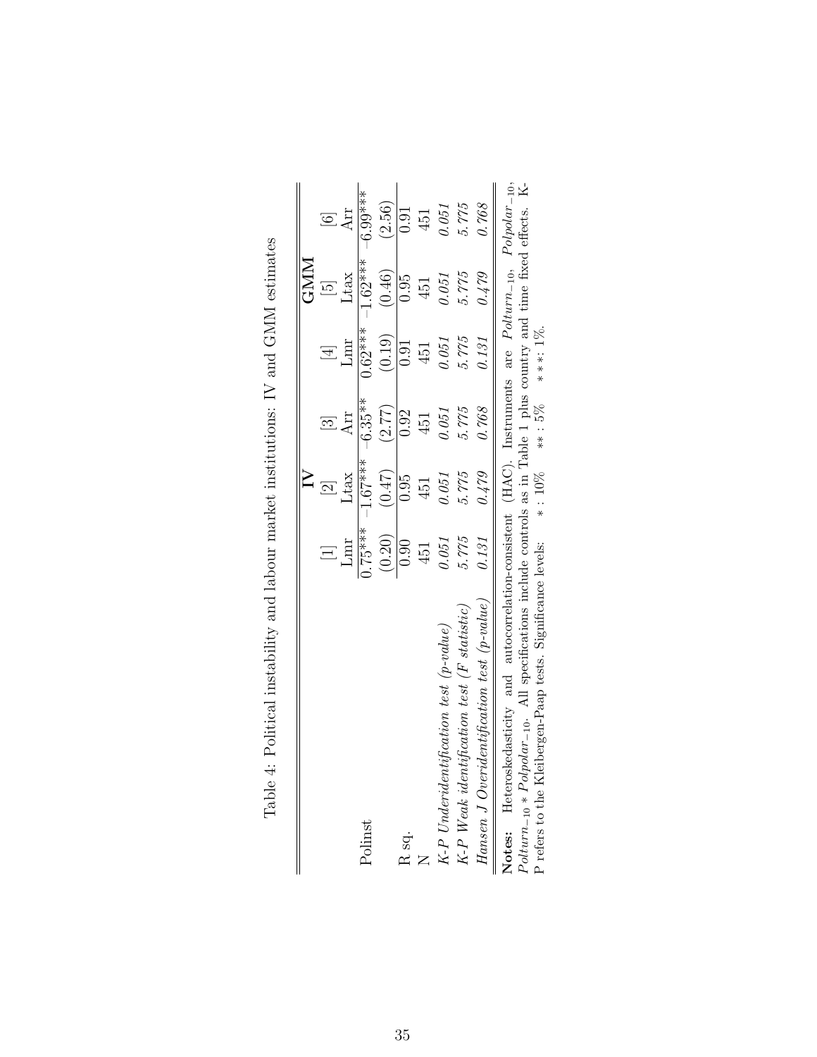Table 4: Political instability and labour market institutions: IV and GMM estimates

| | IV | | | GMM | | |
|---|---|---|---|---|---|---|
| | [1] | [2] | [3] | [4] | [5] | [6] |
| | Lmr | Ltax | Arr | Lmr | Ltax | Arr |
| Polinst | 0.75*** | -1.67*** | -6.35** | 0.62*** | -1.62*** | -6.99*** |
| | (0.20) | (0.47) | (2.77) | (0.19) | (0.46) | (2.56) |
| R sq. | 0.90 | 0.95 | 0.92 | 0.91 | 0.95 | 0.91 |
| N | 451 | 451 | 451 | 451 | 451 | 451 |
| *K-P Underidentification test (p-value)* | *0.051* | *0.051* | *0.051* | *0.051* | *0.051* | *0.051* |
| *K-P Weak identification test (F statistic)* | *5.775* | *5.775* | *5.775* | *5.775* | *5.775* | *5.775* |
| *Hansen J Overidentification test (p-value)* | *0.131* | *0.479* | *0.768* | *0.131* | *0.479* | *0.768* |

**Notes:** Heteroskedasticity and autocorrelation-consistent (HAC). Instruments are $Polturn_{-10}$, $Polpolar_{-10}$, $Polturn_{-10} * Polpolar_{-10}$. All specifications include controls as in Table 1 plus country and time fixed effects. K-P refers to the Kleibergen-Paap tests. Significance levels: $*: 10\%$ $**: 5\%$ $***: 1\%$.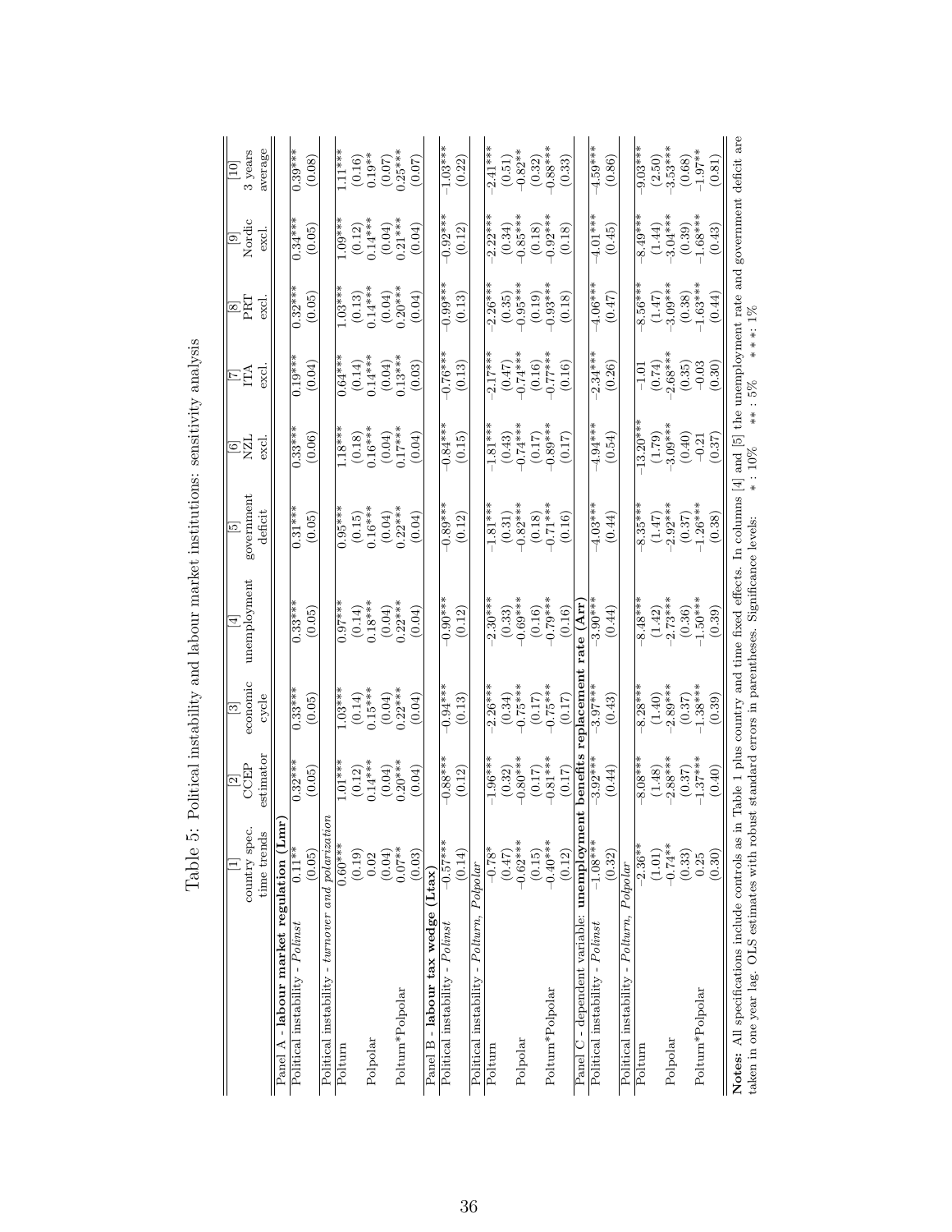Table 5: Political instability and labour market institutions: sensitivity analysis

| | [1] country spec. time trends | [2] CCEP estimator | [3] economic cycle | [4] unemployment | [5] government deficit | [6] NZL excl. | [7] ITA excl. | [8] PRT excl. | [9] Nordic excl. | [10] 3 years average |
|---|---|---|---|---|---|---|---|---|---|---|
| **Panel A - labour market regulation (Lmr)** | | | | | | | | | | |
| Political instability - *Polinst* | 0.11** | 0.32*** | 0.33*** | 0.33*** | 0.31*** | 0.33*** | 0.19*** | 0.32*** | 0.34*** | 0.39*** |
| | (0.05) | (0.05) | (0.05) | (0.05) | (0.05) | (0.06) | (0.04) | (0.05) | (0.05) | (0.08) |
| Political instability - *turnover and polarization* | | | | | | | | | | |
| Polturn | 0.60*** | 1.01*** | 1.03*** | 0.97*** | 0.95*** | 1.18*** | 0.64*** | 1.03*** | 1.09*** | 1.11*** |
| | (0.19) | (0.12) | (0.14) | (0.14) | (0.15) | (0.18) | (0.14) | (0.13) | (0.12) | (0.16) |
| Polpolar | 0.02 | 0.14*** | 0.15*** | 0.18*** | 0.16*** | 0.16*** | 0.14*** | 0.14*** | 0.14*** | 0.19** |
| | (0.04) | (0.04) | (0.04) | (0.04) | (0.04) | (0.04) | (0.04) | (0.04) | (0.04) | (0.07) |
| Polturn*Polpolar | 0.07** | 0.20*** | 0.22*** | 0.22*** | 0.22*** | 0.17*** | 0.13*** | 0.20*** | 0.21*** | 0.25*** |
| | (0.03) | (0.04) | (0.04) | (0.04) | (0.04) | (0.04) | (0.03) | (0.04) | (0.04) | (0.07) |
| **Panel B - labour tax wedge (Ltax)** | | | | | | | | | | |
| Political instability - *Polinst* | -0.57*** | -0.88*** | -0.94*** | -0.90*** | -0.89*** | -0.84*** | -0.76*** | -0.99*** | -0.92*** | -1.03*** |
| | (0.14) | (0.12) | (0.13) | (0.12) | (0.12) | (0.15) | (0.13) | (0.13) | (0.12) | (0.22) |
| Political instability - *Polturn, Polpolar* | | | | | | | | | | |
| Polturn | -0.78* | -1.96*** | -2.26*** | -2.30*** | -1.81*** | -1.81*** | -2.17*** | -2.26*** | -2.22*** | -2.41*** |
| | (0.47) | (0.32) | (0.34) | (0.33) | (0.31) | (0.43) | (0.47) | (0.35) | (0.34) | (0.51) |
| Polpolar | -0.62*** | -0.80*** | -0.75*** | -0.69*** | -0.82*** | -0.74*** | -0.74*** | -0.95*** | -0.85*** | -0.82** |
| | (0.15) | (0.17) | (0.17) | (0.16) | (0.18) | (0.17) | (0.16) | (0.19) | (0.18) | (0.32) |
| Polturn*Polpolar | -0.40*** | -0.81*** | -0.75*** | -0.79*** | -0.71*** | -0.89*** | -0.77*** | -0.93*** | -0.92*** | -0.88*** |
| | (0.12) | (0.17) | (0.17) | (0.16) | (0.16) | (0.17) | (0.16) | (0.18) | (0.18) | (0.33) |
| **Panel C - dependent variable: unemployment benefits replacement rate (Arr)** | | | | | | | | | | |
| Political instability - *Polinst* | -1.08*** | -3.92*** | -3.97*** | -3.90*** | -4.03*** | -4.94*** | -2.34*** | -4.06*** | -4.01*** | -4.59*** |
| | (0.32) | (0.44) | (0.43) | (0.44) | (0.44) | (0.54) | (0.26) | (0.47) | (0.45) | (0.86) |
| Political instability - *Polturn, Polpolar* | | | | | | | | | | |
| Polturn | -2.36** | -8.08*** | -8.28*** | -8.48*** | -8.35*** | -13.20*** | -1.01 | -8.56*** | -8.49*** | -9.03*** |
| | (1.01) | (1.48) | (1.40) | (1.42) | (1.47) | (1.79) | (0.74) | (1.47) | (1.44) | (2.50) |
| Polpolar | -0.74** | -2.88*** | -2.89*** | -2.73*** | -2.92*** | -3.09*** | -2.68*** | -3.09*** | -3.04*** | -3.53*** |
| | (0.33) | (0.37) | (0.37) | (0.36) | (0.37) | (0.40) | (0.35) | (0.38) | (0.39) | (0.68) |
| Polturn*Polpolar | 0.25 | -1.37*** | -1.38*** | -1.50*** | -1.26*** | -0.21 | -0.03 | -1.63*** | -1.68*** | -1.97** |
| | (0.30) | (0.40) | (0.39) | (0.39) | (0.38) | (0.37) | (0.30) | (0.44) | (0.43) | (0.81) |

**Notes:** All specifications include controls as in Table 1 plus country and time fixed effects. In columns [4] and [5] the unemployment rate and government deficit are taken in one year lag. OLS estimates with robust standard errors in parentheses. Significance levels: * : 10% ** : 5% *** : 1%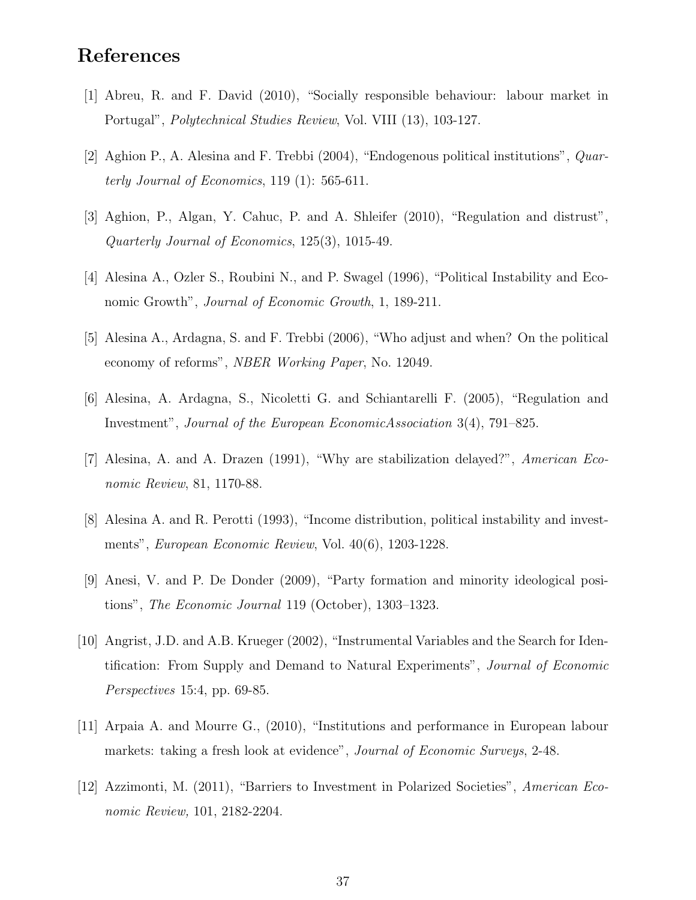# References

[1] Abreu, R. and F. David (2010), "Socially responsible behaviour: labour market in Portugal", *Polytechnical Studies Review*, Vol. VIII (13), 103-127.

[2] Aghion P., A. Alesina and F. Trebbi (2004), "Endogenous political institutions", *Quarterly Journal of Economics*, 119 (1): 565-611.

[3] Aghion, P., Algan, Y. Cahuc, P. and A. Shleifer (2010), "Regulation and distrust", *Quarterly Journal of Economics*, 125(3), 1015-49.

[4] Alesina A., Ozler S., Roubini N., and P. Swagel (1996), "Political Instability and Economic Growth", *Journal of Economic Growth*, 1, 189-211.

[5] Alesina A., Ardagna, S. and F. Trebbi (2006), "Who adjust and when? On the political economy of reforms", *NBER Working Paper*, No. 12049.

[6] Alesina, A. Ardagna, S., Nicoletti G. and Schiantarelli F. (2005), "Regulation and Investment", *Journal of the European EconomicAssociation* 3(4), 791–825.

[7] Alesina, A. and A. Drazen (1991), "Why are stabilization delayed?", *American Economic Review*, 81, 1170-88.

[8] Alesina A. and R. Perotti (1993), "Income distribution, political instability and investments", *European Economic Review*, Vol. 40(6), 1203-1228.

[9] Anesi, V. and P. De Donder (2009), "Party formation and minority ideological positions", *The Economic Journal* 119 (October), 1303–1323.

[10] Angrist, J.D. and A.B. Krueger (2002), "Instrumental Variables and the Search for Identification: From Supply and Demand to Natural Experiments", *Journal of Economic Perspectives* 15:4, pp. 69-85.

[11] Arpaia A. and Mourre G., (2010), "Institutions and performance in European labour markets: taking a fresh look at evidence", *Journal of Economic Surveys*, 2-48.

[12] Azzimonti, M. (2011), "Barriers to Investment in Polarized Societies", *American Economic Review,* 101, 2182-2204.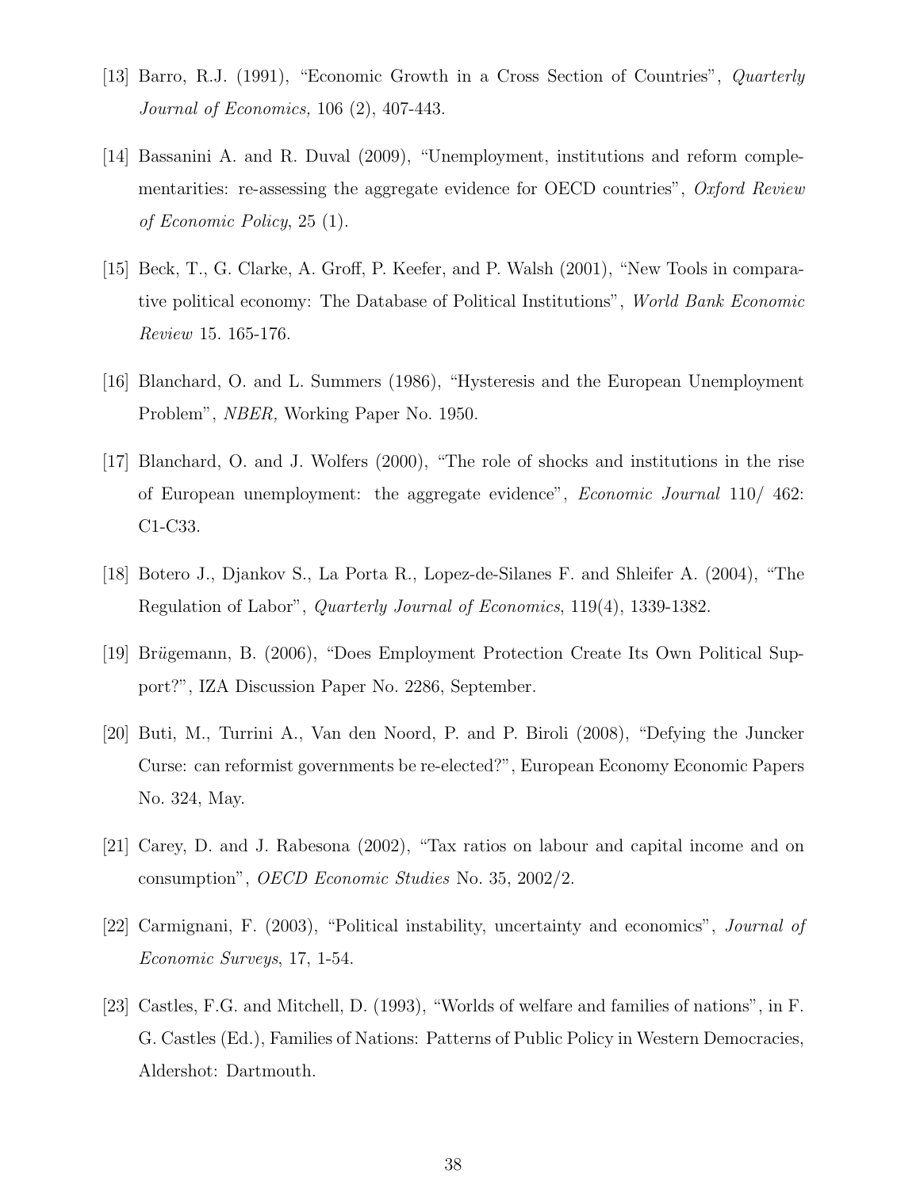[13] Barro, R.J. (1991), "Economic Growth in a Cross Section of Countries", *Quarterly Journal of Economics,* 106 (2), 407-443.

[14] Bassanini A. and R. Duval (2009), "Unemployment, institutions and reform complementarities: re-assessing the aggregate evidence for OECD countries", *Oxford Review of Economic Policy*, 25 (1).

[15] Beck, T., G. Clarke, A. Groff, P. Keefer, and P. Walsh (2001), "New Tools in comparative political economy: The Database of Political Institutions", *World Bank Economic Review* 15. 165-176.

[16] Blanchard, O. and L. Summers (1986), "Hysteresis and the European Unemployment Problem", *NBER,* Working Paper No. 1950.

[17] Blanchard, O. and J. Wolfers (2000), "The role of shocks and institutions in the rise of European unemployment: the aggregate evidence", *Economic Journal* 110/ 462: C1-C33.

[18] Botero J., Djankov S., La Porta R., Lopez-de-Silanes F. and Shleifer A. (2004), "The Regulation of Labor", *Quarterly Journal of Economics*, 119(4), 1339-1382.

[19] Brügemann, B. (2006), "Does Employment Protection Create Its Own Political Support?", IZA Discussion Paper No. 2286, September.

[20] Buti, M., Turrini A., Van den Noord, P. and P. Biroli (2008), "Defying the Juncker Curse: can reformist governments be re-elected?", European Economy Economic Papers No. 324, May.

[21] Carey, D. and J. Rabesona (2002), "Tax ratios on labour and capital income and on consumption", *OECD Economic Studies* No. 35, 2002/2.

[22] Carmignani, F. (2003), "Political instability, uncertainty and economics", *Journal of Economic Surveys*, 17, 1-54.

[23] Castles, F.G. and Mitchell, D. (1993), "Worlds of welfare and families of nations", in F. G. Castles (Ed.), Families of Nations: Patterns of Public Policy in Western Democracies, Aldershot: Dartmouth.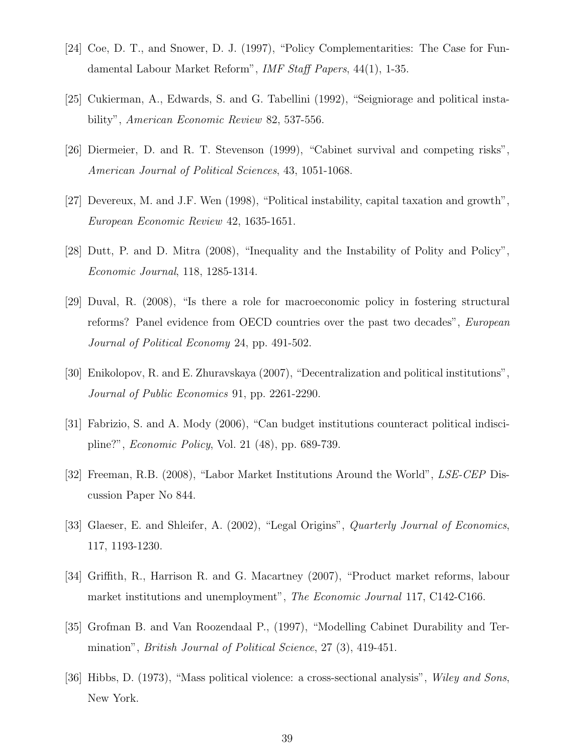[24] Coe, D. T., and Snower, D. J. (1997), "Policy Complementarities: The Case for Fundamental Labour Market Reform", *IMF Staff Papers*, 44(1), 1-35.

[25] Cukierman, A., Edwards, S. and G. Tabellini (1992), "Seigniorage and political instability", *American Economic Review* 82, 537-556.

[26] Diermeier, D. and R. T. Stevenson (1999), "Cabinet survival and competing risks", *American Journal of Political Sciences*, 43, 1051-1068.

[27] Devereux, M. and J.F. Wen (1998), "Political instability, capital taxation and growth", *European Economic Review* 42, 1635-1651.

[28] Dutt, P. and D. Mitra (2008), "Inequality and the Instability of Polity and Policy", *Economic Journal*, 118, 1285-1314.

[29] Duval, R. (2008), "Is there a role for macroeconomic policy in fostering structural reforms? Panel evidence from OECD countries over the past two decades", *European Journal of Political Economy* 24, pp. 491-502.

[30] Enikolopov, R. and E. Zhuravskaya (2007), "Decentralization and political institutions", *Journal of Public Economics* 91, pp. 2261-2290.

[31] Fabrizio, S. and A. Mody (2006), "Can budget institutions counteract political indiscipline?", *Economic Policy*, Vol. 21 (48), pp. 689-739.

[32] Freeman, R.B. (2008), "Labor Market Institutions Around the World", *LSE-CEP* Discussion Paper No 844.

[33] Glaeser, E. and Shleifer, A. (2002), "Legal Origins", *Quarterly Journal of Economics*, 117, 1193-1230.

[34] Griffith, R., Harrison R. and G. Macartney (2007), "Product market reforms, labour market institutions and unemployment", *The Economic Journal* 117, C142-C166.

[35] Grofman B. and Van Roozendaal P., (1997), "Modelling Cabinet Durability and Termination", *British Journal of Political Science*, 27 (3), 419-451.

[36] Hibbs, D. (1973), "Mass political violence: a cross-sectional analysis", *Wiley and Sons*, New York.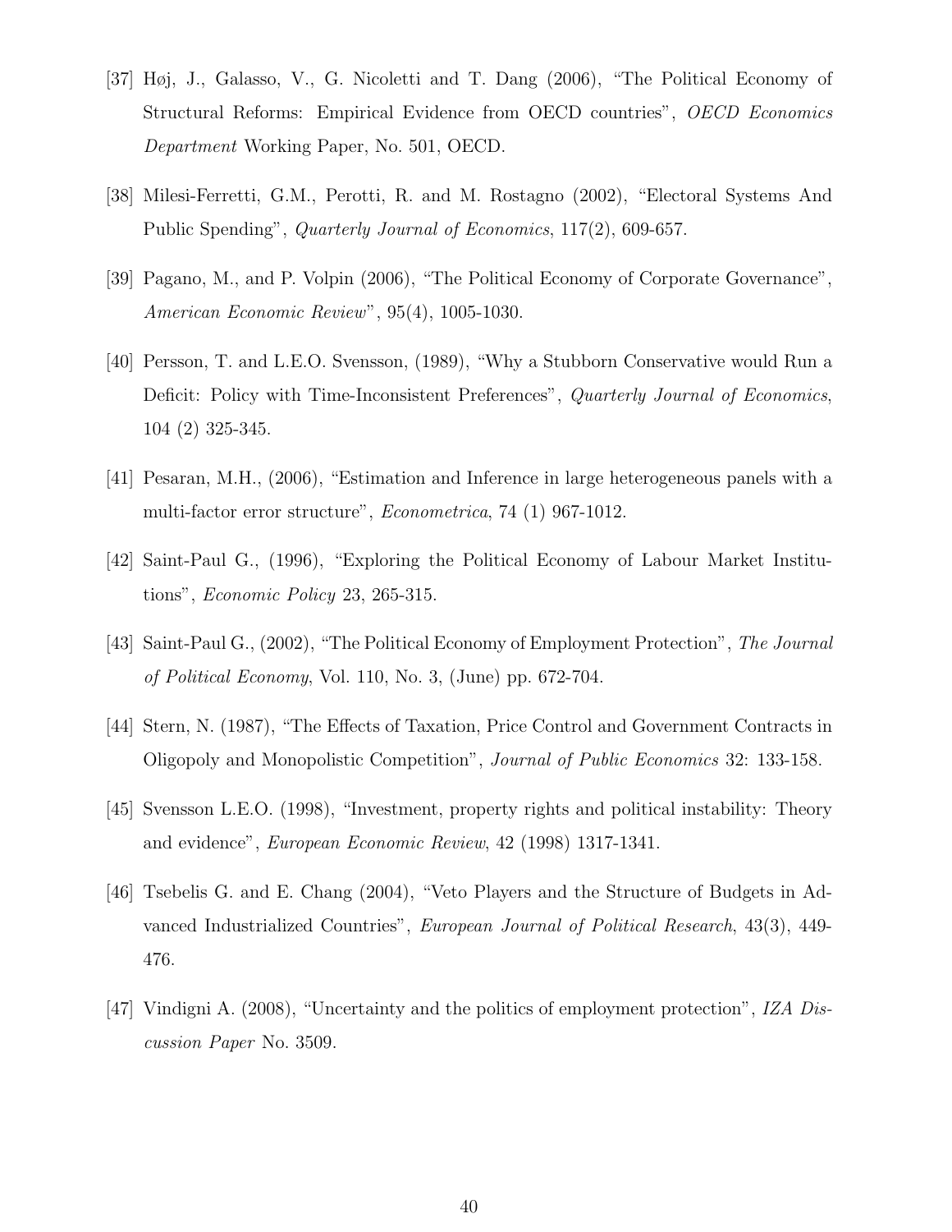[37] Høj, J., Galasso, V., G. Nicoletti and T. Dang (2006), "The Political Economy of Structural Reforms: Empirical Evidence from OECD countries", *OECD Economics Department* Working Paper, No. 501, OECD.

[38] Milesi-Ferretti, G.M., Perotti, R. and M. Rostagno (2002), "Electoral Systems And Public Spending", *Quarterly Journal of Economics*, 117(2), 609-657.

[39] Pagano, M., and P. Volpin (2006), "The Political Economy of Corporate Governance", *American Economic Review*", 95(4), 1005-1030.

[40] Persson, T. and L.E.O. Svensson, (1989), "Why a Stubborn Conservative would Run a Deficit: Policy with Time-Inconsistent Preferences", *Quarterly Journal of Economics*, 104 (2) 325-345.

[41] Pesaran, M.H., (2006), "Estimation and Inference in large heterogeneous panels with a multi-factor error structure", *Econometrica*, 74 (1) 967-1012.

[42] Saint-Paul G., (1996), "Exploring the Political Economy of Labour Market Institutions", *Economic Policy* 23, 265-315.

[43] Saint-Paul G., (2002), "The Political Economy of Employment Protection", *The Journal of Political Economy*, Vol. 110, No. 3, (June) pp. 672-704.

[44] Stern, N. (1987), "The Effects of Taxation, Price Control and Government Contracts in Oligopoly and Monopolistic Competition", *Journal of Public Economics* 32: 133-158.

[45] Svensson L.E.O. (1998), "Investment, property rights and political instability: Theory and evidence", *European Economic Review*, 42 (1998) 1317-1341.

[46] Tsebelis G. and E. Chang (2004), "Veto Players and the Structure of Budgets in Advanced Industrialized Countries", *European Journal of Political Research*, 43(3), 449-476.

[47] Vindigni A. (2008), "Uncertainty and the politics of employment protection", *IZA Discussion Paper* No. 3509.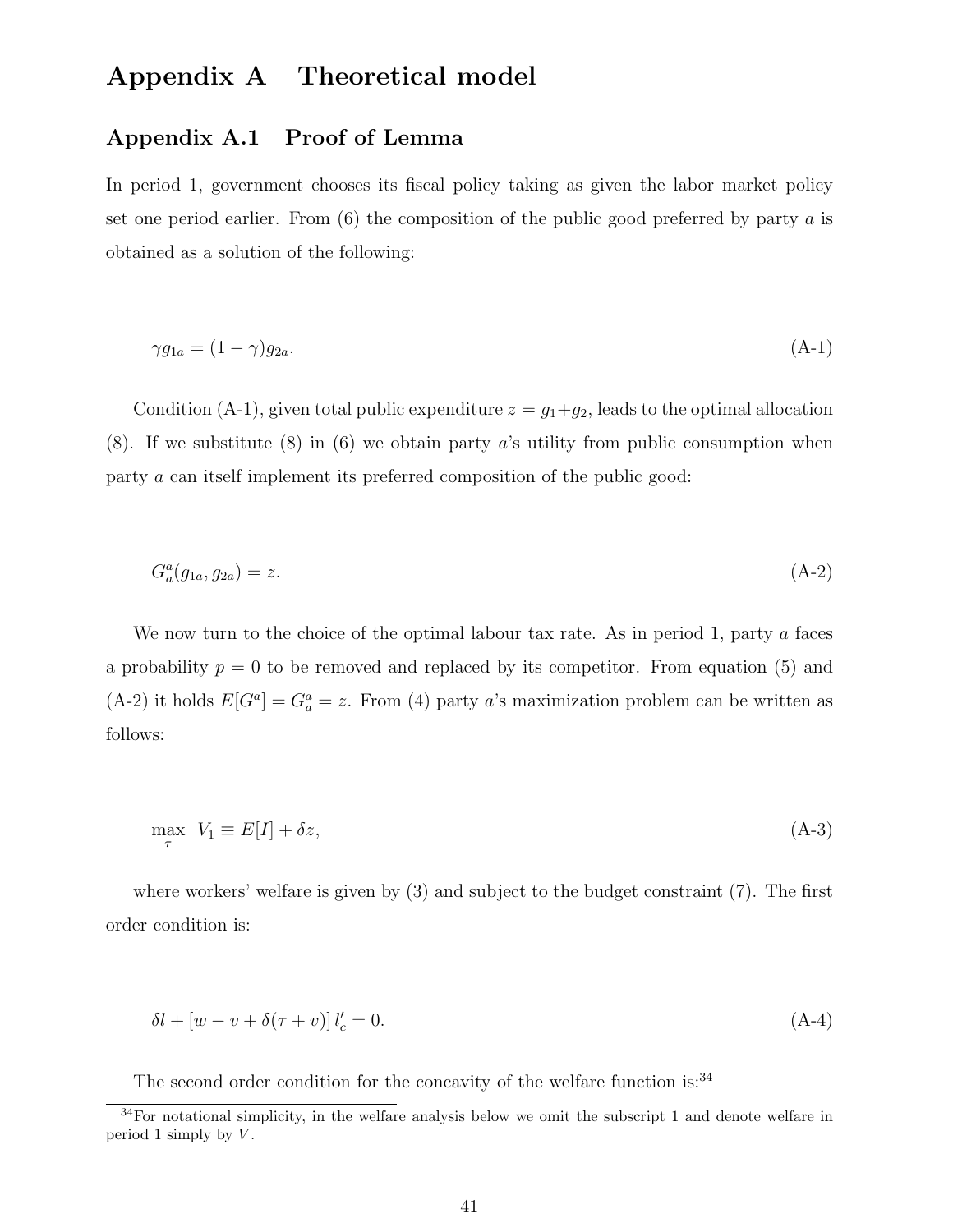# Appendix A Theoretical model

## Appendix A.1 Proof of Lemma

In period 1, government chooses its fiscal policy taking as given the labor market policy set one period earlier. From (6) the composition of the public good preferred by party $a$ is obtained as a solution of the following:

$$\gamma g_{1a} = (1 - \gamma) g_{2a}. \tag{A-1}$$

Condition (A-1), given total public expenditure $z = g_1 + g_2$, leads to the optimal allocation (8). If we substitute (8) in (6) we obtain party $a$'s utility from public consumption when party $a$ can itself implement its preferred composition of the public good:

$$G_a^a(g_{1a}, g_{2a}) = z. \tag{A-2}$$

We now turn to the choice of the optimal labour tax rate. As in period 1, party $a$ faces a probability $p = 0$ to be removed and replaced by its competitor. From equation (5) and (A-2) it holds $E[G^a] = G_a^a = z$. From (4) party $a$'s maximization problem can be written as follows:

$$\max_{\tau} \; V_1 \equiv E[I] + \delta z, \tag{A-3}$$

where workers' welfare is given by (3) and subject to the budget constraint (7). The first order condition is:

$$\delta l + \left[ w - v + \delta(\tau + v) \right] l_c' = 0. \tag{A-4}$$

The second order condition for the concavity of the welfare function is:[34]

[34] For notational simplicity, in the welfare analysis below we omit the subscript 1 and denote welfare in period 1 simply by $V$.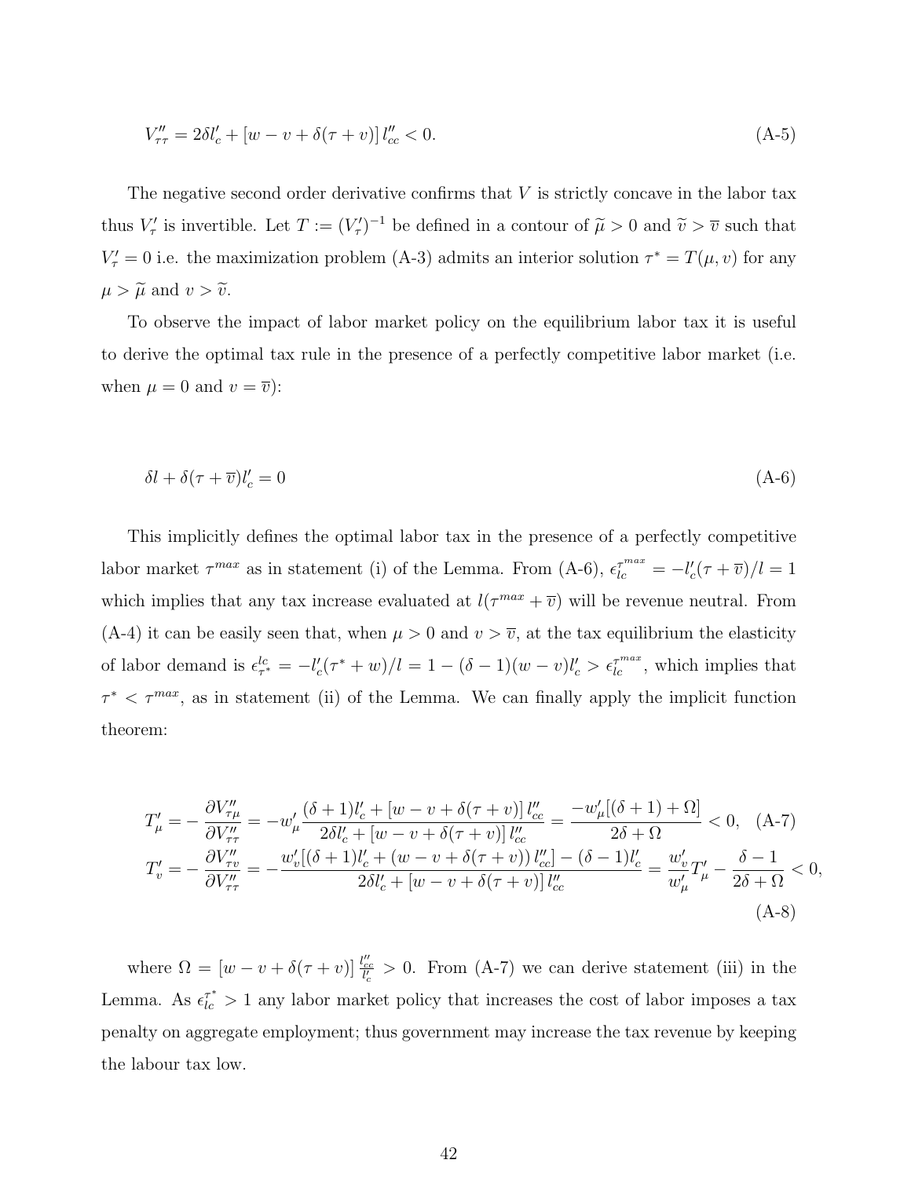$$V''_{\tau\tau} = 2\delta l'_c + [w - v + \delta(\tau + v)]\, l''_{cc} < 0. \tag{A-5}$$

The negative second order derivative confirms that $V$ is strictly concave in the labor tax thus $V'_\tau$ is invertible. Let $T := (V'_\tau)^{-1}$ be defined in a contour of $\widetilde{\mu} > 0$ and $\widetilde{v} > \overline{v}$ such that $V'_\tau = 0$ i.e. the maximization problem (A-3) admits an interior solution $\tau^* = T(\mu, v)$ for any $\mu > \widetilde{\mu}$ and $v > \widetilde{v}$.

To observe the impact of labor market policy on the equilibrium labor tax it is useful to derive the optimal tax rule in the presence of a perfectly competitive labor market (i.e. when $\mu = 0$ and $v = \overline{v}$):

$$\delta l + \delta(\tau + \overline{v}) l'_c = 0 \tag{A-6}$$

This implicitly defines the optimal labor tax in the presence of a perfectly competitive labor market $\tau^{max}$ as in statement (i) of the Lemma. From (A-6), $\epsilon^{\tau^{max}}_{lc} = -l'_c(\tau + \overline{v})/l = 1$ which implies that any tax increase evaluated at $l(\tau^{max} + \overline{v})$ will be revenue neutral. From (A-4) it can be easily seen that, when $\mu > 0$ and $v > \overline{v}$, at the tax equilibrium the elasticity of labor demand is $\epsilon^{lc}_{\tau^*} = -l'_c(\tau^* + w)/l = 1 - (\delta - 1)(w - v)l'_c > \epsilon^{\tau^{max}}_{lc}$, which implies that $\tau^* < \tau^{max}$, as in statement (ii) of the Lemma. We can finally apply the implicit function theorem:

$$T'_\mu = -\frac{\partial V''_{\tau\mu}}{\partial V''_{\tau\tau}} = -w'_\mu \frac{(\delta + 1)l'_c + [w - v + \delta(\tau + v)]\, l''_{cc}}{2\delta l'_c + [w - v + \delta(\tau + v)]\, l''_{cc}} = \frac{-w'_\mu[(\delta + 1) + \Omega]}{2\delta + \Omega} < 0, \tag{A-7}$$

$$T'_v = -\frac{\partial V''_{\tau v}}{\partial V''_{\tau\tau}} = -\frac{w'_v[(\delta + 1)l'_c + (w - v + \delta(\tau + v))\, l''_{cc}] - (\delta - 1)l'_c}{2\delta l'_c + [w - v + \delta(\tau + v)]\, l''_{cc}} = \frac{w'_v}{w'_\mu} T'_\mu - \frac{\delta - 1}{2\delta + \Omega} < 0, \tag{A-8}$$

where $\Omega = [w - v + \delta(\tau + v)] \frac{l''_{cc}}{l'_c} > 0$. From (A-7) we can derive statement (iii) in the Lemma. As $\epsilon^{\tau^*}_{lc} > 1$ any labor market policy that increases the cost of labor imposes a tax penalty on aggregate employment; thus government may increase the tax revenue by keeping the labour tax low.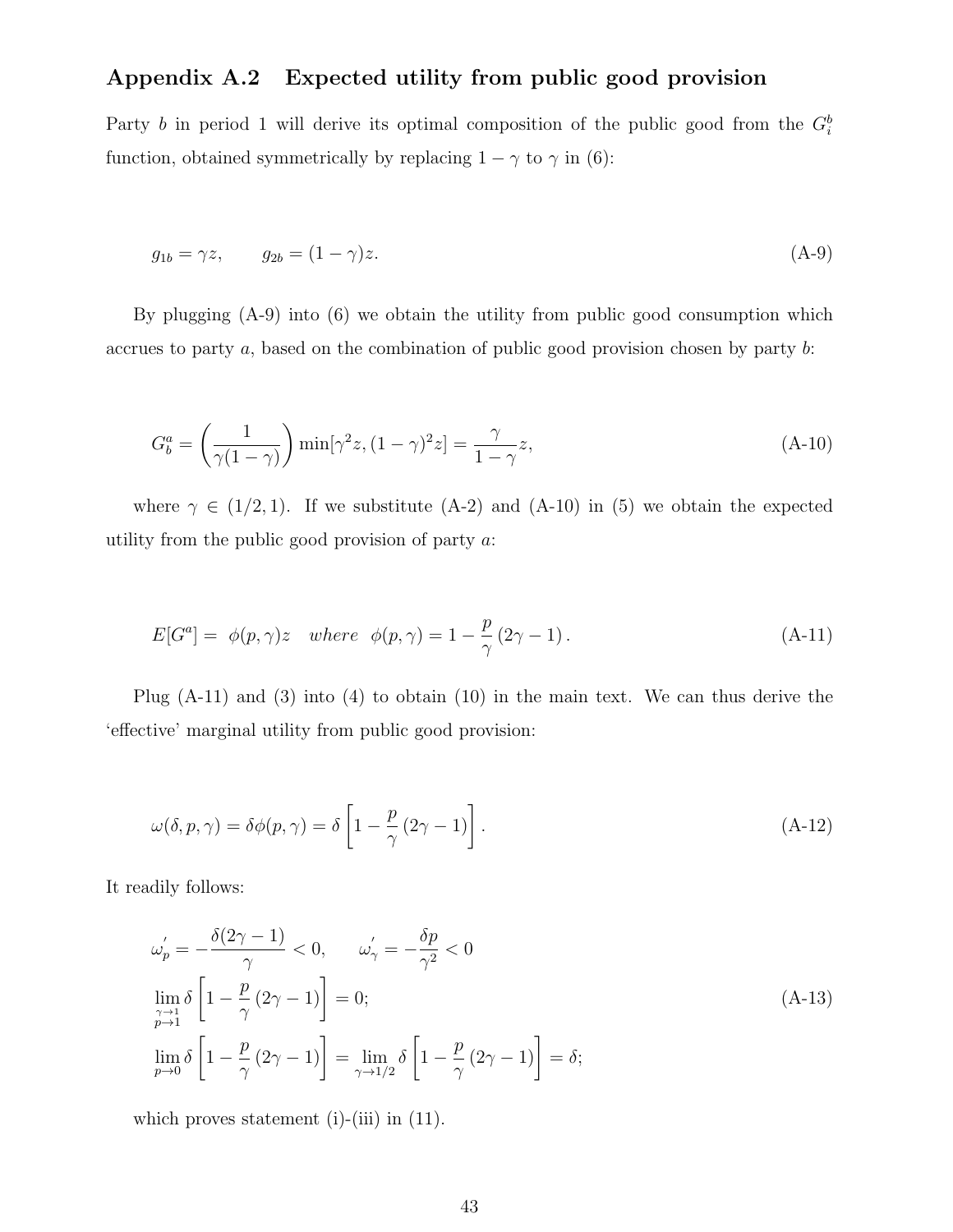## Appendix A.2 Expected utility from public good provision

Party $b$ in period 1 will derive its optimal composition of the public good from the $G_i^b$ function, obtained symmetrically by replacing $1-\gamma$ to $\gamma$ in (6):

$$g_{1b} = \gamma z, \qquad g_{2b} = (1-\gamma)z. \tag{A-9}$$

By plugging (A-9) into (6) we obtain the utility from public good consumption which accrues to party $a$, based on the combination of public good provision chosen by party $b$:

$$G_b^a = \left(\frac{1}{\gamma(1-\gamma)}\right) \min[\gamma^2 z, (1-\gamma)^2 z] = \frac{\gamma}{1-\gamma} z, \tag{A-10}$$

where $\gamma \in (1/2, 1)$. If we substitute (A-2) and (A-10) in (5) we obtain the expected utility from the public good provision of party $a$:

$$E[G^a] = \ \phi(p,\gamma)z \quad where \ \ \phi(p,\gamma) = 1 - \frac{p}{\gamma}\left(2\gamma - 1\right). \tag{A-11}$$

Plug (A-11) and (3) into (4) to obtain (10) in the main text. We can thus derive the 'effective' marginal utility from public good provision:

$$\omega(\delta, p, \gamma) = \delta\phi(p,\gamma) = \delta\left[1 - \frac{p}{\gamma}\left(2\gamma - 1\right)\right]. \tag{A-12}$$

It readily follows:

$$\begin{aligned}
&\omega_p^{'} = -\frac{\delta(2\gamma-1)}{\gamma} < 0, \qquad \omega_\gamma^{'} = -\frac{\delta p}{\gamma^2} < 0 \\
&\lim_{\substack{\gamma\to 1 \\ p\to 1}} \delta\left[1 - \frac{p}{\gamma}\left(2\gamma - 1\right)\right] = 0; \\
&\lim_{p\to 0} \delta\left[1 - \frac{p}{\gamma}\left(2\gamma - 1\right)\right] = \lim_{\gamma\to 1/2} \delta\left[1 - \frac{p}{\gamma}\left(2\gamma - 1\right)\right] = \delta;
\end{aligned} \tag{A-13}$$

which proves statement (i)-(iii) in (11).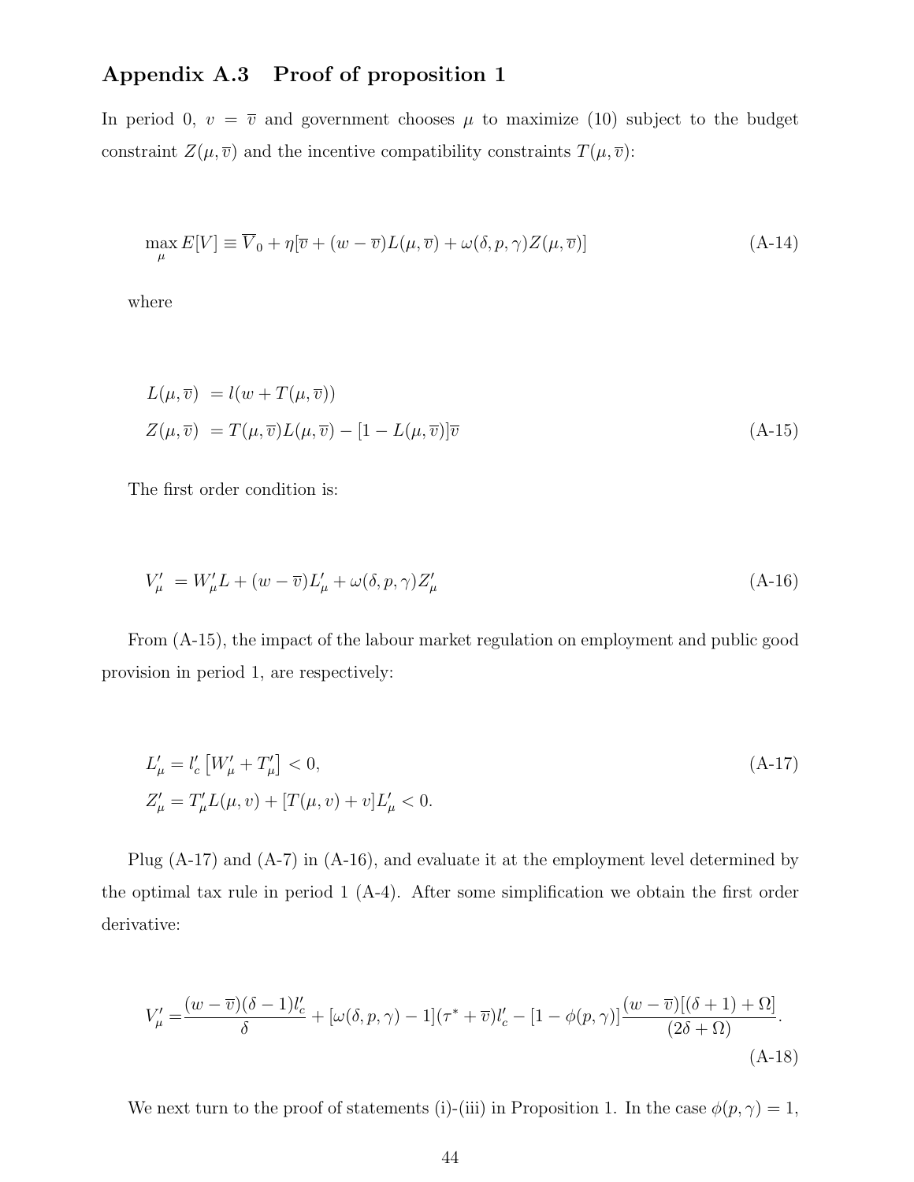## Appendix A.3 Proof of proposition 1

In period 0, $v = \overline{v}$ and government chooses $\mu$ to maximize (10) subject to the budget constraint $Z(\mu, \overline{v})$ and the incentive compatibility constraints $T(\mu, \overline{v})$:

$$\max_{\mu} E[V] \equiv \overline{V}_0 + \eta[\overline{v} + (w - \overline{v})L(\mu, \overline{v}) + \omega(\delta, p, \gamma)Z(\mu, \overline{v})] \tag{A-14}$$

where

$$\begin{aligned} L(\mu, \overline{v}) &= l(w + T(\mu, \overline{v})) \\ Z(\mu, \overline{v}) &= T(\mu, \overline{v})L(\mu, \overline{v}) - [1 - L(\mu, \overline{v})]\overline{v} \end{aligned} \tag{A-15}$$

The first order condition is:

$$V'_{\mu} = W'_{\mu}L + (w - \overline{v})L'_{\mu} + \omega(\delta, p, \gamma)Z'_{\mu} \tag{A-16}$$

From (A-15), the impact of the labour market regulation on employment and public good provision in period 1, are respectively:

$$\begin{aligned} L'_{\mu} &= l'_c \left[W'_{\mu} + T'_{\mu}\right] < 0, \\ Z'_{\mu} &= T'_{\mu}L(\mu, v) + [T(\mu, v) + v]L'_{\mu} < 0. \end{aligned} \tag{A-17}$$

Plug (A-17) and (A-7) in (A-16), and evaluate it at the employment level determined by the optimal tax rule in period 1 (A-4). After some simplification we obtain the first order derivative:

$$V'_{\mu} = \frac{(w - \overline{v})(\delta - 1)l'_c}{\delta} + [\omega(\delta, p, \gamma) - 1](\tau^* + \overline{v})l'_c - [1 - \phi(p, \gamma)]\frac{(w - \overline{v})[(\delta + 1) + \Omega]}{(2\delta + \Omega)}. \tag{A-18}$$

We next turn to the proof of statements (i)-(iii) in Proposition 1. In the case $\phi(p, \gamma) = 1$,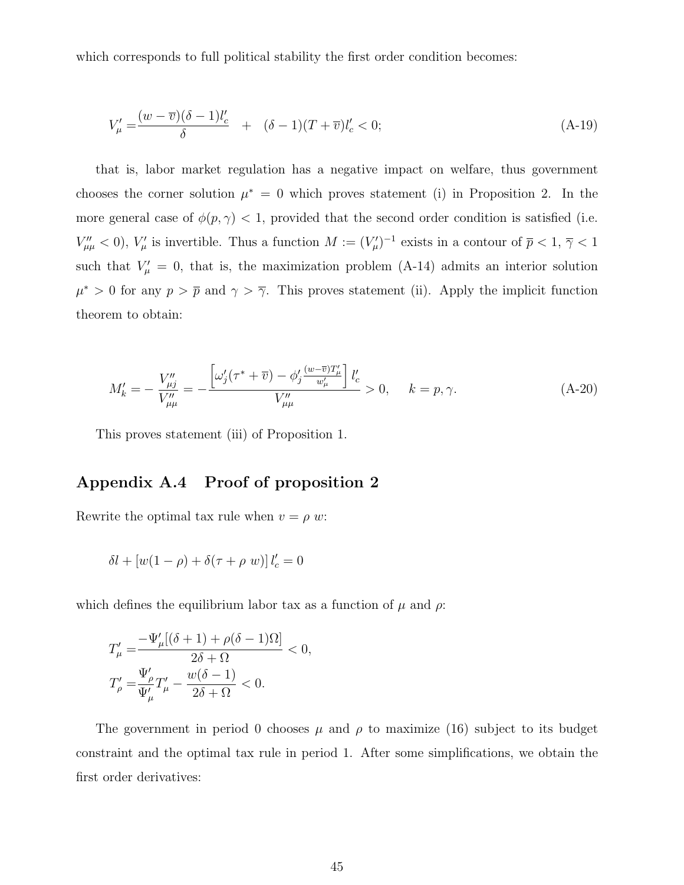which corresponds to full political stability the first order condition becomes:

$$V'_{\mu} = \frac{(w - \overline{v})(\delta - 1) l'_c}{\delta} \quad + \quad (\delta - 1)(T + \overline{v}) l'_c < 0; \tag{A-19}$$

that is, labor market regulation has a negative impact on welfare, thus government chooses the corner solution $\mu^* = 0$ which proves statement (i) in Proposition 2. In the more general case of $\phi(p, \gamma) < 1$, provided that the second order condition is satisfied (i.e. $V''_{\mu\mu} < 0$), $V'_{\mu}$ is invertible. Thus a function $M := (V'_{\mu})^{-1}$ exists in a contour of $\overline{p} < 1$, $\overline{\gamma} < 1$ such that $V'_{\mu} = 0$, that is, the maximization problem (A-14) admits an interior solution $\mu^* > 0$ for any $p > \overline{p}$ and $\gamma > \overline{\gamma}$. This proves statement (ii). Apply the implicit function theorem to obtain:

$$M'_k = -\frac{V''_{\mu j}}{V''_{\mu\mu}} = -\frac{\left[\omega'_j(\tau^* + \overline{v}) - \phi'_j \frac{(w - \overline{v}) T'_{\mu}}{w'_{\mu}}\right] l'_c}{V''_{\mu\mu}} > 0, \quad k = p, \gamma. \tag{A-20}$$

This proves statement (iii) of Proposition 1.

## Appendix A.4 Proof of proposition 2

Rewrite the optimal tax rule when $v = \rho\ w$:

$$\delta l + \left[w(1 - \rho) + \delta(\tau + \rho\ w)\right] l'_c = 0$$

which defines the equilibrium labor tax as a function of $\mu$ and $\rho$:

$$T'_{\mu} = \frac{-\Psi'_{\mu}[(\delta + 1) + \rho(\delta - 1)\Omega]}{2\delta + \Omega} < 0,$$

$$T'_{\rho} = \frac{\Psi'_{\rho}}{\Psi'_{\mu}} T'_{\mu} - \frac{w(\delta - 1)}{2\delta + \Omega} < 0.$$

The government in period 0 chooses $\mu$ and $\rho$ to maximize (16) subject to its budget constraint and the optimal tax rule in period 1. After some simplifications, we obtain the first order derivatives: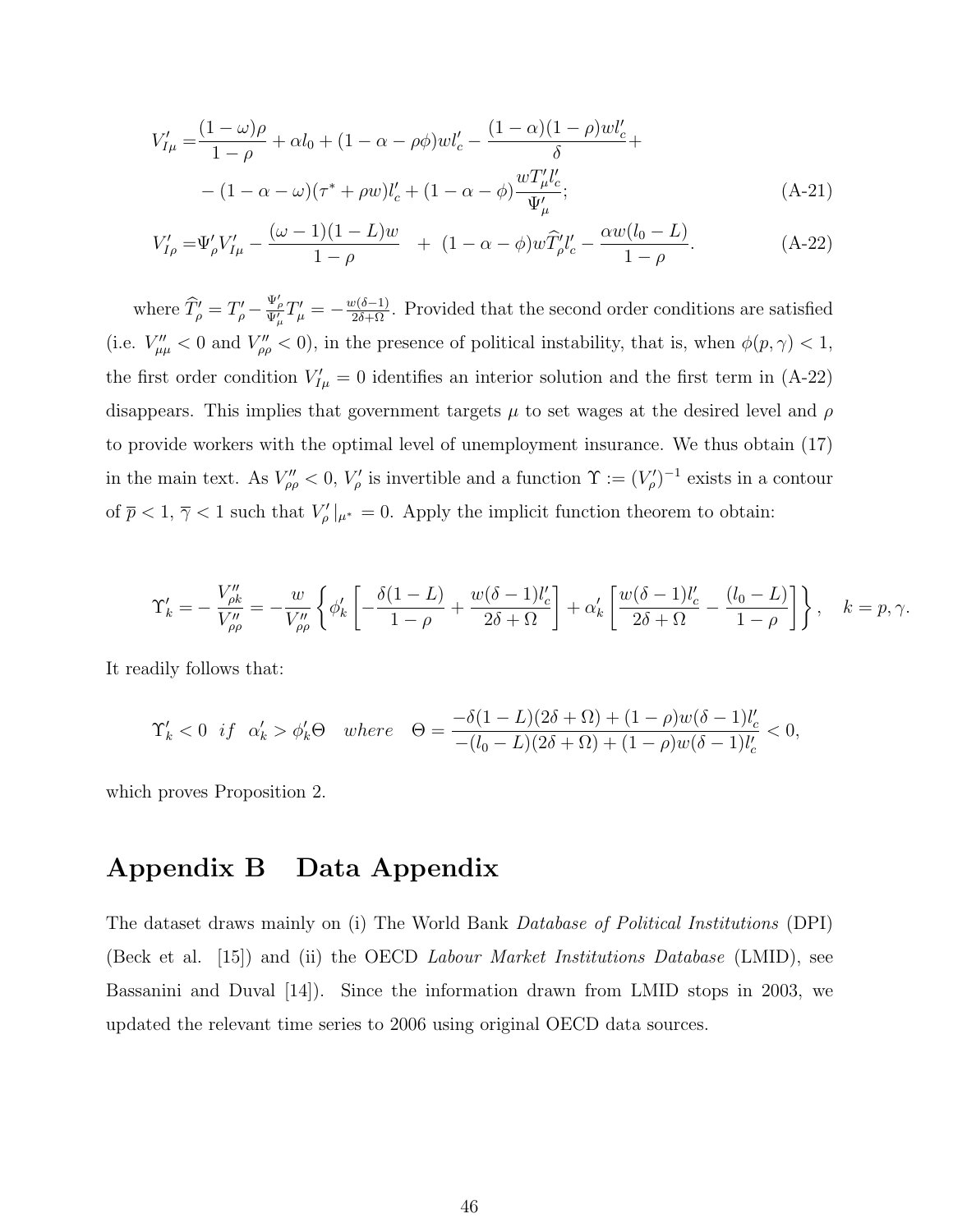$$
\begin{aligned}
V'_{I\mu} =& \frac{(1-\omega)\rho}{1-\rho} + \alpha l_0 + (1-\alpha-\rho\phi)wl'_c - \frac{(1-\alpha)(1-\rho)wl'_c}{\delta} + \\
& -(1-\alpha-\omega)(\tau^* + \rho w)l'_c + (1-\alpha-\phi)\frac{wT'_\mu l'_c}{\Psi'_\mu}; \qquad \text{(A-21)}
\end{aligned}
$$

$$
V'_{I\rho} = \Psi'_\rho V'_{I\mu} - \frac{(\omega-1)(1-L)w}{1-\rho} \quad + \; (1-\alpha-\phi)w\widehat{T}'_\rho l'_c - \frac{\alpha w(l_0 - L)}{1-\rho}. \qquad \text{(A-22)}
$$

where $\widehat{T}'_\rho = T'_\rho - \frac{\Psi'_\rho}{\Psi'_\mu}T'_\mu = -\frac{w(\delta-1)}{2\delta+\Omega}$. Provided that the second order conditions are satisfied (i.e. $V''_{\mu\mu} < 0$ and $V''_{\rho\rho} < 0$), in the presence of political instability, that is, when $\phi(p,\gamma) < 1$, the first order condition $V'_{I\mu} = 0$ identifies an interior solution and the first term in (A-22) disappears. This implies that government targets $\mu$ to set wages at the desired level and $\rho$ to provide workers with the optimal level of unemployment insurance. We thus obtain (17) in the main text. As $V''_{\rho\rho} < 0$, $V'_\rho$ is invertible and a function $\Upsilon := (V'_\rho)^{-1}$ exists in a contour of $\overline{p} < 1$, $\overline{\gamma} < 1$ such that $V'_\rho\,|_{\mu^*} = 0$. Apply the implicit function theorem to obtain:

$$
\Upsilon'_k = -\frac{V''_{\rho k}}{V''_{\rho\rho}} = -\frac{w}{V''_{\rho\rho}}\left\{\phi'_k\left[-\frac{\delta(1-L)}{1-\rho} + \frac{w(\delta-1)l'_c}{2\delta+\Omega}\right] + \alpha'_k\left[\frac{w(\delta-1)l'_c}{2\delta+\Omega} - \frac{(l_0-L)}{1-\rho}\right]\right\}, \quad k = p, \gamma.
$$

It readily follows that:

$$
\Upsilon'_k < 0 \;\; if \;\; \alpha'_k > \phi'_k\Theta \quad where \quad \Theta = \frac{-\delta(1-L)(2\delta+\Omega) + (1-\rho)w(\delta-1)l'_c}{-(l_0-L)(2\delta+\Omega) + (1-\rho)w(\delta-1)l'_c} < 0,
$$

which proves Proposition 2.

# Appendix B Data Appendix

The dataset draws mainly on (i) The World Bank *Database of Political Institutions* (DPI) (Beck et al. [15]) and (ii) the OECD *Labour Market Institutions Database* (LMID), see Bassanini and Duval [14]). Since the information drawn from LMID stops in 2003, we updated the relevant time series to 2006 using original OECD data sources.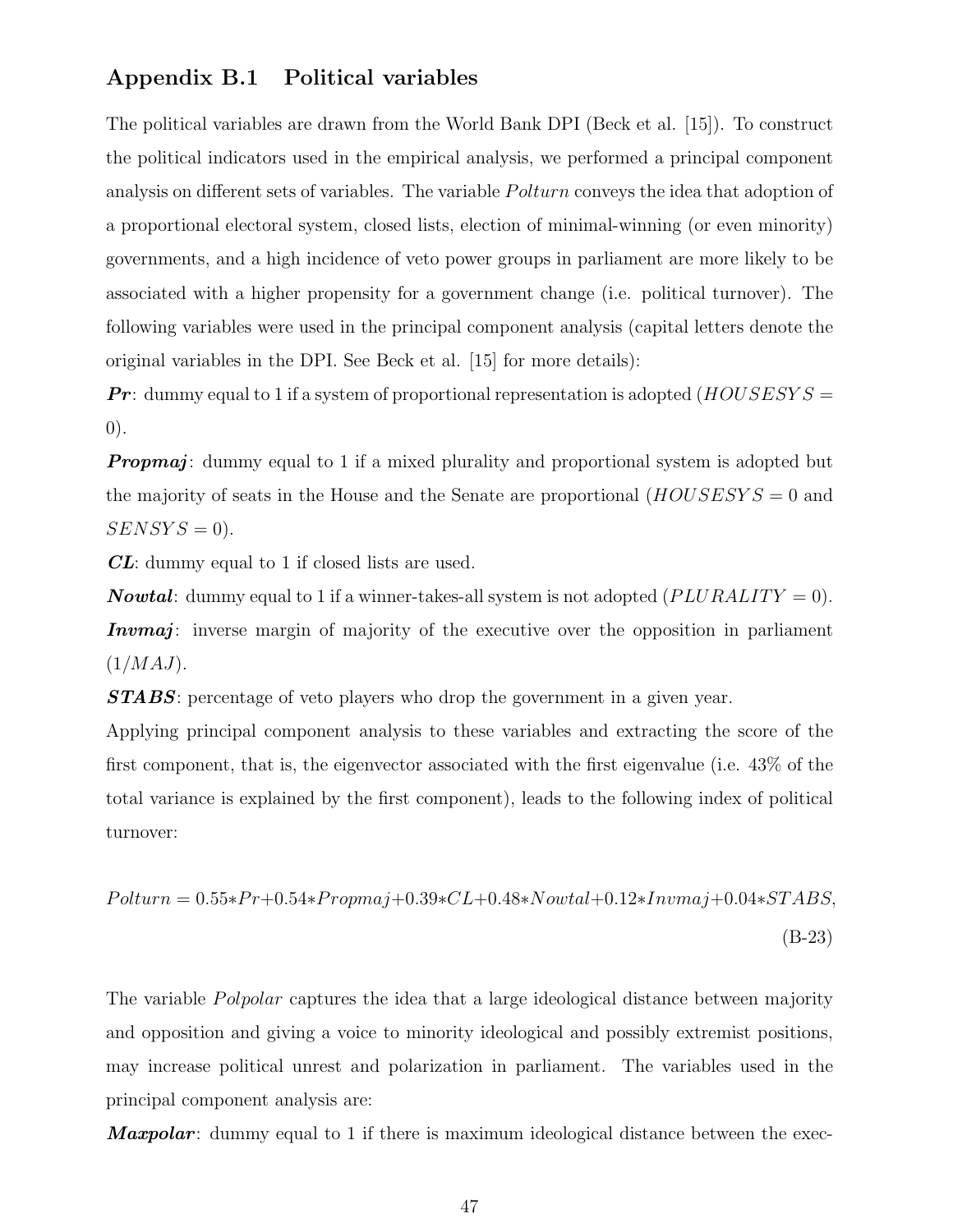## Appendix B.1 Political variables

The political variables are drawn from the World Bank DPI (Beck et al. [15]). To construct the political indicators used in the empirical analysis, we performed a principal component analysis on different sets of variables. The variable *Polturn* conveys the idea that adoption of a proportional electoral system, closed lists, election of minimal-winning (or even minority) governments, and a high incidence of veto power groups in parliament are more likely to be associated with a higher propensity for a government change (i.e. political turnover). The following variables were used in the principal component analysis (capital letters denote the original variables in the DPI. See Beck et al. [15] for more details):

***Pr***: dummy equal to 1 if a system of proportional representation is adopted ($HOUSESYS = 0$).

***Propmaj***: dummy equal to 1 if a mixed plurality and proportional system is adopted but the majority of seats in the House and the Senate are proportional ($HOUSESYS = 0$ and $SENSYS = 0$).

***CL***: dummy equal to 1 if closed lists are used.

***Nowtal***: dummy equal to 1 if a winner-takes-all system is not adopted ($PLURALITY = 0$).

***Invmaj***: inverse margin of majority of the executive over the opposition in parliament ($1/MAJ$).

***STABS***: percentage of veto players who drop the government in a given year.

Applying principal component analysis to these variables and extracting the score of the first component, that is, the eigenvector associated with the first eigenvalue (i.e. 43% of the total variance is explained by the first component), leads to the following index of political turnover:

$$Polturn = 0.55{*}Pr + 0.54{*}Propmaj + 0.39{*}CL + 0.48{*}Nowtal + 0.12{*}Invmaj + 0.04{*}STABS, \tag{B-23}$$

The variable *Polpolar* captures the idea that a large ideological distance between majority and opposition and giving a voice to minority ideological and possibly extremist positions, may increase political unrest and polarization in parliament. The variables used in the principal component analysis are:

***Maxpolar***: dummy equal to 1 if there is maximum ideological distance between the exec-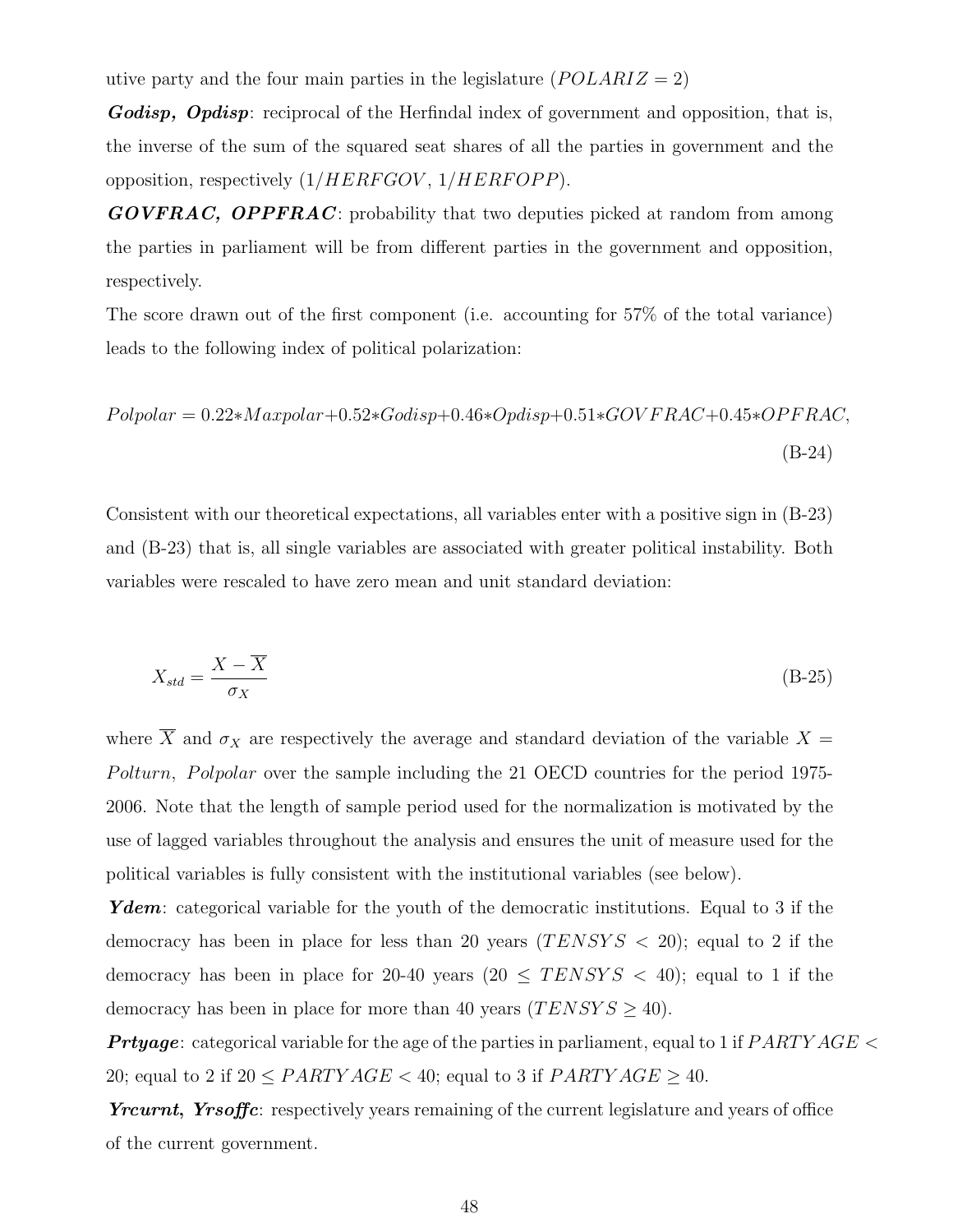utive party and the four main parties in the legislature ($POLARIZ = 2$)

***Godisp, Opdisp***: reciprocal of the Herfindal index of government and opposition, that is, the inverse of the sum of the squared seat shares of all the parties in government and the opposition, respectively ($1/HERFGOV$, $1/HERFOPP$).

***GOVFRAC, OPPFRAC***: probability that two deputies picked at random from among the parties in parliament will be from different parties in the government and opposition, respectively.

The score drawn out of the first component (i.e. accounting for 57% of the total variance) leads to the following index of political polarization:

$$Polpolar = 0.22{*}Maxpolar{+}0.52{*}Godisp{+}0.46{*}Opdisp{+}0.51{*}GOVFRAC{+}0.45{*}OPFRAC, \tag{B-24}$$

Consistent with our theoretical expectations, all variables enter with a positive sign in (B-23) and (B-23) that is, all single variables are associated with greater political instability. Both variables were rescaled to have zero mean and unit standard deviation:

$$X_{std} = \frac{X - \overline{X}}{\sigma_X} \tag{B-25}$$

where $\overline{X}$ and $\sigma_X$ are respectively the average and standard deviation of the variable $X = Polturn,\ Polpolar$ over the sample including the 21 OECD countries for the period 1975-2006. Note that the length of sample period used for the normalization is motivated by the use of lagged variables throughout the analysis and ensures the unit of measure used for the political variables is fully consistent with the institutional variables (see below).

***Ydem***: categorical variable for the youth of the democratic institutions. Equal to 3 if the democracy has been in place for less than 20 years ($TENSYS < 20$); equal to 2 if the democracy has been in place for 20-40 years ($20 \leq TENSYS < 40$); equal to 1 if the democracy has been in place for more than 40 years ($TENSYS \geq 40$).

***Prtyage***: categorical variable for the age of the parties in parliament, equal to 1 if $PARTYAGE < 20$; equal to 2 if $20 \leq PARTYAGE < 40$; equal to 3 if $PARTYAGE \geq 40$.

***Yrcurnt, Yrsoffc***: respectively years remaining of the current legislature and years of office of the current government.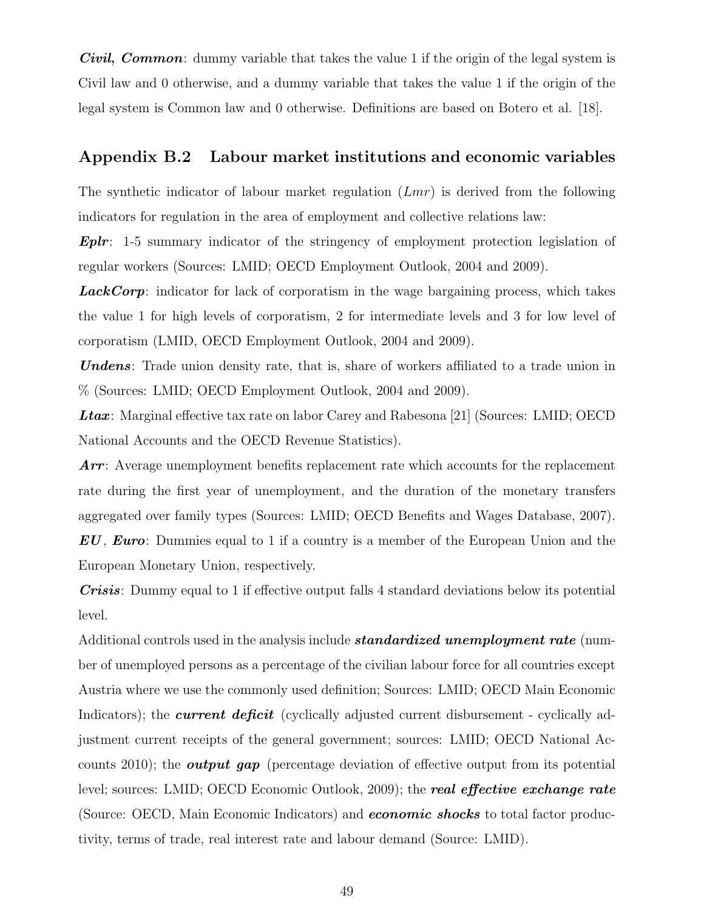***Civil, Common***: dummy variable that takes the value 1 if the origin of the legal system is Civil law and 0 otherwise, and a dummy variable that takes the value 1 if the origin of the legal system is Common law and 0 otherwise. Definitions are based on Botero et al. [18].

## Appendix B.2 Labour market institutions and economic variables

The synthetic indicator of labour market regulation ($Lmr$) is derived from the following indicators for regulation in the area of employment and collective relations law:

***Eplr***: 1-5 summary indicator of the stringency of employment protection legislation of regular workers (Sources: LMID; OECD Employment Outlook, 2004 and 2009).

***LackCorp***: indicator for lack of corporatism in the wage bargaining process, which takes the value 1 for high levels of corporatism, 2 for intermediate levels and 3 for low level of corporatism (LMID, OECD Employment Outlook, 2004 and 2009).

***Undens***: Trade union density rate, that is, share of workers affiliated to a trade union in % (Sources: LMID; OECD Employment Outlook, 2004 and 2009).

***Ltax***: Marginal effective tax rate on labor Carey and Rabesona [21] (Sources: LMID; OECD National Accounts and the OECD Revenue Statistics).

***Arr***: Average unemployment benefits replacement rate which accounts for the replacement rate during the first year of unemployment, and the duration of the monetary transfers aggregated over family types (Sources: LMID; OECD Benefits and Wages Database, 2007).

***EU***, ***Euro***: Dummies equal to 1 if a country is a member of the European Union and the European Monetary Union, respectively.

***Crisis***: Dummy equal to 1 if effective output falls 4 standard deviations below its potential level.

Additional controls used in the analysis include ***standardized unemployment rate*** (number of unemployed persons as a percentage of the civilian labour force for all countries except Austria where we use the commonly used definition; Sources: LMID; OECD Main Economic Indicators); the ***current deficit*** (cyclically adjusted current disbursement - cyclically adjustment current receipts of the general government; sources: LMID; OECD National Accounts 2010); the ***output gap*** (percentage deviation of effective output from its potential level; sources: LMID; OECD Economic Outlook, 2009); the ***real effective exchange rate*** (Source: OECD, Main Economic Indicators) and ***economic shocks*** to total factor productivity, terms of trade, real interest rate and labour demand (Source: LMID).